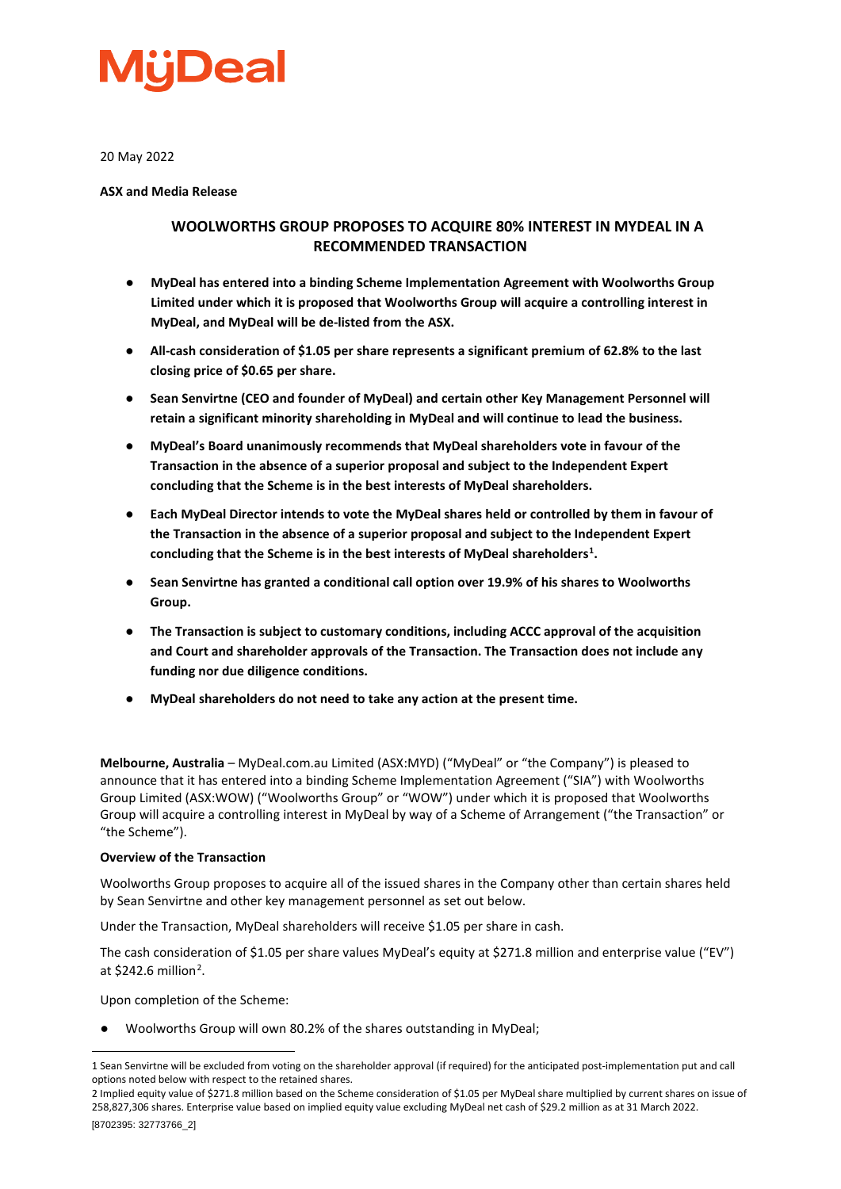MyDeal

20 May 2022

**ASX and Media Release**

## WOOLWORTHS GROUP PROPOSES TO ACQUIRE 80% INTEREST IN MYDEAL IN A RECOMMENDED TRANSACTION

- **MyDeal has entered into a binding Scheme Implementation Agreement with Woolworths Group Limited under which it is proposed that Woolworths Group will acquire a controlling interest in MyDeal, and MyDeal will be de-listed from the ASX.**
- **All-cash consideration of $1.05 per share represents a significant premium of 62.8% to the last closing price of $0.65 per share.**
- **Sean Senvirtne (CEO and founder of MyDeal) and certain other Key Management Personnel will retain a significant minority shareholding in MyDeal and will continue to lead the business.**
- **MyDeal's Board unanimously recommends that MyDeal shareholders vote in favour of the Transaction in the absence of a superior proposal and subject to the Independent Expert concluding that the Scheme is in the best interests of MyDeal shareholders.**
- **Each MyDeal Director intends to vote the MyDeal shares held or controlled by them in favour of the Transaction in the absence of a superior proposal and subject to the Independent Expert concluding that the Scheme is in the best interests of MyDeal shareholders[1].**
- **Sean Senvirtne has granted a conditional call option over 19.9% of his shares to Woolworths Group.**
- **The Transaction is subject to customary conditions, including ACCC approval of the acquisition and Court and shareholder approvals of the Transaction. The Transaction does not include any funding nor due diligence conditions.**
- **MyDeal shareholders do not need to take any action at the present time.**

**Melbourne, Australia** – MyDeal.com.au Limited (ASX:MYD) ("MyDeal" or "the Company") is pleased to announce that it has entered into a binding Scheme Implementation Agreement ("SIA") with Woolworths Group Limited (ASX:WOW) ("Woolworths Group" or "WOW") under which it is proposed that Woolworths Group will acquire a controlling interest in MyDeal by way of a Scheme of Arrangement ("the Transaction" or "the Scheme").

**Overview of the Transaction**

Woolworths Group proposes to acquire all of the issued shares in the Company other than certain shares held by Sean Senvirtne and other key management personnel as set out below.

Under the Transaction, MyDeal shareholders will receive $1.05 per share in cash.

The cash consideration of $1.05 per share values MyDeal's equity at $271.8 million and enterprise value ("EV") at $242.6 million[2].

Upon completion of the Scheme:

- Woolworths Group will own 80.2% of the shares outstanding in MyDeal;

---

1 Sean Senvirtne will be excluded from voting on the shareholder approval (if required) for the anticipated post-implementation put and call options noted below with respect to the retained shares.

2 Implied equity value of $271.8 million based on the Scheme consideration of $1.05 per MyDeal share multiplied by current shares on issue of 258,827,306 shares. Enterprise value based on implied equity value excluding MyDeal net cash of $29.2 million as at 31 March 2022.

[8702395: 32773766_2]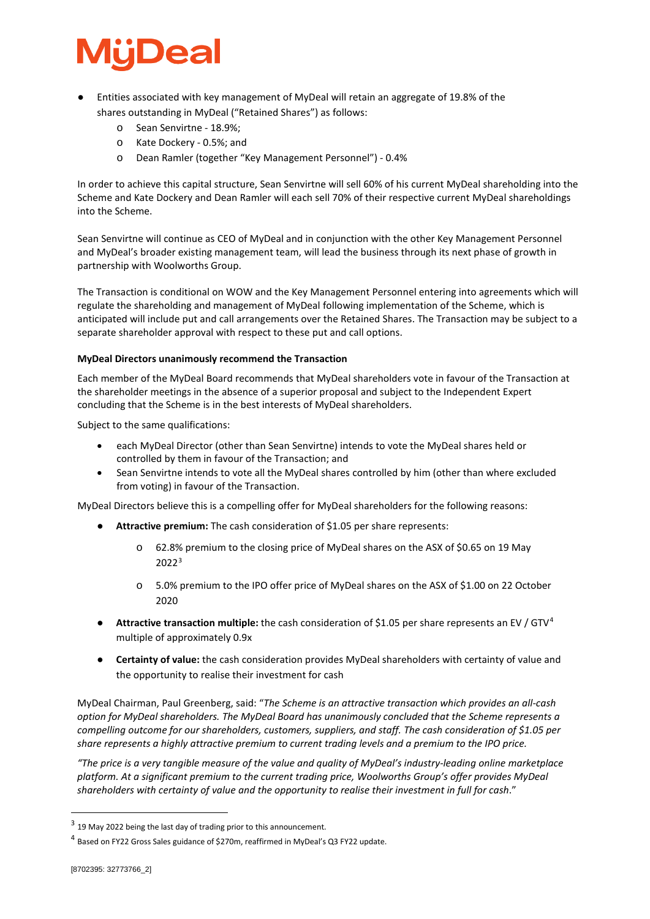- Entities associated with key management of MyDeal will retain an aggregate of 19.8% of the shares outstanding in MyDeal ("Retained Shares") as follows:
  - Sean Senvirtne - 18.9%;
  - Kate Dockery - 0.5%; and
  - Dean Ramler (together "Key Management Personnel") - 0.4%

In order to achieve this capital structure, Sean Senvirtne will sell 60% of his current MyDeal shareholding into the Scheme and Kate Dockery and Dean Ramler will each sell 70% of their respective current MyDeal shareholdings into the Scheme.

Sean Senvirtne will continue as CEO of MyDeal and in conjunction with the other Key Management Personnel and MyDeal's broader existing management team, will lead the business through its next phase of growth in partnership with Woolworths Group.

The Transaction is conditional on WOW and the Key Management Personnel entering into agreements which will regulate the shareholding and management of MyDeal following implementation of the Scheme, which is anticipated will include put and call arrangements over the Retained Shares. The Transaction may be subject to a separate shareholder approval with respect to these put and call options.

**MyDeal Directors unanimously recommend the Transaction**

Each member of the MyDeal Board recommends that MyDeal shareholders vote in favour of the Transaction at the shareholder meetings in the absence of a superior proposal and subject to the Independent Expert concluding that the Scheme is in the best interests of MyDeal shareholders.

Subject to the same qualifications:

- each MyDeal Director (other than Sean Senvirtne) intends to vote the MyDeal shares held or controlled by them in favour of the Transaction; and
- Sean Senvirtne intends to vote all the MyDeal shares controlled by him (other than where excluded from voting) in favour of the Transaction.

MyDeal Directors believe this is a compelling offer for MyDeal shareholders for the following reasons:

- **Attractive premium:** The cash consideration of $1.05 per share represents:
  - 62.8% premium to the closing price of MyDeal shares on the ASX of $0.65 on 19 May 2022[3]
  - 5.0% premium to the IPO offer price of MyDeal shares on the ASX of $1.00 on 22 October 2020
- **Attractive transaction multiple:** the cash consideration of $1.05 per share represents an EV / GTV[4] multiple of approximately 0.9x
- **Certainty of value:** the cash consideration provides MyDeal shareholders with certainty of value and the opportunity to realise their investment for cash

MyDeal Chairman, Paul Greenberg, said: "*The Scheme is an attractive transaction which provides an all-cash option for MyDeal shareholders. The MyDeal Board has unanimously concluded that the Scheme represents a compelling outcome for our shareholders, customers, suppliers, and staff. The cash consideration of $1.05 per share represents a highly attractive premium to current trading levels and a premium to the IPO price.*

*"The price is a very tangible measure of the value and quality of MyDeal's industry-leading online marketplace platform. At a significant premium to the current trading price, Woolworths Group's offer provides MyDeal shareholders with certainty of value and the opportunity to realise their investment in full for cash.*"

---

[3] 19 May 2022 being the last day of trading prior to this announcement.

[4] Based on FY22 Gross Sales guidance of $270m, reaffirmed in MyDeal's Q3 FY22 update.

[8702395: 32773766_2]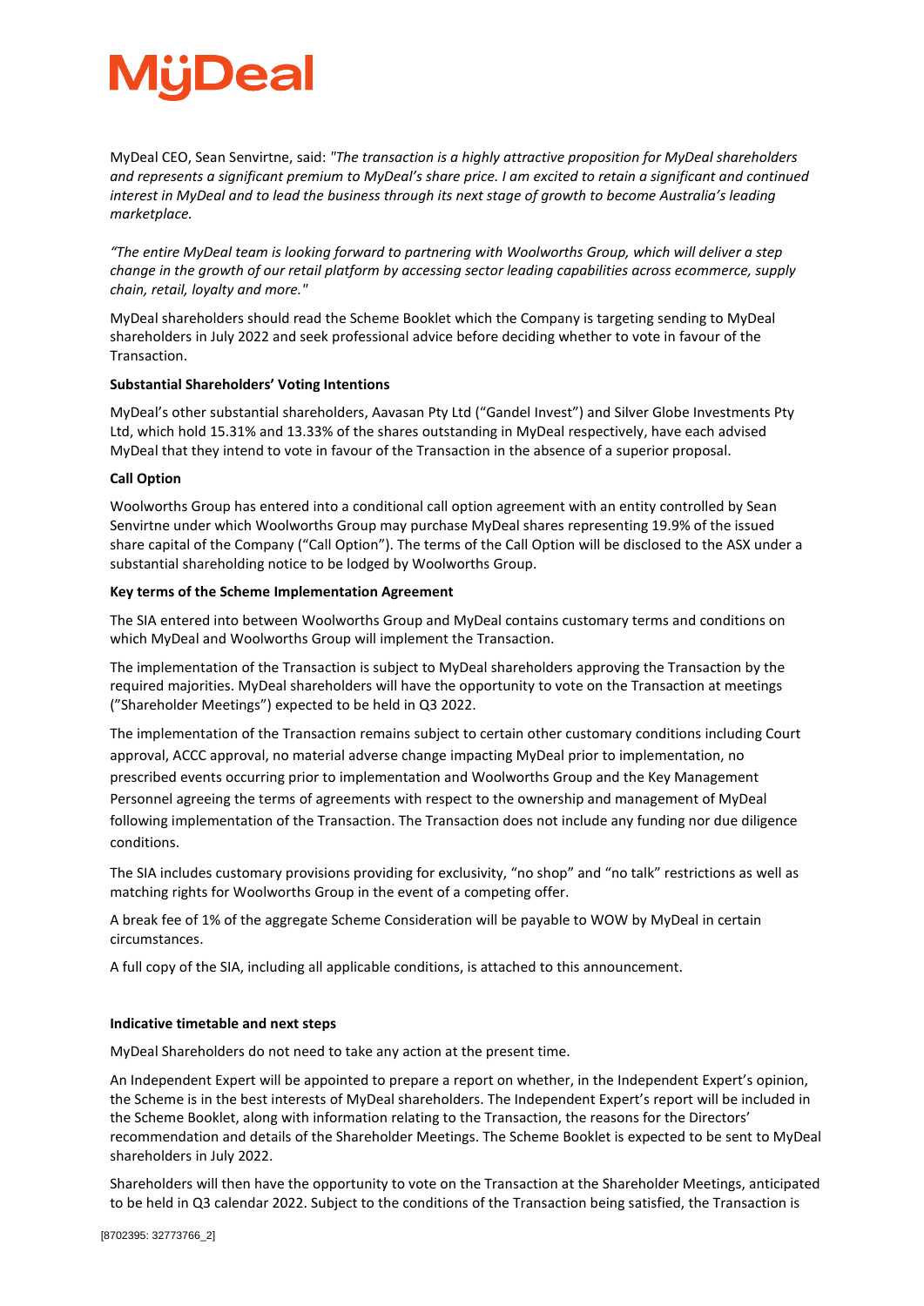MyDeal CEO, Sean Senvirtne, said: *"The transaction is a highly attractive proposition for MyDeal shareholders and represents a significant premium to MyDeal's share price. I am excited to retain a significant and continued interest in MyDeal and to lead the business through its next stage of growth to become Australia's leading marketplace.*

*"The entire MyDeal team is looking forward to partnering with Woolworths Group, which will deliver a step change in the growth of our retail platform by accessing sector leading capabilities across ecommerce, supply chain, retail, loyalty and more."*

MyDeal shareholders should read the Scheme Booklet which the Company is targeting sending to MyDeal shareholders in July 2022 and seek professional advice before deciding whether to vote in favour of the Transaction.

**Substantial Shareholders' Voting Intentions**

MyDeal's other substantial shareholders, Aavasan Pty Ltd ("Gandel Invest") and Silver Globe Investments Pty Ltd, which hold 15.31% and 13.33% of the shares outstanding in MyDeal respectively, have each advised MyDeal that they intend to vote in favour of the Transaction in the absence of a superior proposal.

**Call Option**

Woolworths Group has entered into a conditional call option agreement with an entity controlled by Sean Senvirtne under which Woolworths Group may purchase MyDeal shares representing 19.9% of the issued share capital of the Company ("Call Option"). The terms of the Call Option will be disclosed to the ASX under a substantial shareholding notice to be lodged by Woolworths Group.

**Key terms of the Scheme Implementation Agreement**

The SIA entered into between Woolworths Group and MyDeal contains customary terms and conditions on which MyDeal and Woolworths Group will implement the Transaction.

The implementation of the Transaction is subject to MyDeal shareholders approving the Transaction by the required majorities. MyDeal shareholders will have the opportunity to vote on the Transaction at meetings ("Shareholder Meetings") expected to be held in Q3 2022.

The implementation of the Transaction remains subject to certain other customary conditions including Court approval, ACCC approval, no material adverse change impacting MyDeal prior to implementation, no prescribed events occurring prior to implementation and Woolworths Group and the Key Management Personnel agreeing the terms of agreements with respect to the ownership and management of MyDeal following implementation of the Transaction. The Transaction does not include any funding nor due diligence conditions.

The SIA includes customary provisions providing for exclusivity, "no shop" and "no talk" restrictions as well as matching rights for Woolworths Group in the event of a competing offer.

A break fee of 1% of the aggregate Scheme Consideration will be payable to WOW by MyDeal in certain circumstances.

A full copy of the SIA, including all applicable conditions, is attached to this announcement.

**Indicative timetable and next steps**

MyDeal Shareholders do not need to take any action at the present time.

An Independent Expert will be appointed to prepare a report on whether, in the Independent Expert's opinion, the Scheme is in the best interests of MyDeal shareholders. The Independent Expert's report will be included in the Scheme Booklet, along with information relating to the Transaction, the reasons for the Directors' recommendation and details of the Shareholder Meetings. The Scheme Booklet is expected to be sent to MyDeal shareholders in July 2022.

Shareholders will then have the opportunity to vote on the Transaction at the Shareholder Meetings, anticipated to be held in Q3 calendar 2022. Subject to the conditions of the Transaction being satisfied, the Transaction is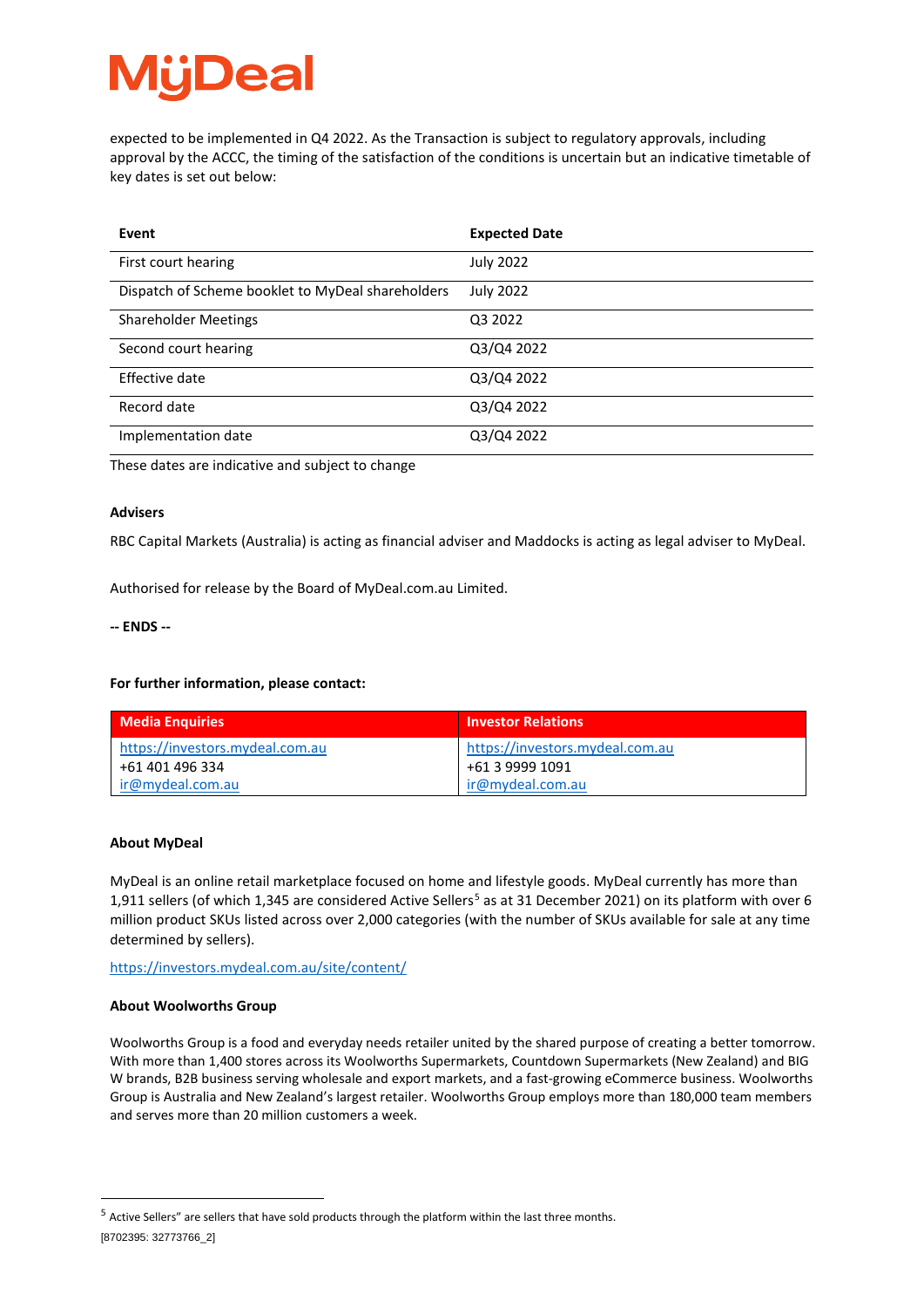expected to be implemented in Q4 2022. As the Transaction is subject to regulatory approvals, including approval by the ACCC, the timing of the satisfaction of the conditions is uncertain but an indicative timetable of key dates is set out below:

| Event | Expected Date |
|---|---|
| First court hearing | July 2022 |
| Dispatch of Scheme booklet to MyDeal shareholders | July 2022 |
| Shareholder Meetings | Q3 2022 |
| Second court hearing | Q3/Q4 2022 |
| Effective date | Q3/Q4 2022 |
| Record date | Q3/Q4 2022 |
| Implementation date | Q3/Q4 2022 |

These dates are indicative and subject to change

**Advisers**

RBC Capital Markets (Australia) is acting as financial adviser and Maddocks is acting as legal adviser to MyDeal.

Authorised for release by the Board of MyDeal.com.au Limited.

**-- ENDS --**

**For further information, please contact:**

| Media Enquiries | Investor Relations |
|---|---|
| https://investors.mydeal.com.au<br>+61 401 496 334<br>ir@mydeal.com.au | https://investors.mydeal.com.au<br>+61 3 9999 1091<br>ir@mydeal.com.au |

**About MyDeal**

MyDeal is an online retail marketplace focused on home and lifestyle goods. MyDeal currently has more than 1,911 sellers (of which 1,345 are considered Active Sellers[5] as at 31 December 2021) on its platform with over 6 million product SKUs listed across over 2,000 categories (with the number of SKUs available for sale at any time determined by sellers).

https://investors.mydeal.com.au/site/content/

**About Woolworths Group**

Woolworths Group is a food and everyday needs retailer united by the shared purpose of creating a better tomorrow. With more than 1,400 stores across its Woolworths Supermarkets, Countdown Supermarkets (New Zealand) and BIG W brands, B2B business serving wholesale and export markets, and a fast-growing eCommerce business. Woolworths Group is Australia and New Zealand's largest retailer. Woolworths Group employs more than 180,000 team members and serves more than 20 million customers a week.

[5] Active Sellers" are sellers that have sold products through the platform within the last three months.

[8702395: 32773766_2]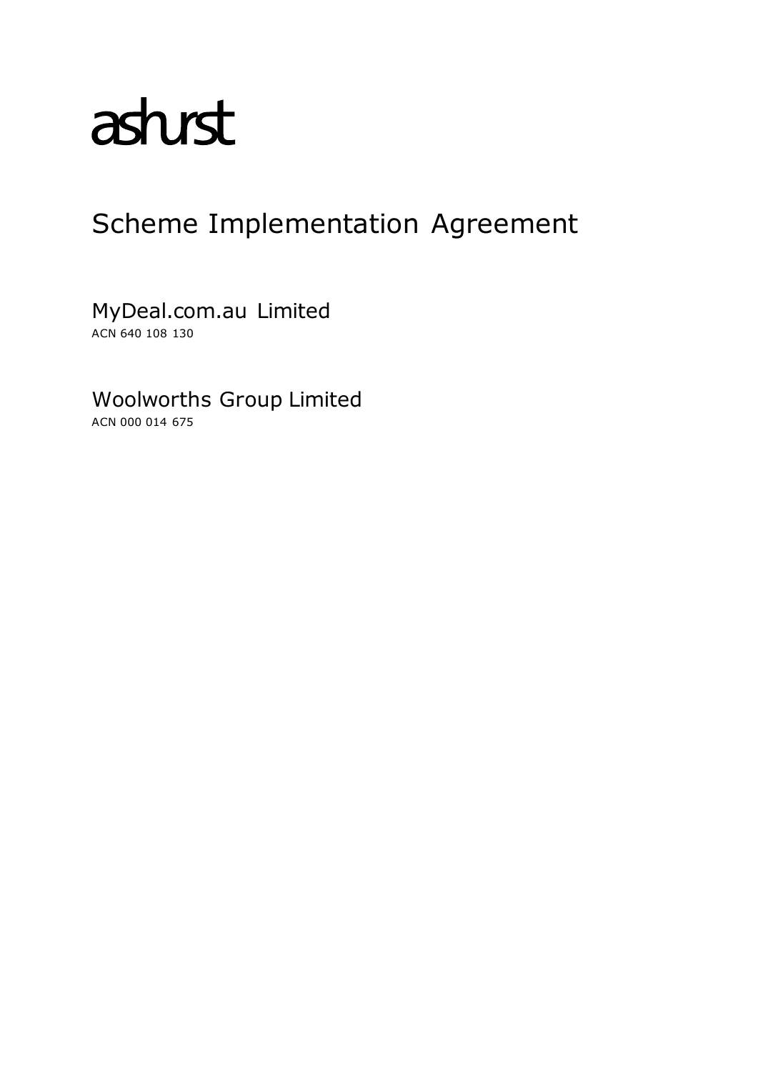ashurst

# Scheme Implementation Agreement

MyDeal.com.au Limited
ACN 640 108 130

Woolworths Group Limited
ACN 000 014 675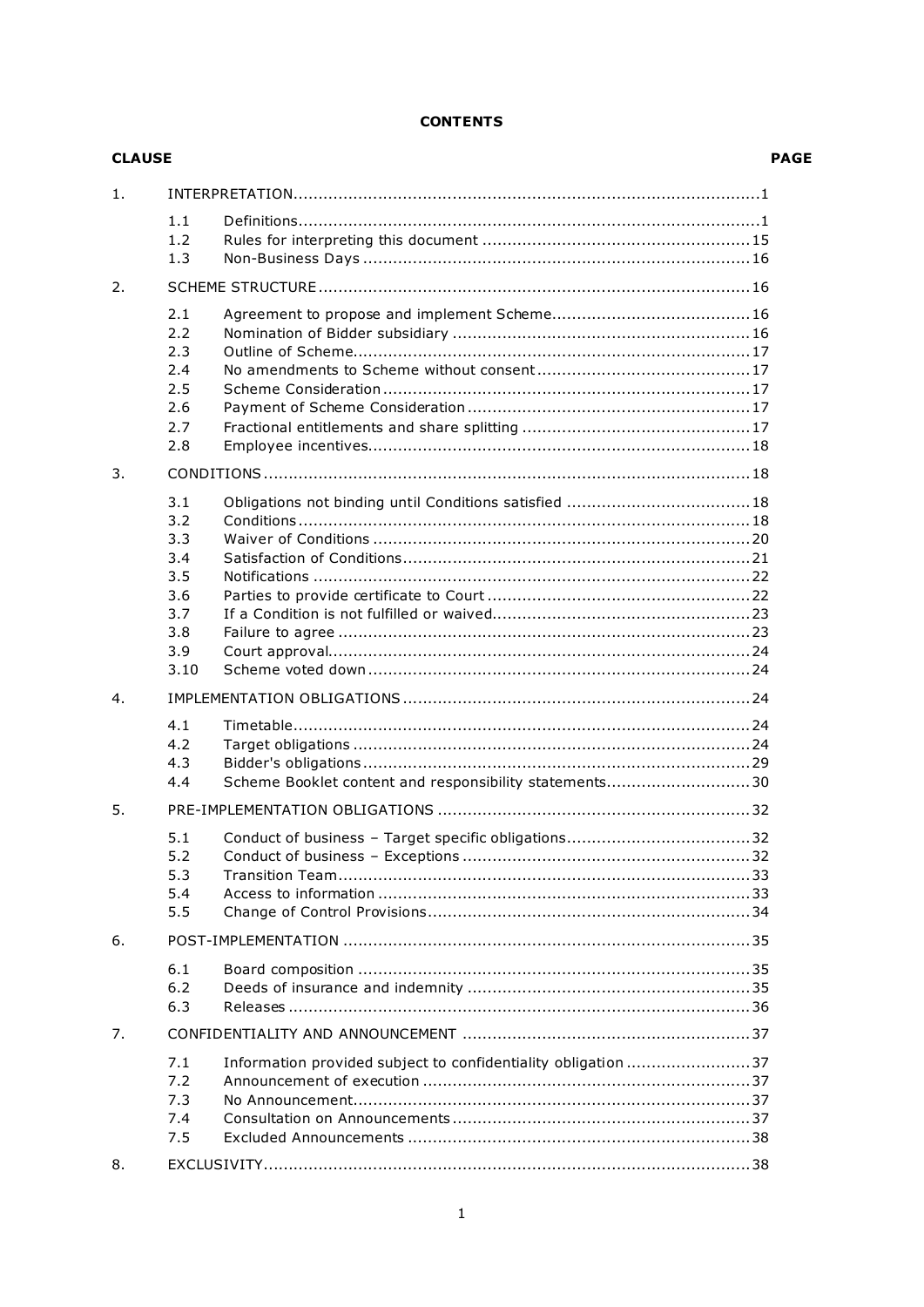**CONTENTS**

| CLAUSE | | | PAGE |
|---|---|---|---|
| 1. | INTERPRETATION | | 1 |
| | 1.1 | Definitions | 1 |
| | 1.2 | Rules for interpreting this document | 15 |
| | 1.3 | Non-Business Days | 16 |
| 2. | SCHEME STRUCTURE | | 16 |
| | 2.1 | Agreement to propose and implement Scheme | 16 |
| | 2.2 | Nomination of Bidder subsidiary | 16 |
| | 2.3 | Outline of Scheme | 17 |
| | 2.4 | No amendments to Scheme without consent | 17 |
| | 2.5 | Scheme Consideration | 17 |
| | 2.6 | Payment of Scheme Consideration | 17 |
| | 2.7 | Fractional entitlements and share splitting | 17 |
| | 2.8 | Employee incentives | 18 |
| 3. | CONDITIONS | | 18 |
| | 3.1 | Obligations not binding until Conditions satisfied | 18 |
| | 3.2 | Conditions | 18 |
| | 3.3 | Waiver of Conditions | 20 |
| | 3.4 | Satisfaction of Conditions | 21 |
| | 3.5 | Notifications | 22 |
| | 3.6 | Parties to provide certificate to Court | 22 |
| | 3.7 | If a Condition is not fulfilled or waived | 23 |
| | 3.8 | Failure to agree | 23 |
| | 3.9 | Court approval | 24 |
| | 3.10 | Scheme voted down | 24 |
| 4. | IMPLEMENTATION OBLIGATIONS | | 24 |
| | 4.1 | Timetable | 24 |
| | 4.2 | Target obligations | 24 |
| | 4.3 | Bidder's obligations | 29 |
| | 4.4 | Scheme Booklet content and responsibility statements | 30 |
| 5. | PRE-IMPLEMENTATION OBLIGATIONS | | 32 |
| | 5.1 | Conduct of business – Target specific obligations | 32 |
| | 5.2 | Conduct of business – Exceptions | 32 |
| | 5.3 | Transition Team | 33 |
| | 5.4 | Access to information | 33 |
| | 5.5 | Change of Control Provisions | 34 |
| 6. | POST-IMPLEMENTATION | | 35 |
| | 6.1 | Board composition | 35 |
| | 6.2 | Deeds of insurance and indemnity | 35 |
| | 6.3 | Releases | 36 |
| 7. | CONFIDENTIALITY AND ANNOUNCEMENT | | 37 |
| | 7.1 | Information provided subject to confidentiality obligation | 37 |
| | 7.2 | Announcement of execution | 37 |
| | 7.3 | No Announcement | 37 |
| | 7.4 | Consultation on Announcements | 37 |
| | 7.5 | Excluded Announcements | 38 |
| 8. | EXCLUSIVITY | | 38 |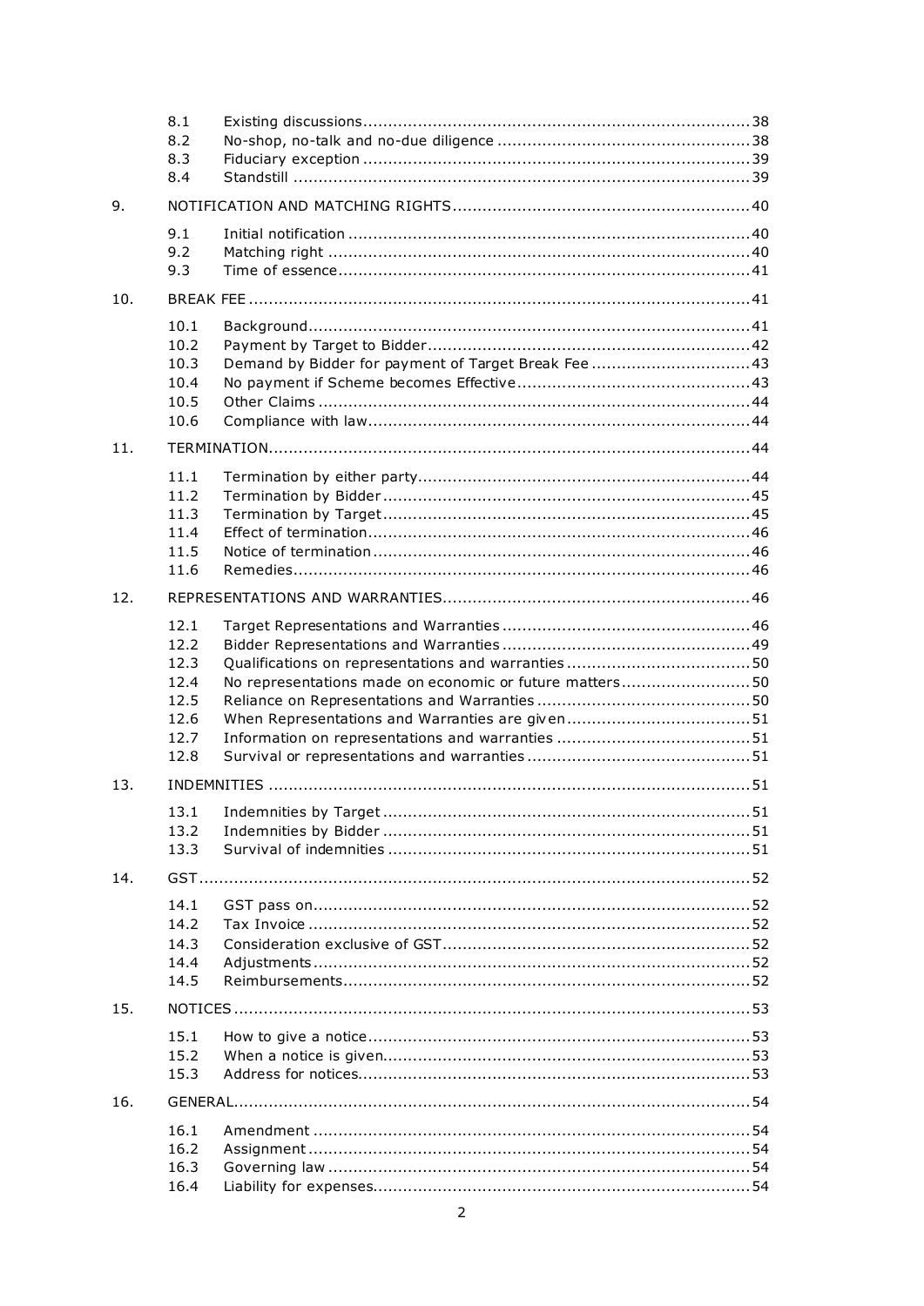8.1 Existing discussions ........ 38
8.2 No-shop, no-talk and no-due diligence ........ 38
8.3 Fiduciary exception ........ 39
8.4 Standstill ........ 39

9. NOTIFICATION AND MATCHING RIGHTS ........ 40

9.1 Initial notification ........ 40
9.2 Matching right ........ 40
9.3 Time of essence ........ 41

10. BREAK FEE ........ 41

10.1 Background ........ 41
10.2 Payment by Target to Bidder ........ 42
10.3 Demand by Bidder for payment of Target Break Fee ........ 43
10.4 No payment if Scheme becomes Effective ........ 43
10.5 Other Claims ........ 44
10.6 Compliance with law ........ 44

11. TERMINATION ........ 44

11.1 Termination by either party ........ 44
11.2 Termination by Bidder ........ 45
11.3 Termination by Target ........ 45
11.4 Effect of termination ........ 46
11.5 Notice of termination ........ 46
11.6 Remedies ........ 46

12. REPRESENTATIONS AND WARRANTIES ........ 46

12.1 Target Representations and Warranties ........ 46
12.2 Bidder Representations and Warranties ........ 49
12.3 Qualifications on representations and warranties ........ 50
12.4 No representations made on economic or future matters ........ 50
12.5 Reliance on Representations and Warranties ........ 50
12.6 When Representations and Warranties are given ........ 51
12.7 Information on representations and warranties ........ 51
12.8 Survival or representations and warranties ........ 51

13. INDEMNITIES ........ 51

13.1 Indemnities by Target ........ 51
13.2 Indemnities by Bidder ........ 51
13.3 Survival of indemnities ........ 51

14. GST ........ 52

14.1 GST pass on ........ 52
14.2 Tax Invoice ........ 52
14.3 Consideration exclusive of GST ........ 52
14.4 Adjustments ........ 52
14.5 Reimbursements ........ 52

15. NOTICES ........ 53

15.1 How to give a notice ........ 53
15.2 When a notice is given ........ 53
15.3 Address for notices ........ 53

16. GENERAL ........ 54

16.1 Amendment ........ 54
16.2 Assignment ........ 54
16.3 Governing law ........ 54
16.4 Liability for expenses ........ 54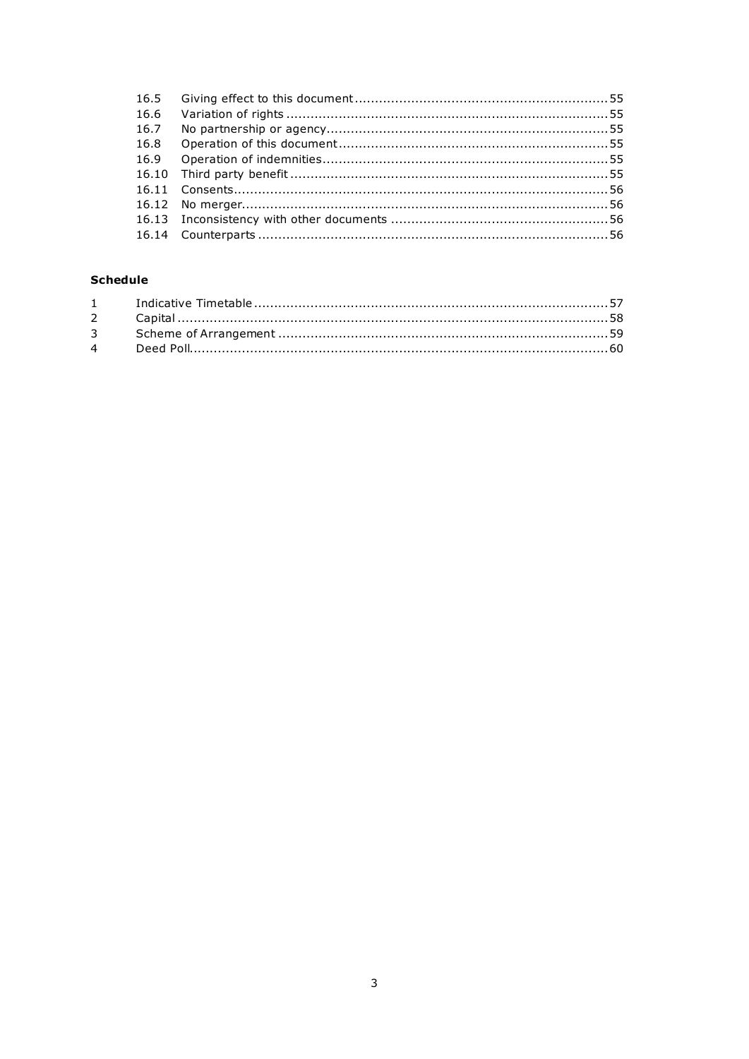| | | |
|---|---|---|
| 16.5 | Giving effect to this document | 55 |
| 16.6 | Variation of rights | 55 |
| 16.7 | No partnership or agency | 55 |
| 16.8 | Operation of this document | 55 |
| 16.9 | Operation of indemnities | 55 |
| 16.10 | Third party benefit | 55 |
| 16.11 | Consents | 56 |
| 16.12 | No merger | 56 |
| 16.13 | Inconsistency with other documents | 56 |
| 16.14 | Counterparts | 56 |

**Schedule**

| | | |
|---|---|---|
| 1 | Indicative Timetable | 57 |
| 2 | Capital | 58 |
| 3 | Scheme of Arrangement | 59 |
| 4 | Deed Poll | 60 |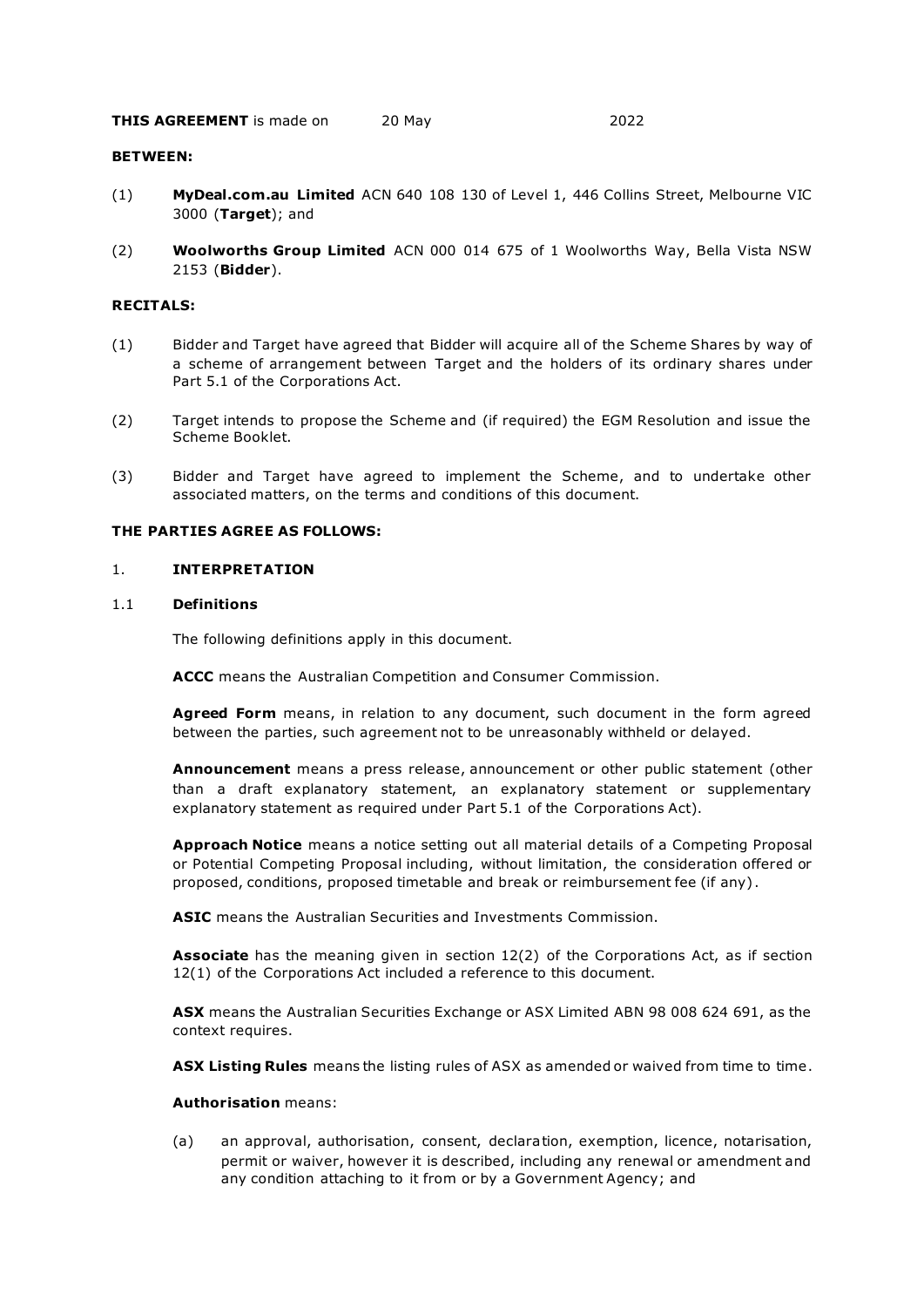**THIS AGREEMENT** is made on 20 May 2022

**BETWEEN:**

(1) **MyDeal.com.au Limited** ACN 640 108 130 of Level 1, 446 Collins Street, Melbourne VIC 3000 (**Target**); and

(2) **Woolworths Group Limited** ACN 000 014 675 of 1 Woolworths Way, Bella Vista NSW 2153 (**Bidder**).

**RECITALS:**

(1) Bidder and Target have agreed that Bidder will acquire all of the Scheme Shares by way of a scheme of arrangement between Target and the holders of its ordinary shares under Part 5.1 of the Corporations Act.

(2) Target intends to propose the Scheme and (if required) the EGM Resolution and issue the Scheme Booklet.

(3) Bidder and Target have agreed to implement the Scheme, and to undertake other associated matters, on the terms and conditions of this document.

**THE PARTIES AGREE AS FOLLOWS:**

## 1. INTERPRETATION

### 1.1 Definitions

The following definitions apply in this document.

**ACCC** means the Australian Competition and Consumer Commission.

**Agreed Form** means, in relation to any document, such document in the form agreed between the parties, such agreement not to be unreasonably withheld or delayed.

**Announcement** means a press release, announcement or other public statement (other than a draft explanatory statement, an explanatory statement or supplementary explanatory statement as required under Part 5.1 of the Corporations Act).

**Approach Notice** means a notice setting out all material details of a Competing Proposal or Potential Competing Proposal including, without limitation, the consideration offered or proposed, conditions, proposed timetable and break or reimbursement fee (if any).

**ASIC** means the Australian Securities and Investments Commission.

**Associate** has the meaning given in section 12(2) of the Corporations Act, as if section 12(1) of the Corporations Act included a reference to this document.

**ASX** means the Australian Securities Exchange or ASX Limited ABN 98 008 624 691, as the context requires.

**ASX Listing Rules** means the listing rules of ASX as amended or waived from time to time.

**Authorisation** means:

(a) an approval, authorisation, consent, declaration, exemption, licence, notarisation, permit or waiver, however it is described, including any renewal or amendment and any condition attaching to it from or by a Government Agency; and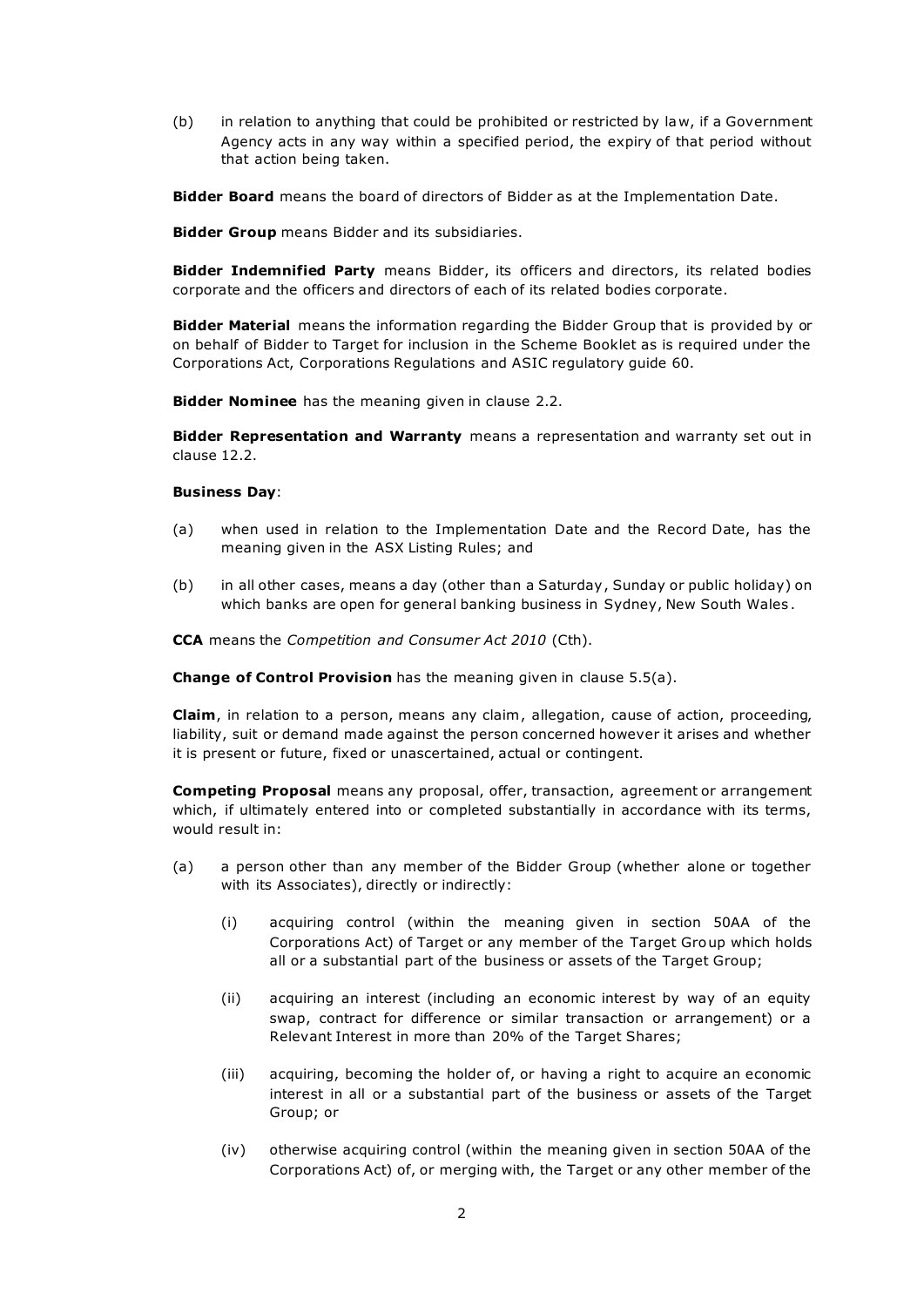(b) in relation to anything that could be prohibited or restricted by law, if a Government Agency acts in any way within a specified period, the expiry of that period without that action being taken.

**Bidder Board** means the board of directors of Bidder as at the Implementation Date.

**Bidder Group** means Bidder and its subsidiaries.

**Bidder Indemnified Party** means Bidder, its officers and directors, its related bodies corporate and the officers and directors of each of its related bodies corporate.

**Bidder Material** means the information regarding the Bidder Group that is provided by or on behalf of Bidder to Target for inclusion in the Scheme Booklet as is required under the Corporations Act, Corporations Regulations and ASIC regulatory guide 60.

**Bidder Nominee** has the meaning given in clause 2.2.

**Bidder Representation and Warranty** means a representation and warranty set out in clause 12.2.

**Business Day**:

(a) when used in relation to the Implementation Date and the Record Date, has the meaning given in the ASX Listing Rules; and

(b) in all other cases, means a day (other than a Saturday, Sunday or public holiday) on which banks are open for general banking business in Sydney, New South Wales.

**CCA** means the *Competition and Consumer Act 2010* (Cth).

**Change of Control Provision** has the meaning given in clause 5.5(a).

**Claim**, in relation to a person, means any claim, allegation, cause of action, proceeding, liability, suit or demand made against the person concerned however it arises and whether it is present or future, fixed or unascertained, actual or contingent.

**Competing Proposal** means any proposal, offer, transaction, agreement or arrangement which, if ultimately entered into or completed substantially in accordance with its terms, would result in:

(a) a person other than any member of the Bidder Group (whether alone or together with its Associates), directly or indirectly:

(i) acquiring control (within the meaning given in section 50AA of the Corporations Act) of Target or any member of the Target Group which holds all or a substantial part of the business or assets of the Target Group;

(ii) acquiring an interest (including an economic interest by way of an equity swap, contract for difference or similar transaction or arrangement) or a Relevant Interest in more than 20% of the Target Shares;

(iii) acquiring, becoming the holder of, or having a right to acquire an economic interest in all or a substantial part of the business or assets of the Target Group; or

(iv) otherwise acquiring control (within the meaning given in section 50AA of the Corporations Act) of, or merging with, the Target or any other member of the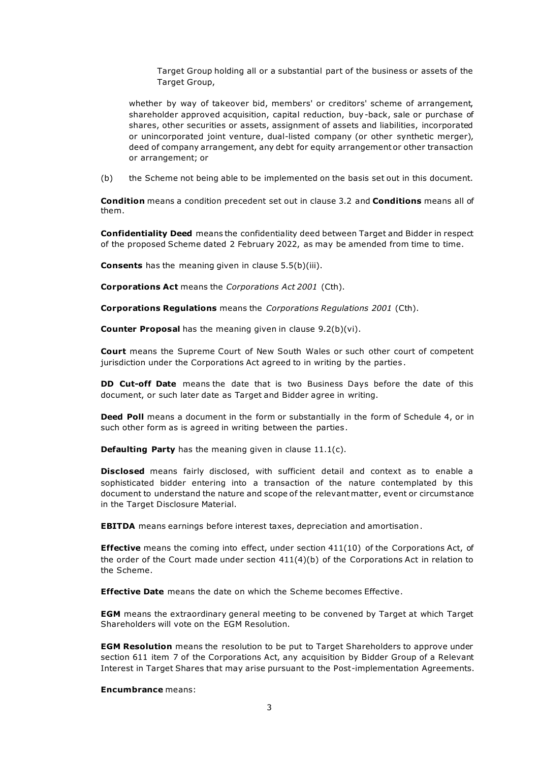Target Group holding all or a substantial part of the business or assets of the Target Group,

whether by way of takeover bid, members' or creditors' scheme of arrangement, shareholder approved acquisition, capital reduction, buy-back, sale or purchase of shares, other securities or assets, assignment of assets and liabilities, incorporated or unincorporated joint venture, dual-listed company (or other synthetic merger), deed of company arrangement, any debt for equity arrangement or other transaction or arrangement; or

(b) the Scheme not being able to be implemented on the basis set out in this document.

**Condition** means a condition precedent set out in clause 3.2 and **Conditions** means all of them.

**Confidentiality Deed** means the confidentiality deed between Target and Bidder in respect of the proposed Scheme dated 2 February 2022, as may be amended from time to time.

**Consents** has the meaning given in clause 5.5(b)(iii).

**Corporations Act** means the *Corporations Act 2001* (Cth).

**Corporations Regulations** means the *Corporations Regulations 2001* (Cth).

**Counter Proposal** has the meaning given in clause 9.2(b)(vi).

**Court** means the Supreme Court of New South Wales or such other court of competent jurisdiction under the Corporations Act agreed to in writing by the parties.

**DD Cut-off Date** means the date that is two Business Days before the date of this document, or such later date as Target and Bidder agree in writing.

**Deed Poll** means a document in the form or substantially in the form of Schedule 4, or in such other form as is agreed in writing between the parties.

**Defaulting Party** has the meaning given in clause 11.1(c).

**Disclosed** means fairly disclosed, with sufficient detail and context as to enable a sophisticated bidder entering into a transaction of the nature contemplated by this document to understand the nature and scope of the relevant matter, event or circumstance in the Target Disclosure Material.

**EBITDA** means earnings before interest taxes, depreciation and amortisation.

**Effective** means the coming into effect, under section 411(10) of the Corporations Act, of the order of the Court made under section 411(4)(b) of the Corporations Act in relation to the Scheme.

**Effective Date** means the date on which the Scheme becomes Effective.

**EGM** means the extraordinary general meeting to be convened by Target at which Target Shareholders will vote on the EGM Resolution.

**EGM Resolution** means the resolution to be put to Target Shareholders to approve under section 611 item 7 of the Corporations Act, any acquisition by Bidder Group of a Relevant Interest in Target Shares that may arise pursuant to the Post-implementation Agreements.

**Encumbrance** means: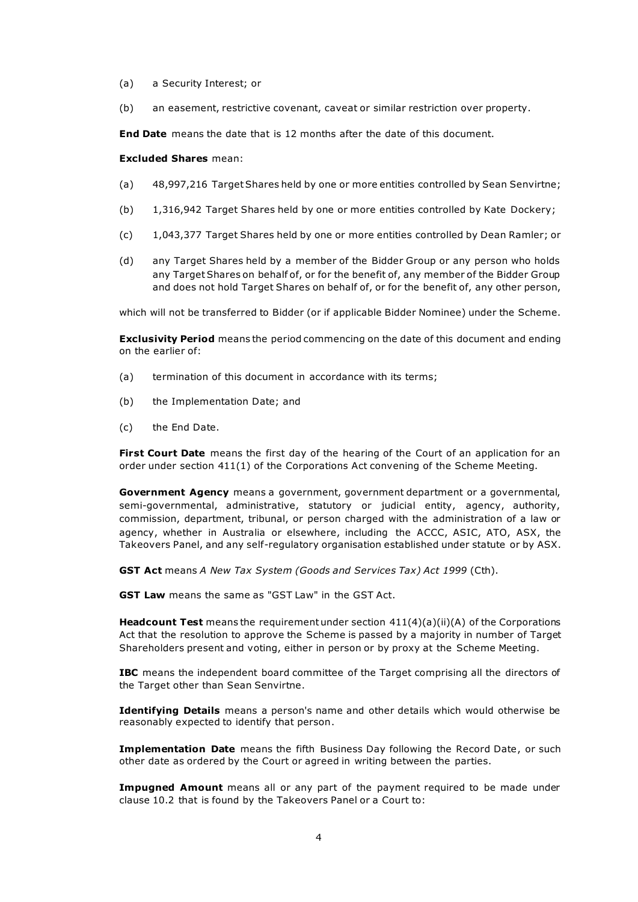(a) a Security Interest; or

(b) an easement, restrictive covenant, caveat or similar restriction over property.

**End Date** means the date that is 12 months after the date of this document.

**Excluded Shares** mean:

(a) 48,997,216 Target Shares held by one or more entities controlled by Sean Senvirtne;

(b) 1,316,942 Target Shares held by one or more entities controlled by Kate Dockery;

(c) 1,043,377 Target Shares held by one or more entities controlled by Dean Ramler; or

(d) any Target Shares held by a member of the Bidder Group or any person who holds any Target Shares on behalf of, or for the benefit of, any member of the Bidder Group and does not hold Target Shares on behalf of, or for the benefit of, any other person,

which will not be transferred to Bidder (or if applicable Bidder Nominee) under the Scheme.

**Exclusivity Period** means the period commencing on the date of this document and ending on the earlier of:

(a) termination of this document in accordance with its terms;

(b) the Implementation Date; and

(c) the End Date.

**First Court Date** means the first day of the hearing of the Court of an application for an order under section 411(1) of the Corporations Act convening of the Scheme Meeting.

**Government Agency** means a government, government department or a governmental, semi-governmental, administrative, statutory or judicial entity, agency, authority, commission, department, tribunal, or person charged with the administration of a law or agency, whether in Australia or elsewhere, including the ACCC, ASIC, ATO, ASX, the Takeovers Panel, and any self-regulatory organisation established under statute or by ASX.

**GST Act** means *A New Tax System (Goods and Services Tax) Act 1999* (Cth).

**GST Law** means the same as "GST Law" in the GST Act.

**Headcount Test** means the requirement under section 411(4)(a)(ii)(A) of the Corporations Act that the resolution to approve the Scheme is passed by a majority in number of Target Shareholders present and voting, either in person or by proxy at the Scheme Meeting.

**IBC** means the independent board committee of the Target comprising all the directors of the Target other than Sean Senvirtne.

**Identifying Details** means a person's name and other details which would otherwise be reasonably expected to identify that person.

**Implementation Date** means the fifth Business Day following the Record Date, or such other date as ordered by the Court or agreed in writing between the parties.

**Impugned Amount** means all or any part of the payment required to be made under clause 10.2 that is found by the Takeovers Panel or a Court to: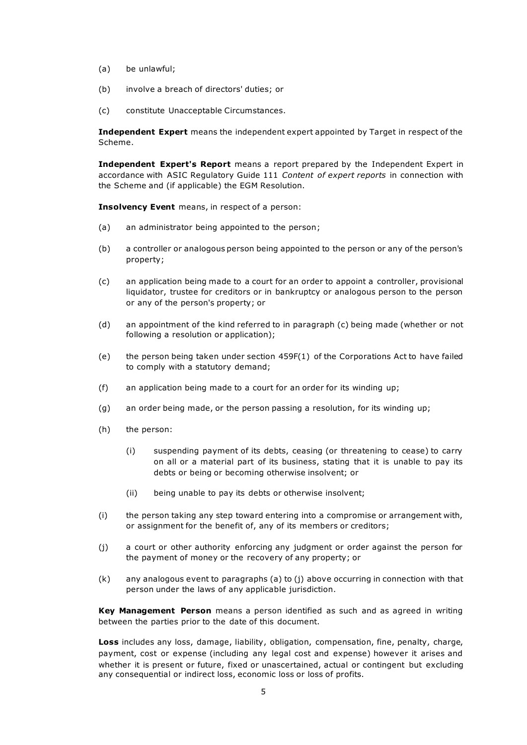(a) be unlawful;

(b) involve a breach of directors' duties; or

(c) constitute Unacceptable Circumstances.

**Independent Expert** means the independent expert appointed by Target in respect of the Scheme.

**Independent Expert's Report** means a report prepared by the Independent Expert in accordance with ASIC Regulatory Guide 111 *Content of expert reports* in connection with the Scheme and (if applicable) the EGM Resolution.

**Insolvency Event** means, in respect of a person:

(a) an administrator being appointed to the person;

(b) a controller or analogous person being appointed to the person or any of the person's property;

(c) an application being made to a court for an order to appoint a controller, provisional liquidator, trustee for creditors or in bankruptcy or analogous person to the person or any of the person's property; or

(d) an appointment of the kind referred to in paragraph (c) being made (whether or not following a resolution or application);

(e) the person being taken under section 459F(1) of the Corporations Act to have failed to comply with a statutory demand;

(f) an application being made to a court for an order for its winding up;

(g) an order being made, or the person passing a resolution, for its winding up;

(h) the person:

  (i) suspending payment of its debts, ceasing (or threatening to cease) to carry on all or a material part of its business, stating that it is unable to pay its debts or being or becoming otherwise insolvent; or

  (ii) being unable to pay its debts or otherwise insolvent;

(i) the person taking any step toward entering into a compromise or arrangement with, or assignment for the benefit of, any of its members or creditors;

(j) a court or other authority enforcing any judgment or order against the person for the payment of money or the recovery of any property; or

(k) any analogous event to paragraphs (a) to (j) above occurring in connection with that person under the laws of any applicable jurisdiction.

**Key Management Person** means a person identified as such and as agreed in writing between the parties prior to the date of this document.

**Loss** includes any loss, damage, liability, obligation, compensation, fine, penalty, charge, payment, cost or expense (including any legal cost and expense) however it arises and whether it is present or future, fixed or unascertained, actual or contingent but excluding any consequential or indirect loss, economic loss or loss of profits.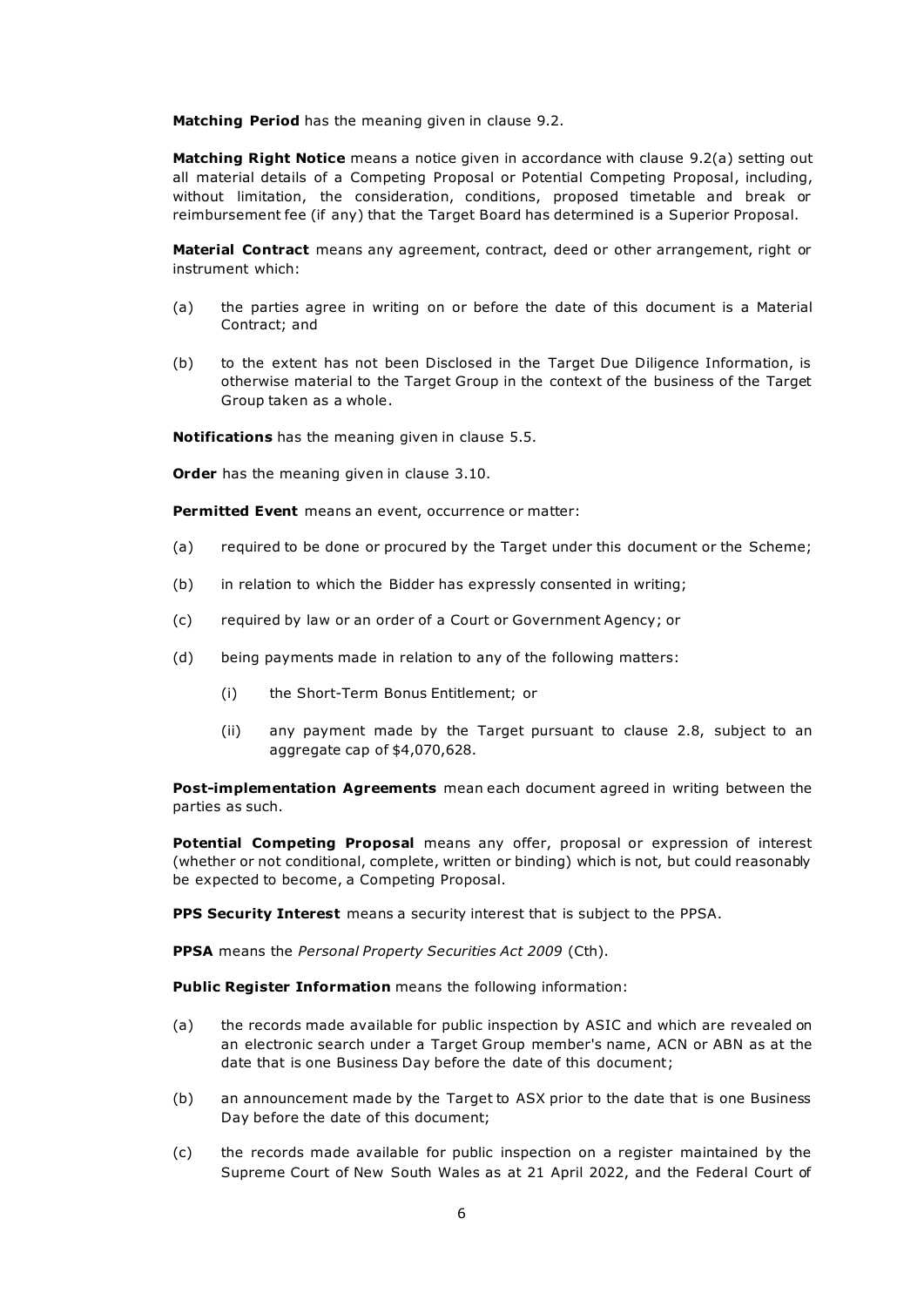**Matching Period** has the meaning given in clause 9.2.

**Matching Right Notice** means a notice given in accordance with clause 9.2(a) setting out all material details of a Competing Proposal or Potential Competing Proposal, including, without limitation, the consideration, conditions, proposed timetable and break or reimbursement fee (if any) that the Target Board has determined is a Superior Proposal.

**Material Contract** means any agreement, contract, deed or other arrangement, right or instrument which:

(a) the parties agree in writing on or before the date of this document is a Material Contract; and

(b) to the extent has not been Disclosed in the Target Due Diligence Information, is otherwise material to the Target Group in the context of the business of the Target Group taken as a whole.

**Notifications** has the meaning given in clause 5.5.

**Order** has the meaning given in clause 3.10.

**Permitted Event** means an event, occurrence or matter:

(a) required to be done or procured by the Target under this document or the Scheme;

(b) in relation to which the Bidder has expressly consented in writing;

(c) required by law or an order of a Court or Government Agency; or

(d) being payments made in relation to any of the following matters:

 (i) the Short-Term Bonus Entitlement; or

 (ii) any payment made by the Target pursuant to clause 2.8, subject to an aggregate cap of $4,070,628.

**Post-implementation Agreements** mean each document agreed in writing between the parties as such.

**Potential Competing Proposal** means any offer, proposal or expression of interest (whether or not conditional, complete, written or binding) which is not, but could reasonably be expected to become, a Competing Proposal.

**PPS Security Interest** means a security interest that is subject to the PPSA.

**PPSA** means the *Personal Property Securities Act 2009* (Cth).

**Public Register Information** means the following information:

(a) the records made available for public inspection by ASIC and which are revealed on an electronic search under a Target Group member's name, ACN or ABN as at the date that is one Business Day before the date of this document;

(b) an announcement made by the Target to ASX prior to the date that is one Business Day before the date of this document;

(c) the records made available for public inspection on a register maintained by the Supreme Court of New South Wales as at 21 April 2022, and the Federal Court of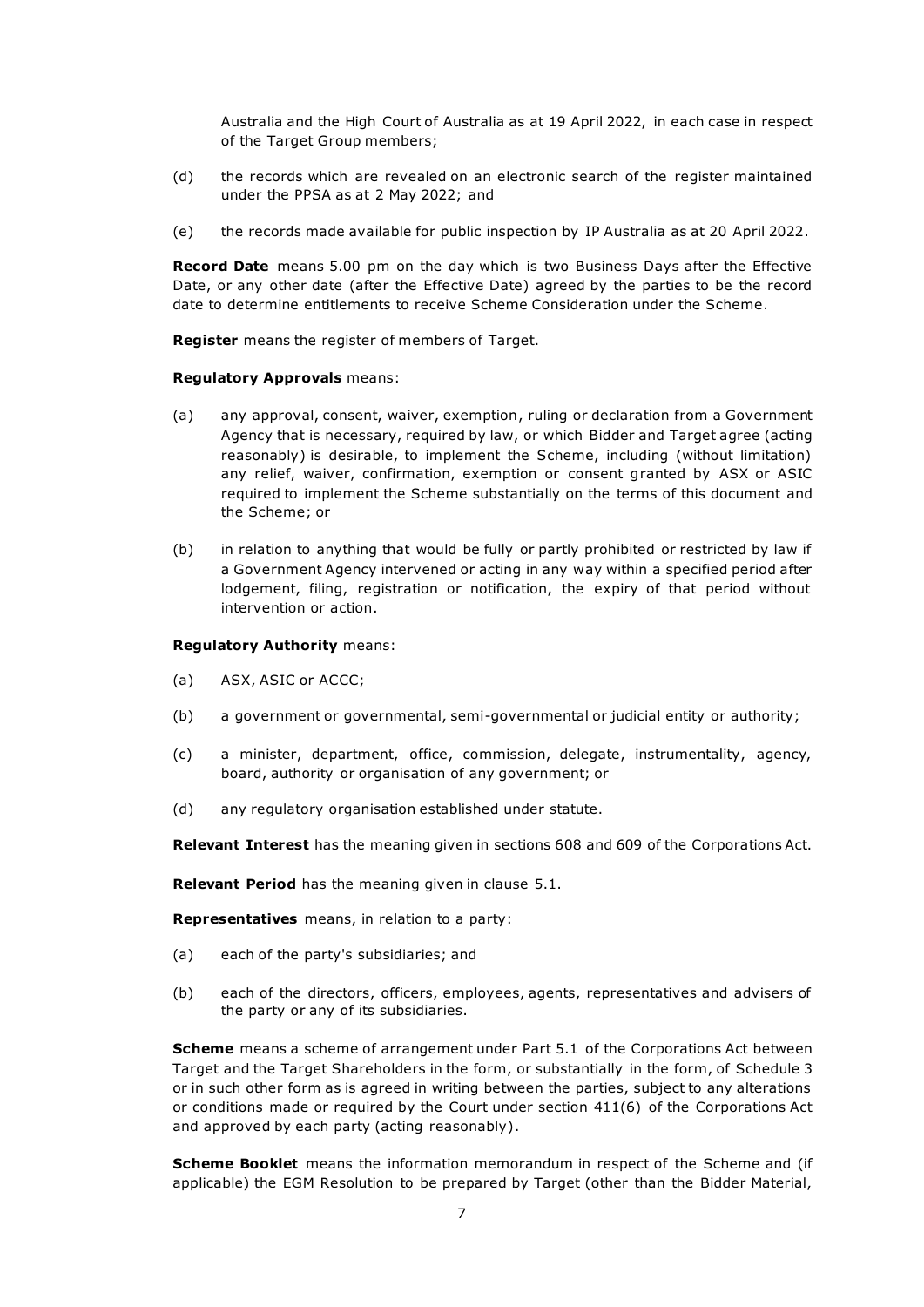Australia and the High Court of Australia as at 19 April 2022, in each case in respect of the Target Group members;

(d) the records which are revealed on an electronic search of the register maintained under the PPSA as at 2 May 2022; and

(e) the records made available for public inspection by IP Australia as at 20 April 2022.

**Record Date** means 5.00 pm on the day which is two Business Days after the Effective Date, or any other date (after the Effective Date) agreed by the parties to be the record date to determine entitlements to receive Scheme Consideration under the Scheme.

**Register** means the register of members of Target.

**Regulatory Approvals** means:

(a) any approval, consent, waiver, exemption, ruling or declaration from a Government Agency that is necessary, required by law, or which Bidder and Target agree (acting reasonably) is desirable, to implement the Scheme, including (without limitation) any relief, waiver, confirmation, exemption or consent granted by ASX or ASIC required to implement the Scheme substantially on the terms of this document and the Scheme; or

(b) in relation to anything that would be fully or partly prohibited or restricted by law if a Government Agency intervened or acting in any way within a specified period after lodgement, filing, registration or notification, the expiry of that period without intervention or action.

**Regulatory Authority** means:

(a) ASX, ASIC or ACCC;

(b) a government or governmental, semi-governmental or judicial entity or authority;

(c) a minister, department, office, commission, delegate, instrumentality, agency, board, authority or organisation of any government; or

(d) any regulatory organisation established under statute.

**Relevant Interest** has the meaning given in sections 608 and 609 of the Corporations Act.

**Relevant Period** has the meaning given in clause 5.1.

**Representatives** means, in relation to a party:

(a) each of the party's subsidiaries; and

(b) each of the directors, officers, employees, agents, representatives and advisers of the party or any of its subsidiaries.

**Scheme** means a scheme of arrangement under Part 5.1 of the Corporations Act between Target and the Target Shareholders in the form, or substantially in the form, of Schedule 3 or in such other form as is agreed in writing between the parties, subject to any alterations or conditions made or required by the Court under section 411(6) of the Corporations Act and approved by each party (acting reasonably).

**Scheme Booklet** means the information memorandum in respect of the Scheme and (if applicable) the EGM Resolution to be prepared by Target (other than the Bidder Material,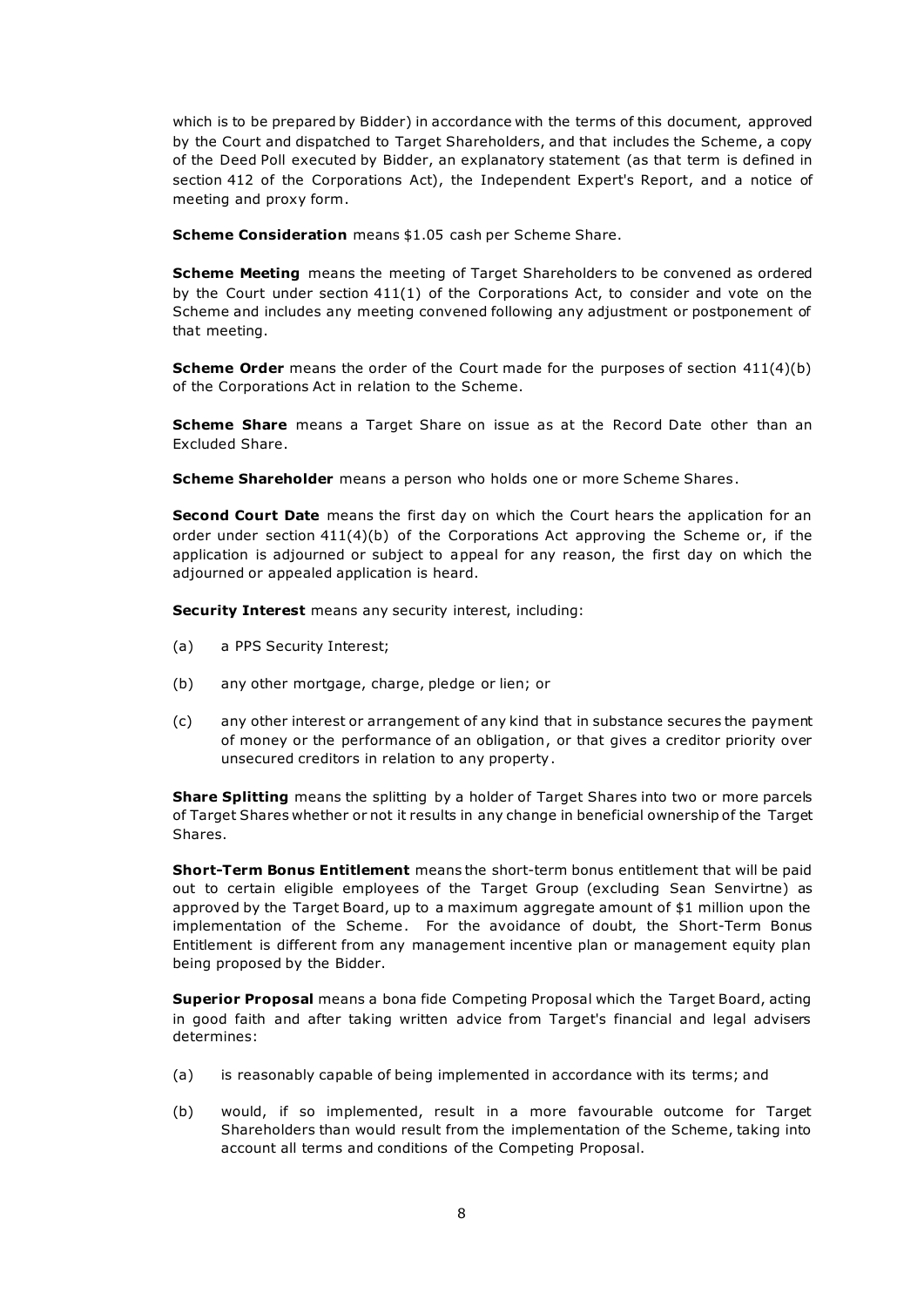which is to be prepared by Bidder) in accordance with the terms of this document, approved by the Court and dispatched to Target Shareholders, and that includes the Scheme, a copy of the Deed Poll executed by Bidder, an explanatory statement (as that term is defined in section 412 of the Corporations Act), the Independent Expert's Report, and a notice of meeting and proxy form.

**Scheme Consideration** means $1.05 cash per Scheme Share.

**Scheme Meeting** means the meeting of Target Shareholders to be convened as ordered by the Court under section 411(1) of the Corporations Act, to consider and vote on the Scheme and includes any meeting convened following any adjustment or postponement of that meeting.

**Scheme Order** means the order of the Court made for the purposes of section 411(4)(b) of the Corporations Act in relation to the Scheme.

**Scheme Share** means a Target Share on issue as at the Record Date other than an Excluded Share.

**Scheme Shareholder** means a person who holds one or more Scheme Shares.

**Second Court Date** means the first day on which the Court hears the application for an order under section 411(4)(b) of the Corporations Act approving the Scheme or, if the application is adjourned or subject to appeal for any reason, the first day on which the adjourned or appealed application is heard.

**Security Interest** means any security interest, including:

(a) a PPS Security Interest;

(b) any other mortgage, charge, pledge or lien; or

(c) any other interest or arrangement of any kind that in substance secures the payment of money or the performance of an obligation, or that gives a creditor priority over unsecured creditors in relation to any property.

**Share Splitting** means the splitting by a holder of Target Shares into two or more parcels of Target Shares whether or not it results in any change in beneficial ownership of the Target Shares.

**Short-Term Bonus Entitlement** means the short-term bonus entitlement that will be paid out to certain eligible employees of the Target Group (excluding Sean Senvirtne) as approved by the Target Board, up to a maximum aggregate amount of $1 million upon the implementation of the Scheme. For the avoidance of doubt, the Short-Term Bonus Entitlement is different from any management incentive plan or management equity plan being proposed by the Bidder.

**Superior Proposal** means a bona fide Competing Proposal which the Target Board, acting in good faith and after taking written advice from Target's financial and legal advisers determines:

(a) is reasonably capable of being implemented in accordance with its terms; and

(b) would, if so implemented, result in a more favourable outcome for Target Shareholders than would result from the implementation of the Scheme, taking into account all terms and conditions of the Competing Proposal.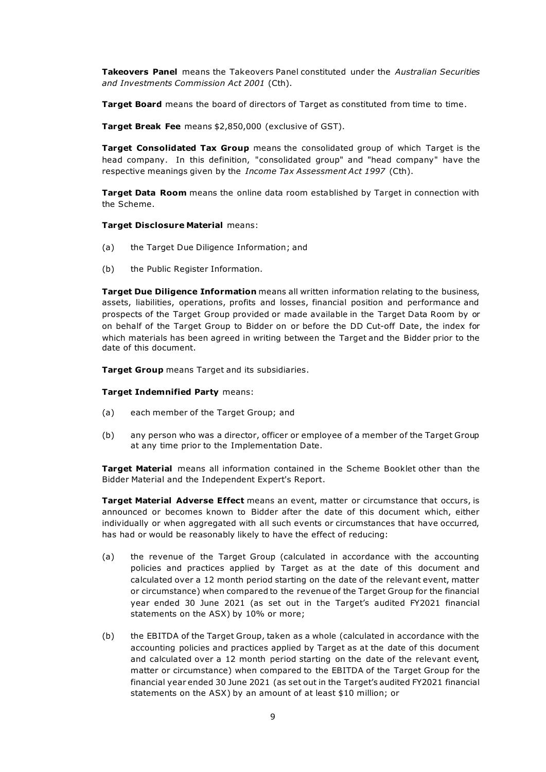**Takeovers Panel** means the Takeovers Panel constituted under the *Australian Securities and Investments Commission Act 2001* (Cth).

**Target Board** means the board of directors of Target as constituted from time to time.

**Target Break Fee** means $2,850,000 (exclusive of GST).

**Target Consolidated Tax Group** means the consolidated group of which Target is the head company. In this definition, "consolidated group" and "head company" have the respective meanings given by the *Income Tax Assessment Act 1997* (Cth).

**Target Data Room** means the online data room established by Target in connection with the Scheme.

**Target Disclosure Material** means:

(a) the Target Due Diligence Information; and

(b) the Public Register Information.

**Target Due Diligence Information** means all written information relating to the business, assets, liabilities, operations, profits and losses, financial position and performance and prospects of the Target Group provided or made available in the Target Data Room by or on behalf of the Target Group to Bidder on or before the DD Cut-off Date, the index for which materials has been agreed in writing between the Target and the Bidder prior to the date of this document.

**Target Group** means Target and its subsidiaries.

**Target Indemnified Party** means:

(a) each member of the Target Group; and

(b) any person who was a director, officer or employee of a member of the Target Group at any time prior to the Implementation Date.

**Target Material** means all information contained in the Scheme Booklet other than the Bidder Material and the Independent Expert's Report.

**Target Material Adverse Effect** means an event, matter or circumstance that occurs, is announced or becomes known to Bidder after the date of this document which, either individually or when aggregated with all such events or circumstances that have occurred, has had or would be reasonably likely to have the effect of reducing:

(a) the revenue of the Target Group (calculated in accordance with the accounting policies and practices applied by Target as at the date of this document and calculated over a 12 month period starting on the date of the relevant event, matter or circumstance) when compared to the revenue of the Target Group for the financial year ended 30 June 2021 (as set out in the Target's audited FY2021 financial statements on the ASX) by 10% or more;

(b) the EBITDA of the Target Group, taken as a whole (calculated in accordance with the accounting policies and practices applied by Target as at the date of this document and calculated over a 12 month period starting on the date of the relevant event, matter or circumstance) when compared to the EBITDA of the Target Group for the financial year ended 30 June 2021 (as set out in the Target's audited FY2021 financial statements on the ASX) by an amount of at least $10 million; or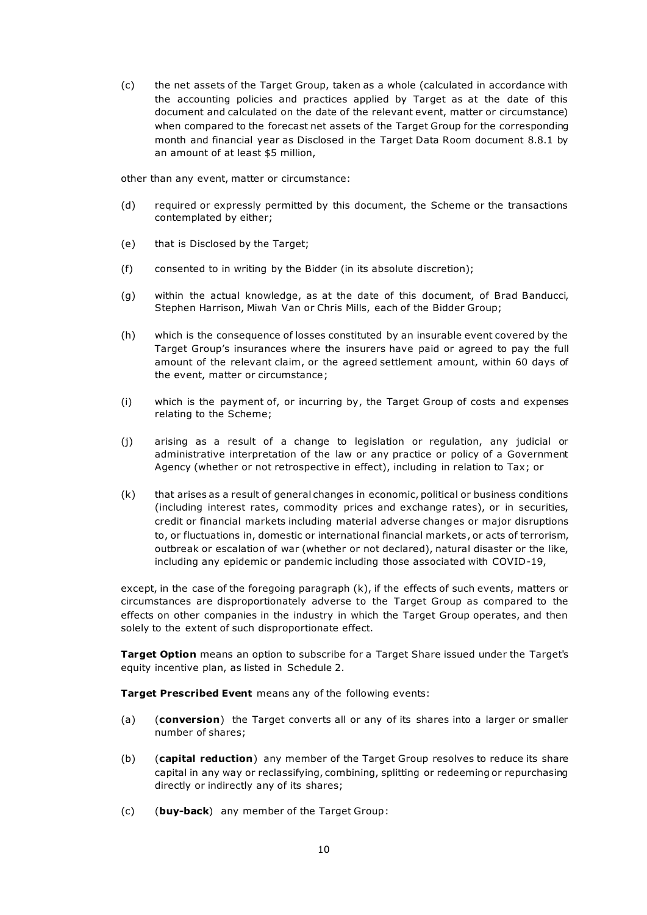(c) the net assets of the Target Group, taken as a whole (calculated in accordance with the accounting policies and practices applied by Target as at the date of this document and calculated on the date of the relevant event, matter or circumstance) when compared to the forecast net assets of the Target Group for the corresponding month and financial year as Disclosed in the Target Data Room document 8.8.1 by an amount of at least $5 million,

other than any event, matter or circumstance:

(d) required or expressly permitted by this document, the Scheme or the transactions contemplated by either;

(e) that is Disclosed by the Target;

(f) consented to in writing by the Bidder (in its absolute discretion);

(g) within the actual knowledge, as at the date of this document, of Brad Banducci, Stephen Harrison, Miwah Van or Chris Mills, each of the Bidder Group;

(h) which is the consequence of losses constituted by an insurable event covered by the Target Group's insurances where the insurers have paid or agreed to pay the full amount of the relevant claim, or the agreed settlement amount, within 60 days of the event, matter or circumstance;

(i) which is the payment of, or incurring by, the Target Group of costs and expenses relating to the Scheme;

(j) arising as a result of a change to legislation or regulation, any judicial or administrative interpretation of the law or any practice or policy of a Government Agency (whether or not retrospective in effect), including in relation to Tax; or

(k) that arises as a result of general changes in economic, political or business conditions (including interest rates, commodity prices and exchange rates), or in securities, credit or financial markets including material adverse changes or major disruptions to, or fluctuations in, domestic or international financial markets, or acts of terrorism, outbreak or escalation of war (whether or not declared), natural disaster or the like, including any epidemic or pandemic including those associated with COVID-19,

except, in the case of the foregoing paragraph (k), if the effects of such events, matters or circumstances are disproportionately adverse to the Target Group as compared to the effects on other companies in the industry in which the Target Group operates, and then solely to the extent of such disproportionate effect.

**Target Option** means an option to subscribe for a Target Share issued under the Target's equity incentive plan, as listed in Schedule 2.

**Target Prescribed Event** means any of the following events:

(a) (**conversion**) the Target converts all or any of its shares into a larger or smaller number of shares;

(b) (**capital reduction**) any member of the Target Group resolves to reduce its share capital in any way or reclassifying, combining, splitting or redeeming or repurchasing directly or indirectly any of its shares;

(c) (**buy-back**) any member of the Target Group: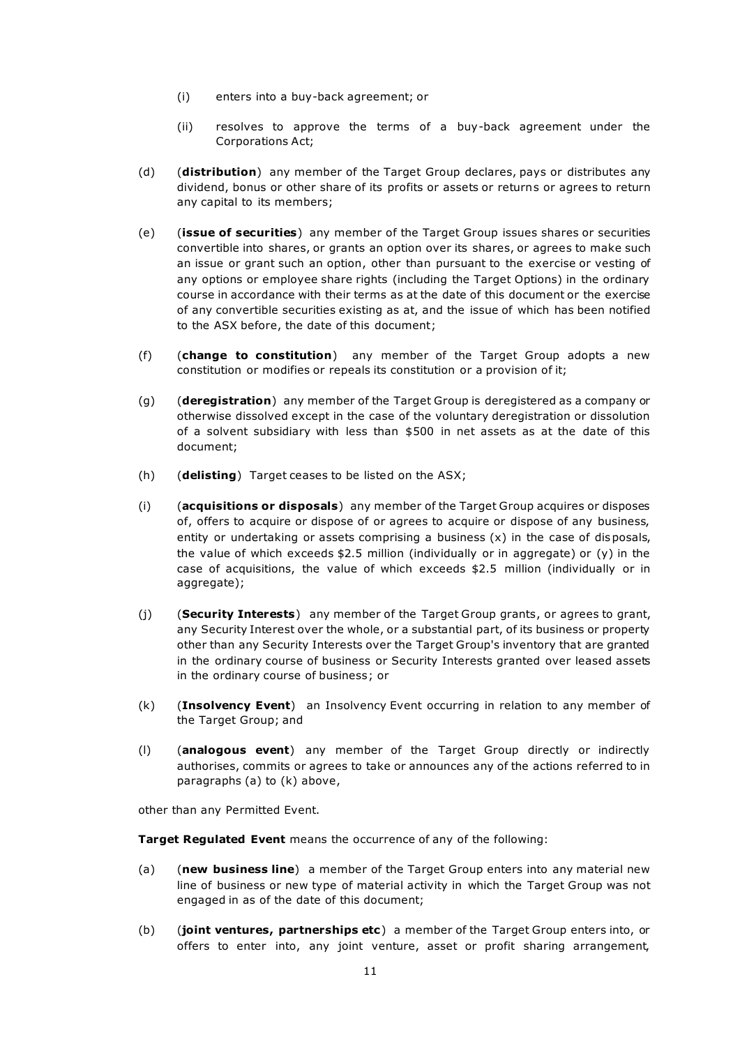(i) enters into a buy-back agreement; or

(ii) resolves to approve the terms of a buy-back agreement under the Corporations Act;

(d) (**distribution**) any member of the Target Group declares, pays or distributes any dividend, bonus or other share of its profits or assets or returns or agrees to return any capital to its members;

(e) (**issue of securities**) any member of the Target Group issues shares or securities convertible into shares, or grants an option over its shares, or agrees to make such an issue or grant such an option, other than pursuant to the exercise or vesting of any options or employee share rights (including the Target Options) in the ordinary course in accordance with their terms as at the date of this document or the exercise of any convertible securities existing as at, and the issue of which has been notified to the ASX before, the date of this document;

(f) (**change to constitution**) any member of the Target Group adopts a new constitution or modifies or repeals its constitution or a provision of it;

(g) (**deregistration**) any member of the Target Group is deregistered as a company or otherwise dissolved except in the case of the voluntary deregistration or dissolution of a solvent subsidiary with less than $500 in net assets as at the date of this document;

(h) (**delisting**) Target ceases to be listed on the ASX;

(i) (**acquisitions or disposals**) any member of the Target Group acquires or disposes of, offers to acquire or dispose of or agrees to acquire or dispose of any business, entity or undertaking or assets comprising a business (x) in the case of disposals, the value of which exceeds $2.5 million (individually or in aggregate) or (y) in the case of acquisitions, the value of which exceeds $2.5 million (individually or in aggregate);

(j) (**Security Interests**) any member of the Target Group grants, or agrees to grant, any Security Interest over the whole, or a substantial part, of its business or property other than any Security Interests over the Target Group's inventory that are granted in the ordinary course of business or Security Interests granted over leased assets in the ordinary course of business; or

(k) (**Insolvency Event**) an Insolvency Event occurring in relation to any member of the Target Group; and

(l) (**analogous event**) any member of the Target Group directly or indirectly authorises, commits or agrees to take or announces any of the actions referred to in paragraphs (a) to (k) above,

other than any Permitted Event.

**Target Regulated Event** means the occurrence of any of the following:

(a) (**new business line**) a member of the Target Group enters into any material new line of business or new type of material activity in which the Target Group was not engaged in as of the date of this document;

(b) (**joint ventures, partnerships etc**) a member of the Target Group enters into, or offers to enter into, any joint venture, asset or profit sharing arrangement,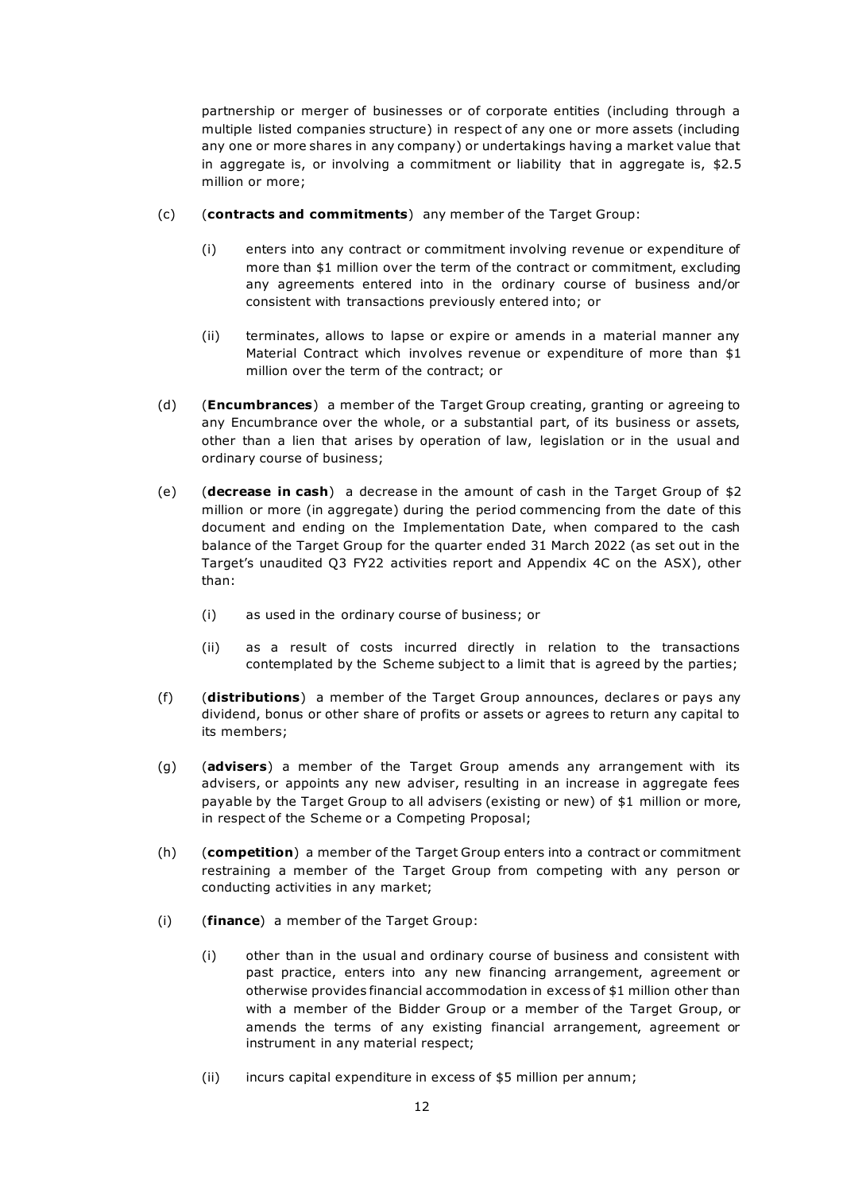partnership or merger of businesses or of corporate entities (including through a multiple listed companies structure) in respect of any one or more assets (including any one or more shares in any company) or undertakings having a market value that in aggregate is, or involving a commitment or liability that in aggregate is, $2.5 million or more;

(c) (**contracts and commitments**) any member of the Target Group:

  (i) enters into any contract or commitment involving revenue or expenditure of more than $1 million over the term of the contract or commitment, excluding any agreements entered into in the ordinary course of business and/or consistent with transactions previously entered into; or

  (ii) terminates, allows to lapse or expire or amends in a material manner any Material Contract which involves revenue or expenditure of more than $1 million over the term of the contract; or

(d) (**Encumbrances**) a member of the Target Group creating, granting or agreeing to any Encumbrance over the whole, or a substantial part, of its business or assets, other than a lien that arises by operation of law, legislation or in the usual and ordinary course of business;

(e) (**decrease in cash**) a decrease in the amount of cash in the Target Group of $2 million or more (in aggregate) during the period commencing from the date of this document and ending on the Implementation Date, when compared to the cash balance of the Target Group for the quarter ended 31 March 2022 (as set out in the Target's unaudited Q3 FY22 activities report and Appendix 4C on the ASX), other than:

  (i) as used in the ordinary course of business; or

  (ii) as a result of costs incurred directly in relation to the transactions contemplated by the Scheme subject to a limit that is agreed by the parties;

(f) (**distributions**) a member of the Target Group announces, declares or pays any dividend, bonus or other share of profits or assets or agrees to return any capital to its members;

(g) (**advisers**) a member of the Target Group amends any arrangement with its advisers, or appoints any new adviser, resulting in an increase in aggregate fees payable by the Target Group to all advisers (existing or new) of $1 million or more, in respect of the Scheme or a Competing Proposal;

(h) (**competition**) a member of the Target Group enters into a contract or commitment restraining a member of the Target Group from competing with any person or conducting activities in any market;

(i) (**finance**) a member of the Target Group:

  (i) other than in the usual and ordinary course of business and consistent with past practice, enters into any new financing arrangement, agreement or otherwise provides financial accommodation in excess of $1 million other than with a member of the Bidder Group or a member of the Target Group, or amends the terms of any existing financial arrangement, agreement or instrument in any material respect;

  (ii) incurs capital expenditure in excess of $5 million per annum;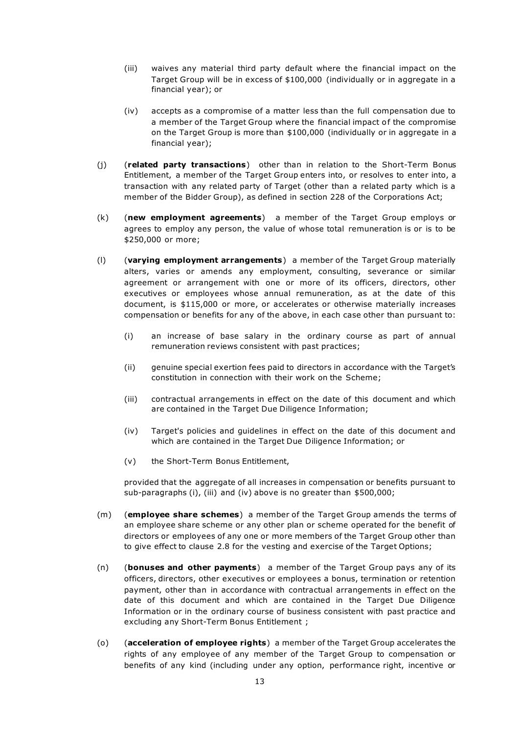(iii) waives any material third party default where the financial impact on the Target Group will be in excess of $100,000 (individually or in aggregate in a financial year); or

(iv) accepts as a compromise of a matter less than the full compensation due to a member of the Target Group where the financial impact of the compromise on the Target Group is more than $100,000 (individually or in aggregate in a financial year);

(j) (**related party transactions**) other than in relation to the Short-Term Bonus Entitlement, a member of the Target Group enters into, or resolves to enter into, a transaction with any related party of Target (other than a related party which is a member of the Bidder Group), as defined in section 228 of the Corporations Act;

(k) (**new employment agreements**) a member of the Target Group employs or agrees to employ any person, the value of whose total remuneration is or is to be $250,000 or more;

(l) (**varying employment arrangements**) a member of the Target Group materially alters, varies or amends any employment, consulting, severance or similar agreement or arrangement with one or more of its officers, directors, other executives or employees whose annual remuneration, as at the date of this document, is $115,000 or more, or accelerates or otherwise materially increases compensation or benefits for any of the above, in each case other than pursuant to:

(i) an increase of base salary in the ordinary course as part of annual remuneration reviews consistent with past practices;

(ii) genuine special exertion fees paid to directors in accordance with the Target's constitution in connection with their work on the Scheme;

(iii) contractual arrangements in effect on the date of this document and which are contained in the Target Due Diligence Information;

(iv) Target's policies and guidelines in effect on the date of this document and which are contained in the Target Due Diligence Information; or

(v) the Short-Term Bonus Entitlement,

provided that the aggregate of all increases in compensation or benefits pursuant to sub-paragraphs (i), (iii) and (iv) above is no greater than $500,000;

(m) (**employee share schemes**) a member of the Target Group amends the terms of an employee share scheme or any other plan or scheme operated for the benefit of directors or employees of any one or more members of the Target Group other than to give effect to clause 2.8 for the vesting and exercise of the Target Options;

(n) (**bonuses and other payments**) a member of the Target Group pays any of its officers, directors, other executives or employees a bonus, termination or retention payment, other than in accordance with contractual arrangements in effect on the date of this document and which are contained in the Target Due Diligence Information or in the ordinary course of business consistent with past practice and excluding any Short-Term Bonus Entitlement ;

(o) (**acceleration of employee rights**) a member of the Target Group accelerates the rights of any employee of any member of the Target Group to compensation or benefits of any kind (including under any option, performance right, incentive or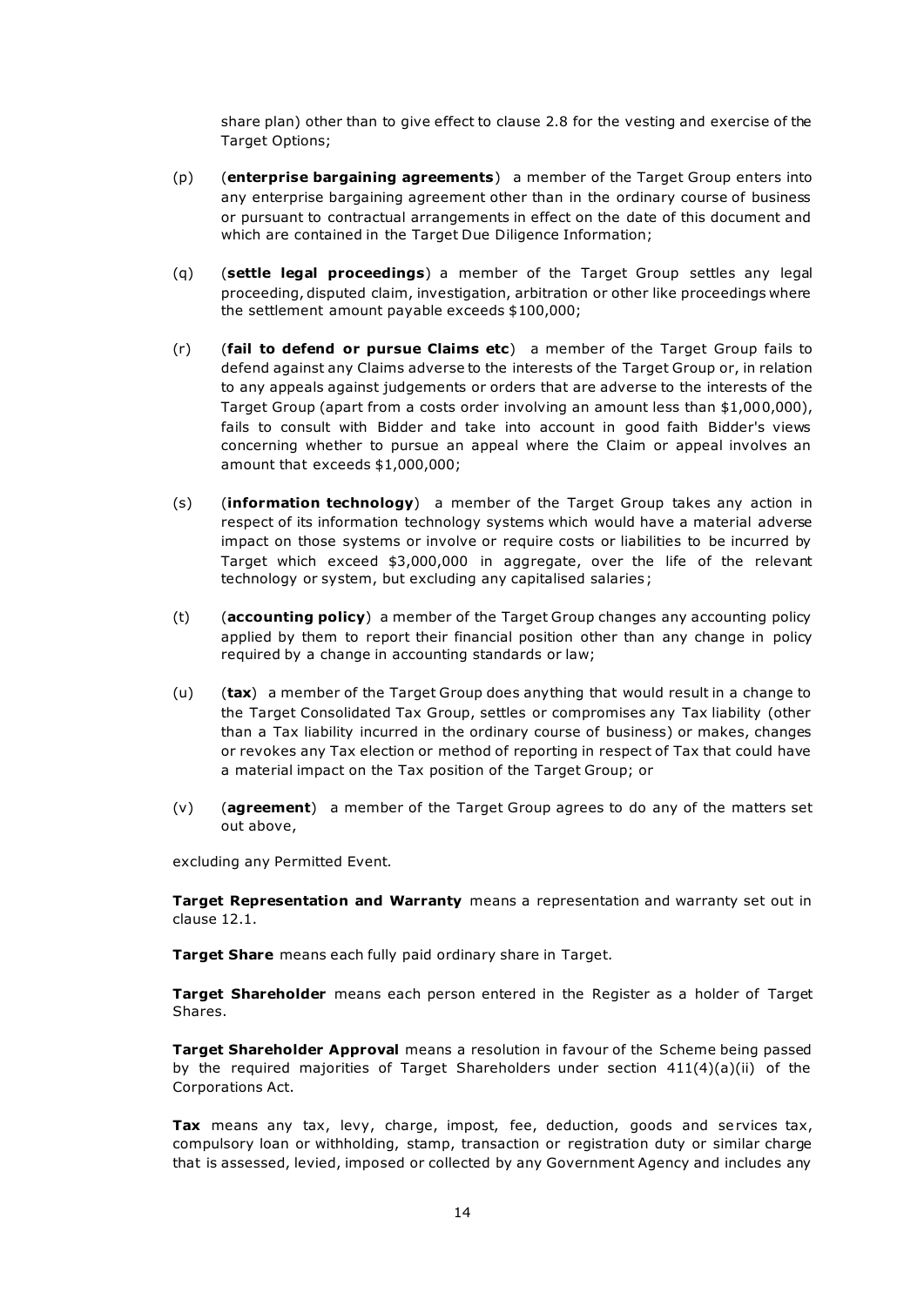share plan) other than to give effect to clause 2.8 for the vesting and exercise of the Target Options;

(p) (**enterprise bargaining agreements**) a member of the Target Group enters into any enterprise bargaining agreement other than in the ordinary course of business or pursuant to contractual arrangements in effect on the date of this document and which are contained in the Target Due Diligence Information;

(q) (**settle legal proceedings**) a member of the Target Group settles any legal proceeding, disputed claim, investigation, arbitration or other like proceedings where the settlement amount payable exceeds $100,000;

(r) (**fail to defend or pursue Claims etc**) a member of the Target Group fails to defend against any Claims adverse to the interests of the Target Group or, in relation to any appeals against judgements or orders that are adverse to the interests of the Target Group (apart from a costs order involving an amount less than $1,000,000), fails to consult with Bidder and take into account in good faith Bidder's views concerning whether to pursue an appeal where the Claim or appeal involves an amount that exceeds $1,000,000;

(s) (**information technology**) a member of the Target Group takes any action in respect of its information technology systems which would have a material adverse impact on those systems or involve or require costs or liabilities to be incurred by Target which exceed $3,000,000 in aggregate, over the life of the relevant technology or system, but excluding any capitalised salaries;

(t) (**accounting policy**) a member of the Target Group changes any accounting policy applied by them to report their financial position other than any change in policy required by a change in accounting standards or law;

(u) (**tax**) a member of the Target Group does anything that would result in a change to the Target Consolidated Tax Group, settles or compromises any Tax liability (other than a Tax liability incurred in the ordinary course of business) or makes, changes or revokes any Tax election or method of reporting in respect of Tax that could have a material impact on the Tax position of the Target Group; or

(v) (**agreement**) a member of the Target Group agrees to do any of the matters set out above,

excluding any Permitted Event.

**Target Representation and Warranty** means a representation and warranty set out in clause 12.1.

**Target Share** means each fully paid ordinary share in Target.

**Target Shareholder** means each person entered in the Register as a holder of Target Shares.

**Target Shareholder Approval** means a resolution in favour of the Scheme being passed by the required majorities of Target Shareholders under section 411(4)(a)(ii) of the Corporations Act.

**Tax** means any tax, levy, charge, impost, fee, deduction, goods and services tax, compulsory loan or withholding, stamp, transaction or registration duty or similar charge that is assessed, levied, imposed or collected by any Government Agency and includes any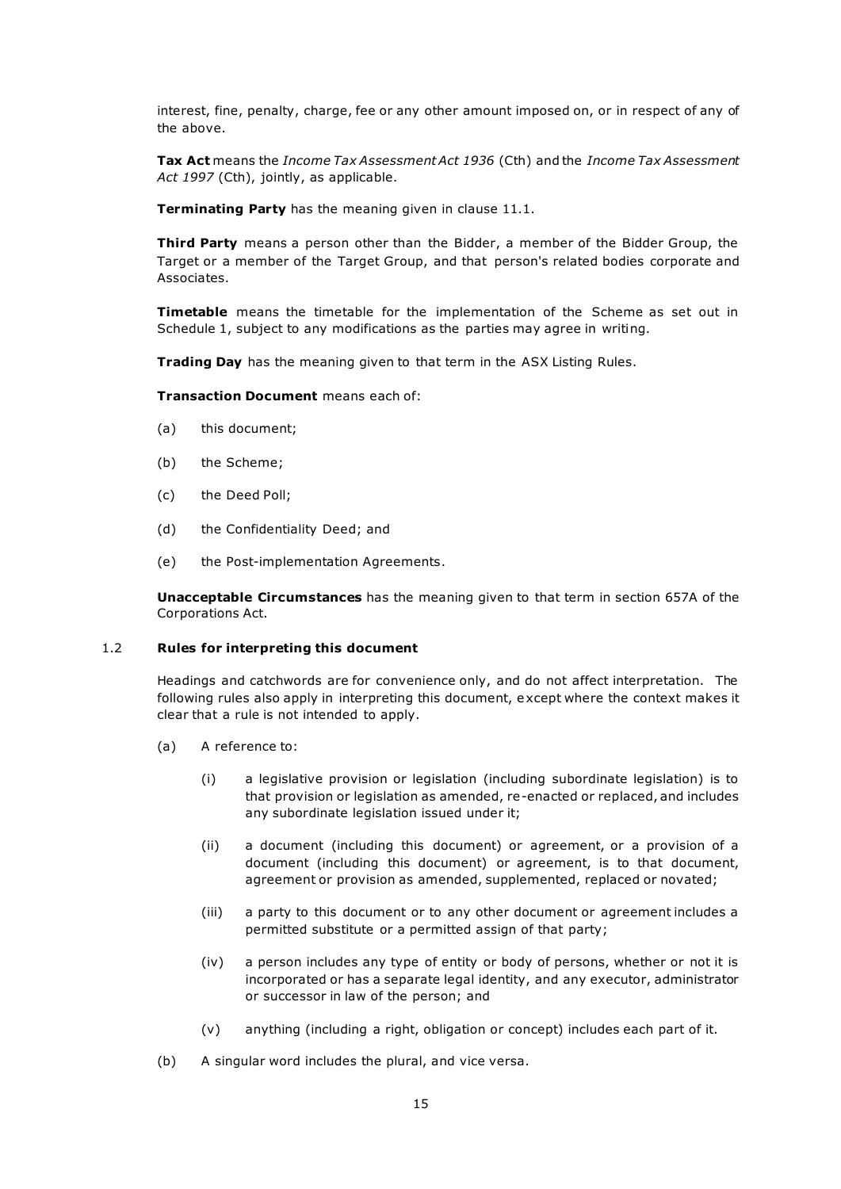interest, fine, penalty, charge, fee or any other amount imposed on, or in respect of any of the above.

**Tax Act** means the *Income Tax Assessment Act 1936* (Cth) and the *Income Tax Assessment Act 1997* (Cth), jointly, as applicable.

**Terminating Party** has the meaning given in clause 11.1.

**Third Party** means a person other than the Bidder, a member of the Bidder Group, the Target or a member of the Target Group, and that person's related bodies corporate and Associates.

**Timetable** means the timetable for the implementation of the Scheme as set out in Schedule 1, subject to any modifications as the parties may agree in writing.

**Trading Day** has the meaning given to that term in the ASX Listing Rules.

**Transaction Document** means each of:

(a) this document;

(b) the Scheme;

(c) the Deed Poll;

(d) the Confidentiality Deed; and

(e) the Post-implementation Agreements.

**Unacceptable Circumstances** has the meaning given to that term in section 657A of the Corporations Act.

### 1.2 Rules for interpreting this document

Headings and catchwords are for convenience only, and do not affect interpretation. The following rules also apply in interpreting this document, except where the context makes it clear that a rule is not intended to apply.

(a) A reference to:

  (i) a legislative provision or legislation (including subordinate legislation) is to that provision or legislation as amended, re-enacted or replaced, and includes any subordinate legislation issued under it;

  (ii) a document (including this document) or agreement, or a provision of a document (including this document) or agreement, is to that document, agreement or provision as amended, supplemented, replaced or novated;

  (iii) a party to this document or to any other document or agreement includes a permitted substitute or a permitted assign of that party;

  (iv) a person includes any type of entity or body of persons, whether or not it is incorporated or has a separate legal identity, and any executor, administrator or successor in law of the person; and

  (v) anything (including a right, obligation or concept) includes each part of it.

(b) A singular word includes the plural, and vice versa.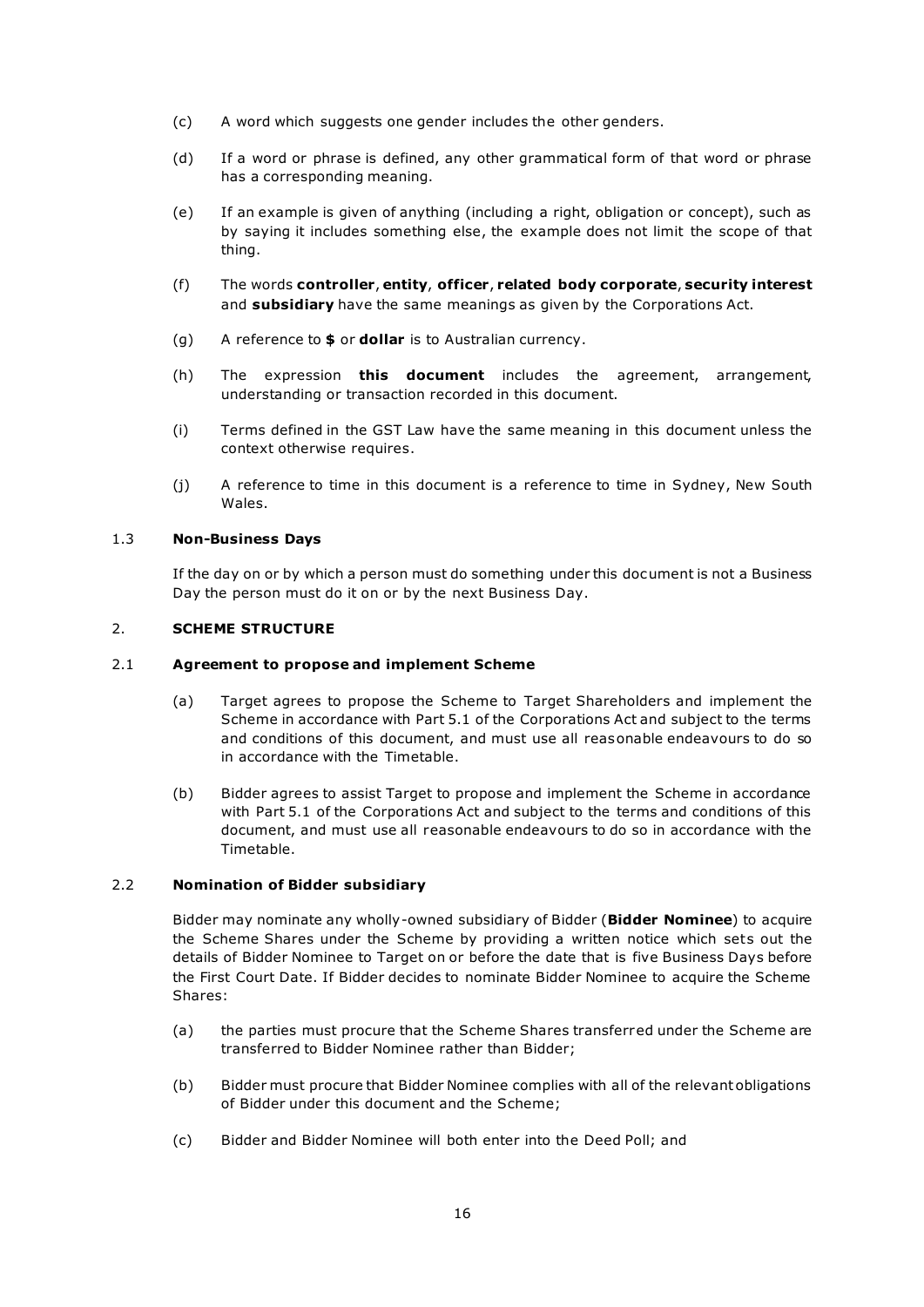(c) A word which suggests one gender includes the other genders.

(d) If a word or phrase is defined, any other grammatical form of that word or phrase has a corresponding meaning.

(e) If an example is given of anything (including a right, obligation or concept), such as by saying it includes something else, the example does not limit the scope of that thing.

(f) The words **controller**, **entity**, **officer**, **related body corporate**, **security interest** and **subsidiary** have the same meanings as given by the Corporations Act.

(g) A reference to **$** or **dollar** is to Australian currency.

(h) The expression **this document** includes the agreement, arrangement, understanding or transaction recorded in this document.

(i) Terms defined in the GST Law have the same meaning in this document unless the context otherwise requires.

(j) A reference to time in this document is a reference to time in Sydney, New South Wales.

### 1.3 **Non-Business Days**

If the day on or by which a person must do something under this document is not a Business Day the person must do it on or by the next Business Day.

## 2. **SCHEME STRUCTURE**

### 2.1 **Agreement to propose and implement Scheme**

(a) Target agrees to propose the Scheme to Target Shareholders and implement the Scheme in accordance with Part 5.1 of the Corporations Act and subject to the terms and conditions of this document, and must use all reasonable endeavours to do so in accordance with the Timetable.

(b) Bidder agrees to assist Target to propose and implement the Scheme in accordance with Part 5.1 of the Corporations Act and subject to the terms and conditions of this document, and must use all reasonable endeavours to do so in accordance with the Timetable.

### 2.2 **Nomination of Bidder subsidiary**

Bidder may nominate any wholly-owned subsidiary of Bidder (**Bidder Nominee**) to acquire the Scheme Shares under the Scheme by providing a written notice which sets out the details of Bidder Nominee to Target on or before the date that is five Business Days before the First Court Date. If Bidder decides to nominate Bidder Nominee to acquire the Scheme Shares:

(a) the parties must procure that the Scheme Shares transferred under the Scheme are transferred to Bidder Nominee rather than Bidder;

(b) Bidder must procure that Bidder Nominee complies with all of the relevant obligations of Bidder under this document and the Scheme;

(c) Bidder and Bidder Nominee will both enter into the Deed Poll; and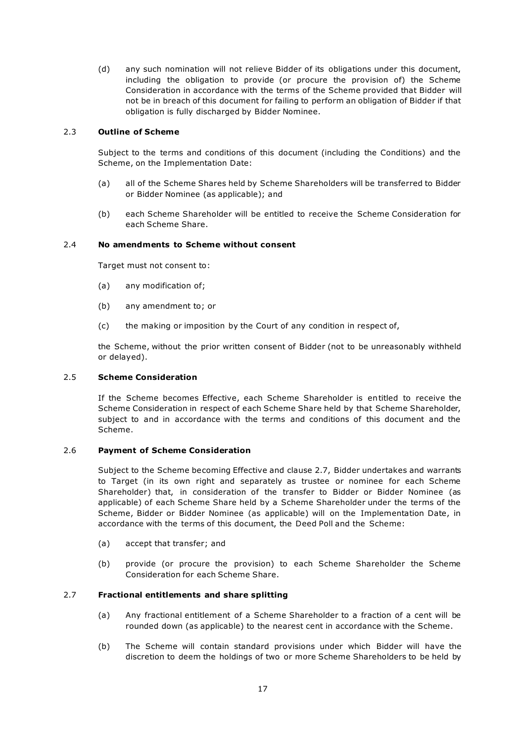(d) any such nomination will not relieve Bidder of its obligations under this document, including the obligation to provide (or procure the provision of) the Scheme Consideration in accordance with the terms of the Scheme provided that Bidder will not be in breach of this document for failing to perform an obligation of Bidder if that obligation is fully discharged by Bidder Nominee.

### 2.3 Outline of Scheme

Subject to the terms and conditions of this document (including the Conditions) and the Scheme, on the Implementation Date:

(a) all of the Scheme Shares held by Scheme Shareholders will be transferred to Bidder or Bidder Nominee (as applicable); and

(b) each Scheme Shareholder will be entitled to receive the Scheme Consideration for each Scheme Share.

### 2.4 No amendments to Scheme without consent

Target must not consent to:

(a) any modification of;

(b) any amendment to; or

(c) the making or imposition by the Court of any condition in respect of,

the Scheme, without the prior written consent of Bidder (not to be unreasonably withheld or delayed).

### 2.5 Scheme Consideration

If the Scheme becomes Effective, each Scheme Shareholder is entitled to receive the Scheme Consideration in respect of each Scheme Share held by that Scheme Shareholder, subject to and in accordance with the terms and conditions of this document and the Scheme.

### 2.6 Payment of Scheme Consideration

Subject to the Scheme becoming Effective and clause 2.7, Bidder undertakes and warrants to Target (in its own right and separately as trustee or nominee for each Scheme Shareholder) that, in consideration of the transfer to Bidder or Bidder Nominee (as applicable) of each Scheme Share held by a Scheme Shareholder under the terms of the Scheme, Bidder or Bidder Nominee (as applicable) will on the Implementation Date, in accordance with the terms of this document, the Deed Poll and the Scheme:

(a) accept that transfer; and

(b) provide (or procure the provision) to each Scheme Shareholder the Scheme Consideration for each Scheme Share.

### 2.7 Fractional entitlements and share splitting

(a) Any fractional entitlement of a Scheme Shareholder to a fraction of a cent will be rounded down (as applicable) to the nearest cent in accordance with the Scheme.

(b) The Scheme will contain standard provisions under which Bidder will have the discretion to deem the holdings of two or more Scheme Shareholders to be held by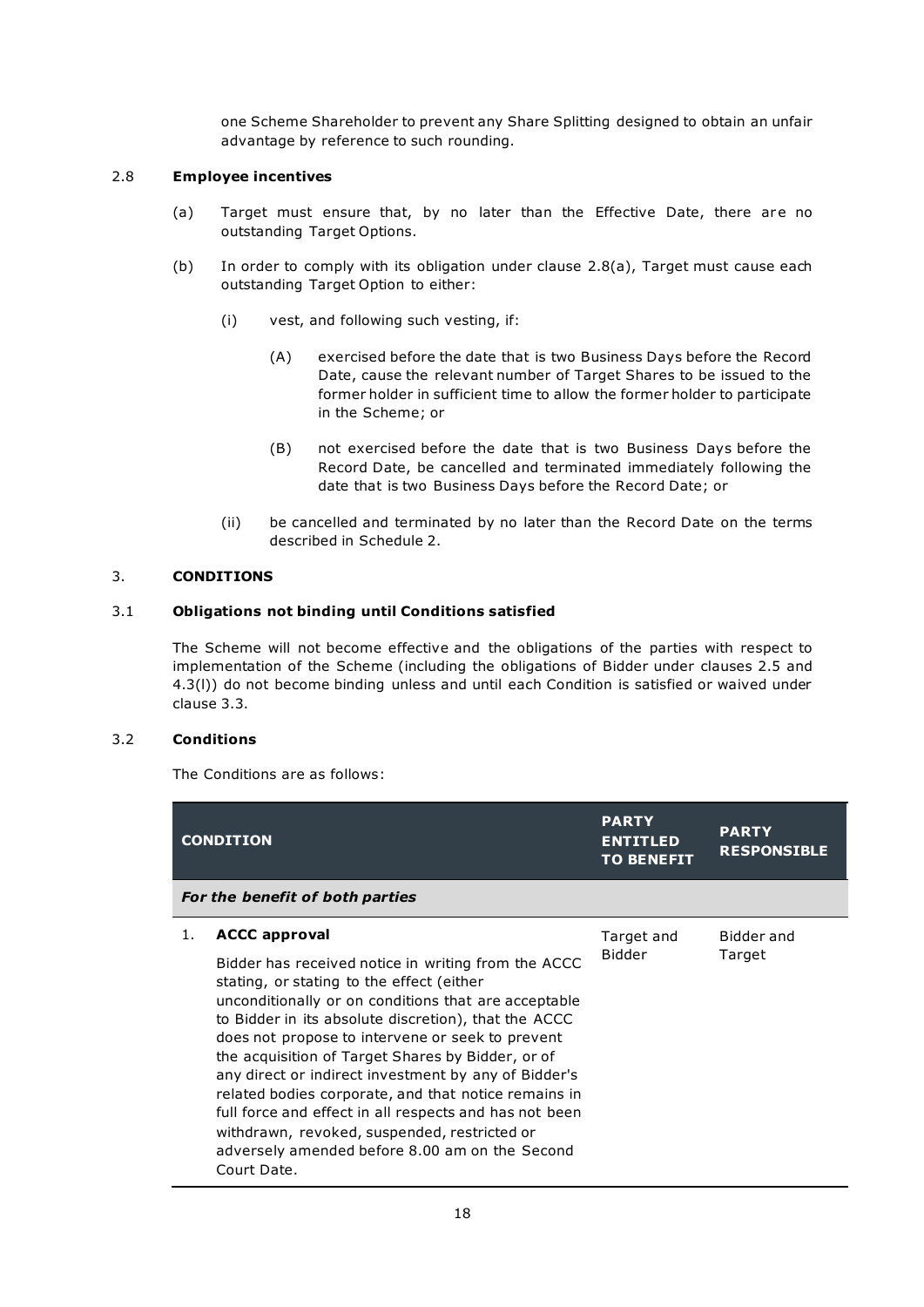one Scheme Shareholder to prevent any Share Splitting designed to obtain an unfair advantage by reference to such rounding.

### 2.8 **Employee incentives**

(a) Target must ensure that, by no later than the Effective Date, there are no outstanding Target Options.

(b) In order to comply with its obligation under clause 2.8(a), Target must cause each outstanding Target Option to either:

  (i) vest, and following such vesting, if:

    (A) exercised before the date that is two Business Days before the Record Date, cause the relevant number of Target Shares to be issued to the former holder in sufficient time to allow the former holder to participate in the Scheme; or

    (B) not exercised before the date that is two Business Days before the Record Date, be cancelled and terminated immediately following the date that is two Business Days before the Record Date; or

  (ii) be cancelled and terminated by no later than the Record Date on the terms described in Schedule 2.

## 3. **CONDITIONS**

### 3.1 **Obligations not binding until Conditions satisfied**

The Scheme will not become effective and the obligations of the parties with respect to implementation of the Scheme (including the obligations of Bidder under clauses 2.5 and 4.3(l)) do not become binding unless and until each Condition is satisfied or waived under clause 3.3.

### 3.2 **Conditions**

The Conditions are as follows:

| CONDITION | PARTY ENTITLED TO BENEFIT | PARTY RESPONSIBLE |
|---|---|---|
| ***For the benefit of both parties*** | | |
| 1. **ACCC approval**<br><br>Bidder has received notice in writing from the ACCC stating, or stating to the effect (either unconditionally or on conditions that are acceptable to Bidder in its absolute discretion), that the ACCC does not propose to intervene or seek to prevent the acquisition of Target Shares by Bidder, or of any direct or indirect investment by any of Bidder's related bodies corporate, and that notice remains in full force and effect in all respects and has not been withdrawn, revoked, suspended, restricted or adversely amended before 8.00 am on the Second Court Date. | Target and Bidder | Bidder and Target |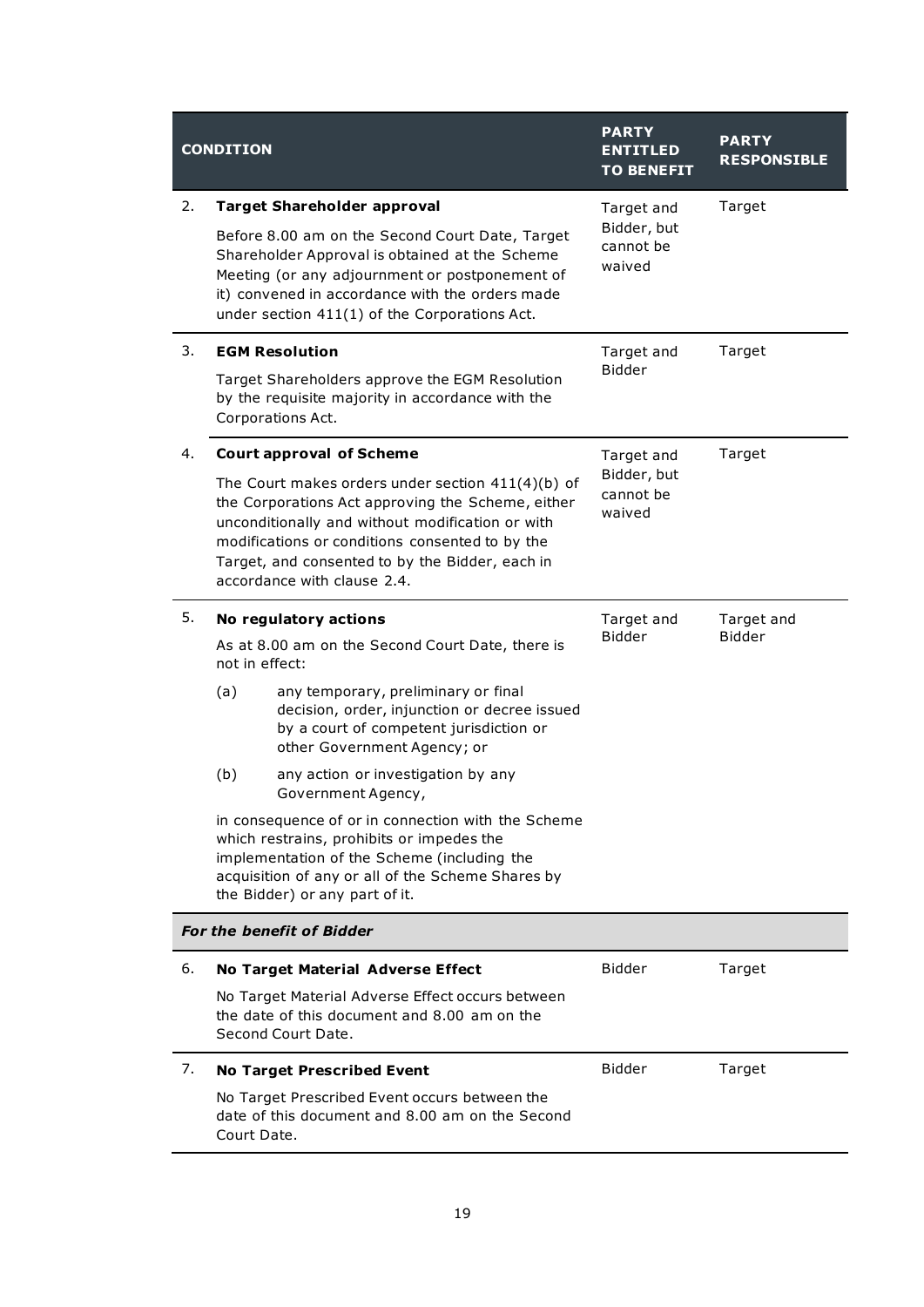| CONDITION | PARTY ENTITLED TO BENEFIT | PARTY RESPONSIBLE |
|---|---|---|
| 2. **Target Shareholder approval**<br><br>Before 8.00 am on the Second Court Date, Target Shareholder Approval is obtained at the Scheme Meeting (or any adjournment or postponement of it) convened in accordance with the orders made under section 411(1) of the Corporations Act. | Target and Bidder, but cannot be waived | Target |
| 3. **EGM Resolution**<br><br>Target Shareholders approve the EGM Resolution by the requisite majority in accordance with the Corporations Act. | Target and Bidder | Target |
| 4. **Court approval of Scheme**<br><br>The Court makes orders under section 411(4)(b) of the Corporations Act approving the Scheme, either unconditionally and without modification or with modifications or conditions consented to by the Target, and consented to by the Bidder, each in accordance with clause 2.4. | Target and Bidder, but cannot be waived | Target |
| 5. **No regulatory actions**<br><br>As at 8.00 am on the Second Court Date, there is not in effect:<br><br>(a) any temporary, preliminary or final decision, order, injunction or decree issued by a court of competent jurisdiction or other Government Agency; or<br><br>(b) any action or investigation by any Government Agency,<br><br>in consequence of or in connection with the Scheme which restrains, prohibits or impedes the implementation of the Scheme (including the acquisition of any or all of the Scheme Shares by the Bidder) or any part of it. | Target and Bidder | Target and Bidder |
| ***For the benefit of Bidder*** | | |
| 6. **No Target Material Adverse Effect**<br><br>No Target Material Adverse Effect occurs between the date of this document and 8.00 am on the Second Court Date. | Bidder | Target |
| 7. **No Target Prescribed Event**<br><br>No Target Prescribed Event occurs between the date of this document and 8.00 am on the Second Court Date. | Bidder | Target |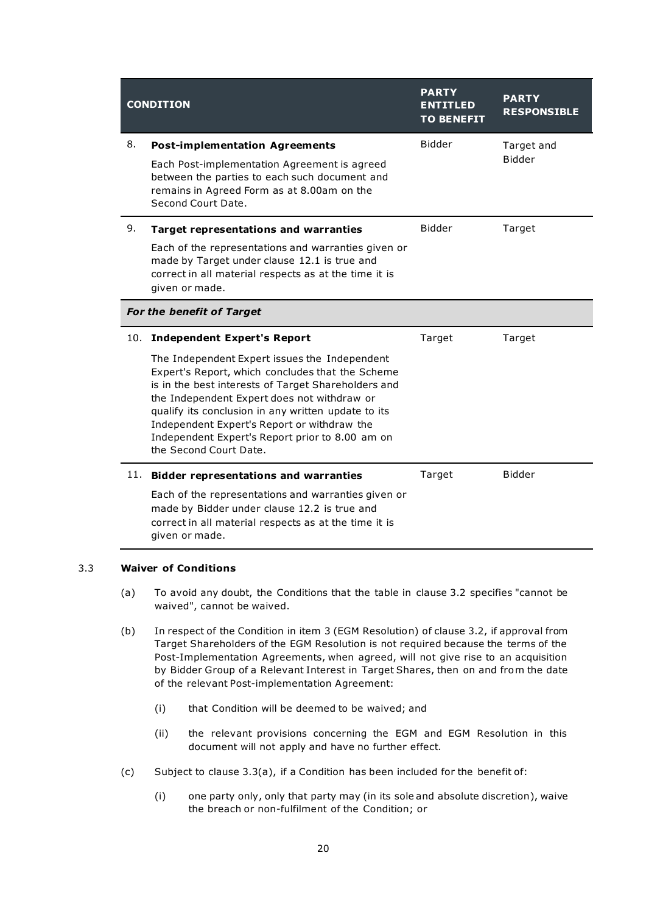| CONDITION | PARTY ENTITLED TO BENEFIT | PARTY RESPONSIBLE |
|---|---|---|
| 8. **Post-implementation Agreements**<br><br>Each Post-implementation Agreement is agreed between the parties to each such document and remains in Agreed Form as at 8.00am on the Second Court Date. | Bidder | Target and Bidder |
| 9. **Target representations and warranties**<br><br>Each of the representations and warranties given or made by Target under clause 12.1 is true and correct in all material respects as at the time it is given or made. | Bidder | Target |
| ***For the benefit of Target*** | | |
| 10. **Independent Expert's Report**<br><br>The Independent Expert issues the Independent Expert's Report, which concludes that the Scheme is in the best interests of Target Shareholders and the Independent Expert does not withdraw or qualify its conclusion in any written update to its Independent Expert's Report or withdraw the Independent Expert's Report prior to 8.00 am on the Second Court Date. | Target | Target |
| 11. **Bidder representations and warranties**<br><br>Each of the representations and warranties given or made by Bidder under clause 12.2 is true and correct in all material respects as at the time it is given or made. | Target | Bidder |

3.3 **Waiver of Conditions**

(a) To avoid any doubt, the Conditions that the table in clause 3.2 specifies "cannot be waived", cannot be waived.

(b) In respect of the Condition in item 3 (EGM Resolution) of clause 3.2, if approval from Target Shareholders of the EGM Resolution is not required because the terms of the Post-Implementation Agreements, when agreed, will not give rise to an acquisition by Bidder Group of a Relevant Interest in Target Shares, then on and from the date of the relevant Post-implementation Agreement:

(i) that Condition will be deemed to be waived; and

(ii) the relevant provisions concerning the EGM and EGM Resolution in this document will not apply and have no further effect.

(c) Subject to clause 3.3(a), if a Condition has been included for the benefit of:

(i) one party only, only that party may (in its sole and absolute discretion), waive the breach or non-fulfilment of the Condition; or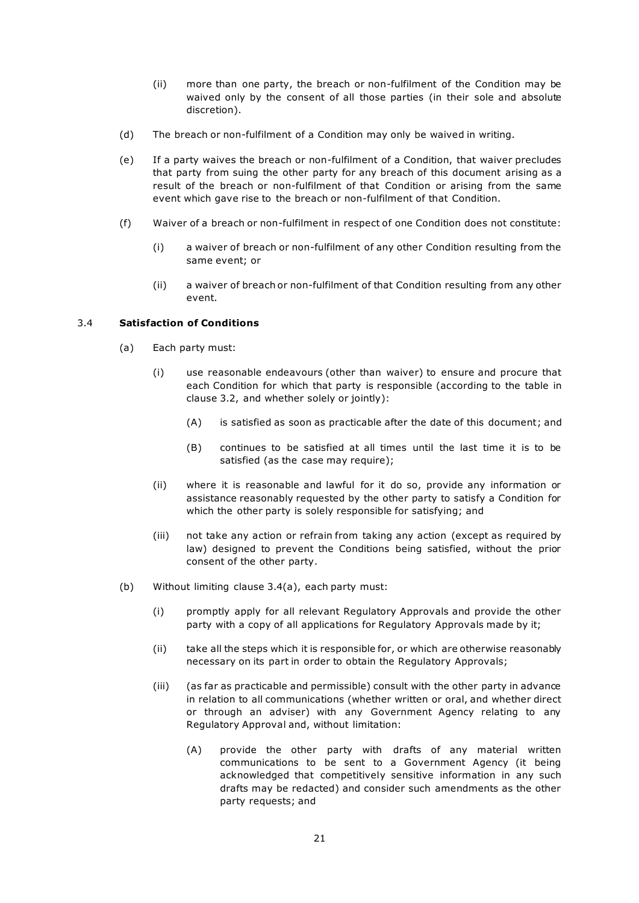(ii) more than one party, the breach or non-fulfilment of the Condition may be waived only by the consent of all those parties (in their sole and absolute discretion).

(d) The breach or non-fulfilment of a Condition may only be waived in writing.

(e) If a party waives the breach or non-fulfilment of a Condition, that waiver precludes that party from suing the other party for any breach of this document arising as a result of the breach or non-fulfilment of that Condition or arising from the same event which gave rise to the breach or non-fulfilment of that Condition.

(f) Waiver of a breach or non-fulfilment in respect of one Condition does not constitute:

(i) a waiver of breach or non-fulfilment of any other Condition resulting from the same event; or

(ii) a waiver of breach or non-fulfilment of that Condition resulting from any other event.

3.4 **Satisfaction of Conditions**

(a) Each party must:

(i) use reasonable endeavours (other than waiver) to ensure and procure that each Condition for which that party is responsible (according to the table in clause 3.2, and whether solely or jointly):

(A) is satisfied as soon as practicable after the date of this document; and

(B) continues to be satisfied at all times until the last time it is to be satisfied (as the case may require);

(ii) where it is reasonable and lawful for it do so, provide any information or assistance reasonably requested by the other party to satisfy a Condition for which the other party is solely responsible for satisfying; and

(iii) not take any action or refrain from taking any action (except as required by law) designed to prevent the Conditions being satisfied, without the prior consent of the other party.

(b) Without limiting clause 3.4(a), each party must:

(i) promptly apply for all relevant Regulatory Approvals and provide the other party with a copy of all applications for Regulatory Approvals made by it;

(ii) take all the steps which it is responsible for, or which are otherwise reasonably necessary on its part in order to obtain the Regulatory Approvals;

(iii) (as far as practicable and permissible) consult with the other party in advance in relation to all communications (whether written or oral, and whether direct or through an adviser) with any Government Agency relating to any Regulatory Approval and, without limitation:

(A) provide the other party with drafts of any material written communications to be sent to a Government Agency (it being acknowledged that competitively sensitive information in any such drafts may be redacted) and consider such amendments as the other party requests; and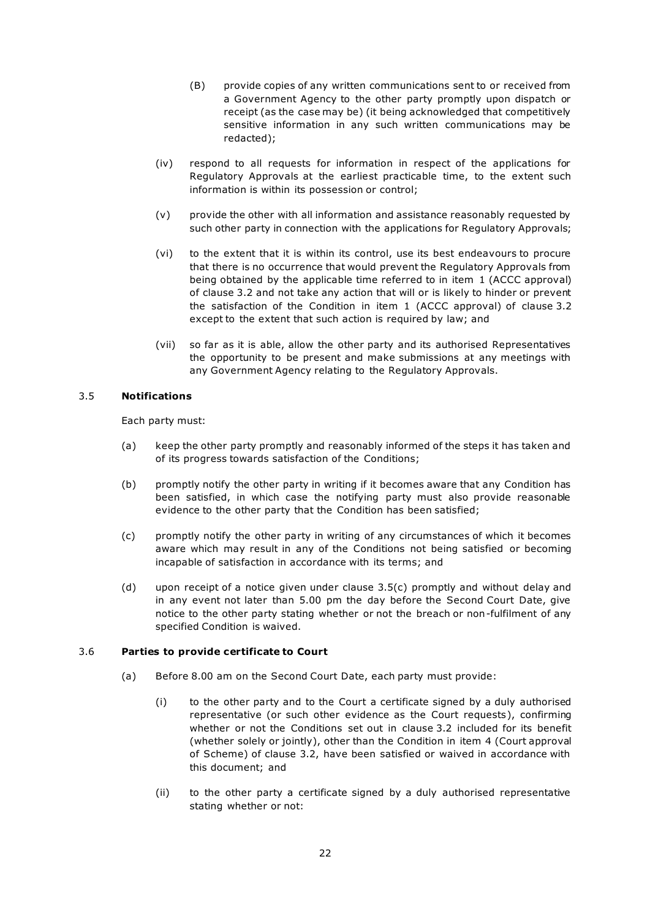(B) provide copies of any written communications sent to or received from a Government Agency to the other party promptly upon dispatch or receipt (as the case may be) (it being acknowledged that competitively sensitive information in any such written communications may be redacted);

(iv) respond to all requests for information in respect of the applications for Regulatory Approvals at the earliest practicable time, to the extent such information is within its possession or control;

(v) provide the other with all information and assistance reasonably requested by such other party in connection with the applications for Regulatory Approvals;

(vi) to the extent that it is within its control, use its best endeavours to procure that there is no occurrence that would prevent the Regulatory Approvals from being obtained by the applicable time referred to in item 1 (ACCC approval) of clause 3.2 and not take any action that will or is likely to hinder or prevent the satisfaction of the Condition in item 1 (ACCC approval) of clause 3.2 except to the extent that such action is required by law; and

(vii) so far as it is able, allow the other party and its authorised Representatives the opportunity to be present and make submissions at any meetings with any Government Agency relating to the Regulatory Approvals.

### 3.5 **Notifications**

Each party must:

(a) keep the other party promptly and reasonably informed of the steps it has taken and of its progress towards satisfaction of the Conditions;

(b) promptly notify the other party in writing if it becomes aware that any Condition has been satisfied, in which case the notifying party must also provide reasonable evidence to the other party that the Condition has been satisfied;

(c) promptly notify the other party in writing of any circumstances of which it becomes aware which may result in any of the Conditions not being satisfied or becoming incapable of satisfaction in accordance with its terms; and

(d) upon receipt of a notice given under clause 3.5(c) promptly and without delay and in any event not later than 5.00 pm the day before the Second Court Date, give notice to the other party stating whether or not the breach or non-fulfilment of any specified Condition is waived.

### 3.6 **Parties to provide certificate to Court**

(a) Before 8.00 am on the Second Court Date, each party must provide:

(i) to the other party and to the Court a certificate signed by a duly authorised representative (or such other evidence as the Court requests), confirming whether or not the Conditions set out in clause 3.2 included for its benefit (whether solely or jointly), other than the Condition in item 4 (Court approval of Scheme) of clause 3.2, have been satisfied or waived in accordance with this document; and

(ii) to the other party a certificate signed by a duly authorised representative stating whether or not: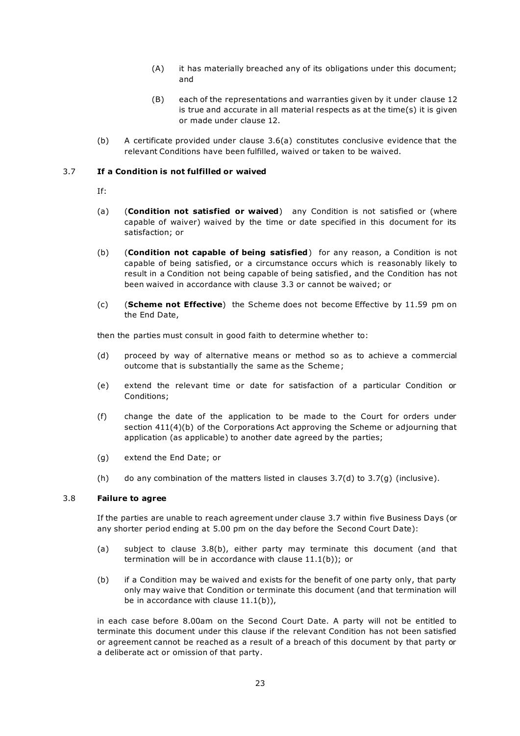(A) it has materially breached any of its obligations under this document; and

(B) each of the representations and warranties given by it under clause 12 is true and accurate in all material respects as at the time(s) it is given or made under clause 12.

(b) A certificate provided under clause 3.6(a) constitutes conclusive evidence that the relevant Conditions have been fulfilled, waived or taken to be waived.

### 3.7 If a Condition is not fulfilled or waived

If:

(a) (**Condition not satisfied or waived**) any Condition is not satisfied or (where capable of waiver) waived by the time or date specified in this document for its satisfaction; or

(b) (**Condition not capable of being satisfied**) for any reason, a Condition is not capable of being satisfied, or a circumstance occurs which is reasonably likely to result in a Condition not being capable of being satisfied, and the Condition has not been waived in accordance with clause 3.3 or cannot be waived; or

(c) (**Scheme not Effective**) the Scheme does not become Effective by 11.59 pm on the End Date,

then the parties must consult in good faith to determine whether to:

(d) proceed by way of alternative means or method so as to achieve a commercial outcome that is substantially the same as the Scheme;

(e) extend the relevant time or date for satisfaction of a particular Condition or Conditions;

(f) change the date of the application to be made to the Court for orders under section 411(4)(b) of the Corporations Act approving the Scheme or adjourning that application (as applicable) to another date agreed by the parties;

(g) extend the End Date; or

(h) do any combination of the matters listed in clauses 3.7(d) to 3.7(g) (inclusive).

### 3.8 Failure to agree

If the parties are unable to reach agreement under clause 3.7 within five Business Days (or any shorter period ending at 5.00 pm on the day before the Second Court Date):

(a) subject to clause 3.8(b), either party may terminate this document (and that termination will be in accordance with clause 11.1(b)); or

(b) if a Condition may be waived and exists for the benefit of one party only, that party only may waive that Condition or terminate this document (and that termination will be in accordance with clause 11.1(b)),

in each case before 8.00am on the Second Court Date. A party will not be entitled to terminate this document under this clause if the relevant Condition has not been satisfied or agreement cannot be reached as a result of a breach of this document by that party or a deliberate act or omission of that party.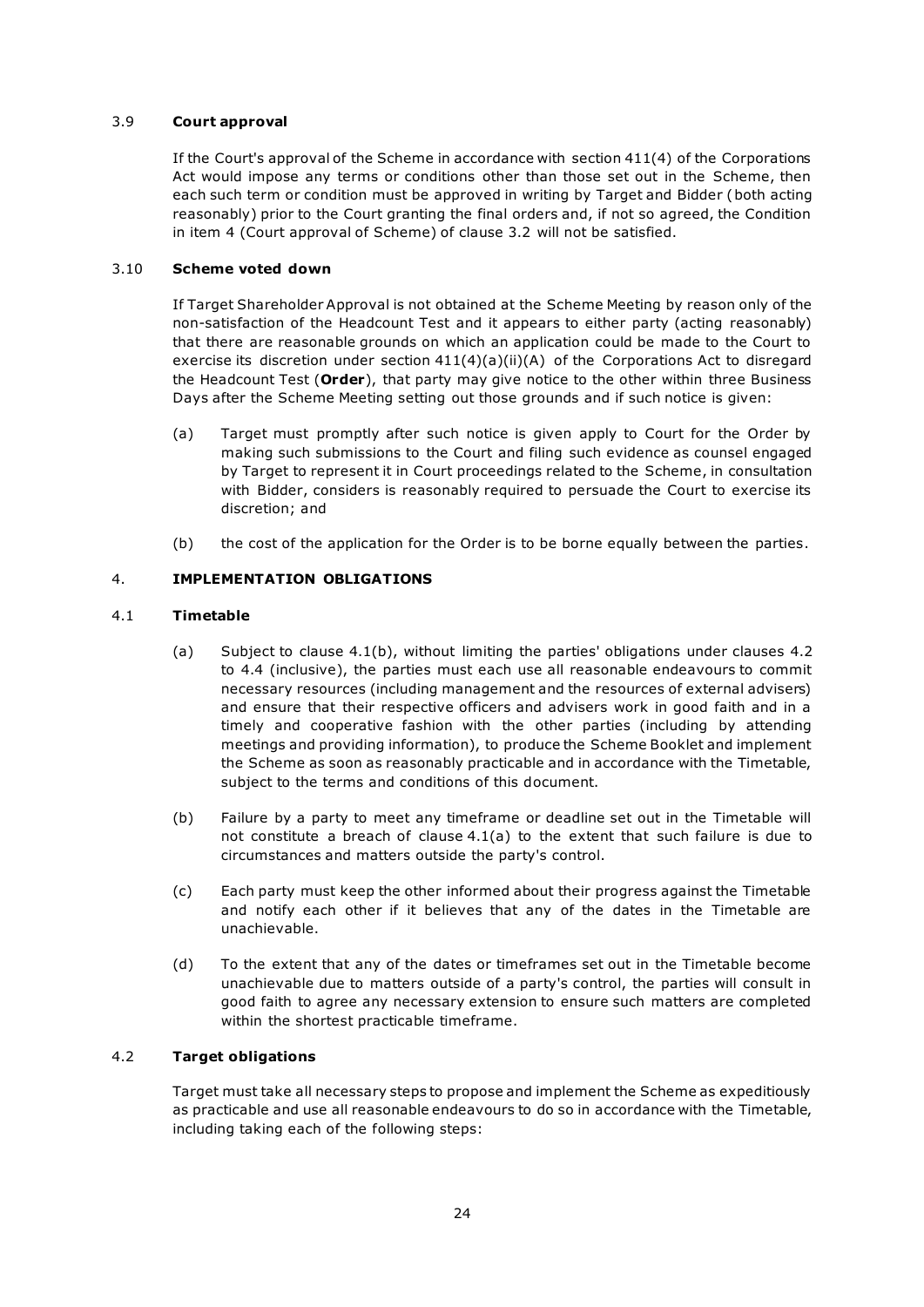### 3.9 **Court approval**

If the Court's approval of the Scheme in accordance with section 411(4) of the Corporations Act would impose any terms or conditions other than those set out in the Scheme, then each such term or condition must be approved in writing by Target and Bidder (both acting reasonably) prior to the Court granting the final orders and, if not so agreed, the Condition in item 4 (Court approval of Scheme) of clause 3.2 will not be satisfied.

### 3.10 **Scheme voted down**

If Target Shareholder Approval is not obtained at the Scheme Meeting by reason only of the non-satisfaction of the Headcount Test and it appears to either party (acting reasonably) that there are reasonable grounds on which an application could be made to the Court to exercise its discretion under section 411(4)(a)(ii)(A) of the Corporations Act to disregard the Headcount Test (**Order**), that party may give notice to the other within three Business Days after the Scheme Meeting setting out those grounds and if such notice is given:

(a) Target must promptly after such notice is given apply to Court for the Order by making such submissions to the Court and filing such evidence as counsel engaged by Target to represent it in Court proceedings related to the Scheme, in consultation with Bidder, considers is reasonably required to persuade the Court to exercise its discretion; and

(b) the cost of the application for the Order is to be borne equally between the parties.

## 4. **IMPLEMENTATION OBLIGATIONS**

### 4.1 **Timetable**

(a) Subject to clause 4.1(b), without limiting the parties' obligations under clauses 4.2 to 4.4 (inclusive), the parties must each use all reasonable endeavours to commit necessary resources (including management and the resources of external advisers) and ensure that their respective officers and advisers work in good faith and in a timely and cooperative fashion with the other parties (including by attending meetings and providing information), to produce the Scheme Booklet and implement the Scheme as soon as reasonably practicable and in accordance with the Timetable, subject to the terms and conditions of this document.

(b) Failure by a party to meet any timeframe or deadline set out in the Timetable will not constitute a breach of clause 4.1(a) to the extent that such failure is due to circumstances and matters outside the party's control.

(c) Each party must keep the other informed about their progress against the Timetable and notify each other if it believes that any of the dates in the Timetable are unachievable.

(d) To the extent that any of the dates or timeframes set out in the Timetable become unachievable due to matters outside of a party's control, the parties will consult in good faith to agree any necessary extension to ensure such matters are completed within the shortest practicable timeframe.

### 4.2 **Target obligations**

Target must take all necessary steps to propose and implement the Scheme as expeditiously as practicable and use all reasonable endeavours to do so in accordance with the Timetable, including taking each of the following steps: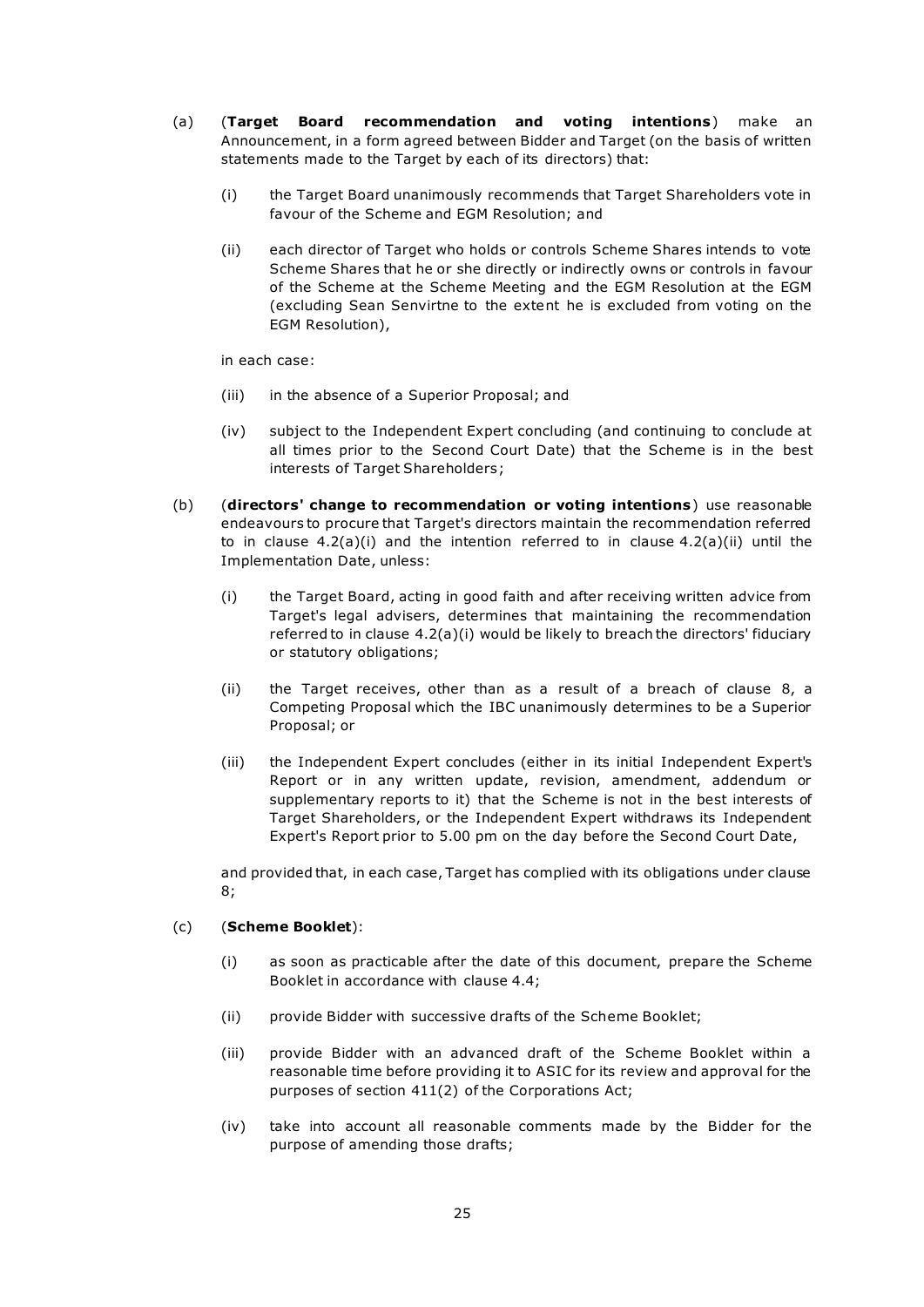(a) (**Target Board recommendation and voting intentions**) make an Announcement, in a form agreed between Bidder and Target (on the basis of written statements made to the Target by each of its directors) that:

   (i) the Target Board unanimously recommends that Target Shareholders vote in favour of the Scheme and EGM Resolution; and

   (ii) each director of Target who holds or controls Scheme Shares intends to vote Scheme Shares that he or she directly or indirectly owns or controls in favour of the Scheme at the Scheme Meeting and the EGM Resolution at the EGM (excluding Sean Senvirtne to the extent he is excluded from voting on the EGM Resolution),

   in each case:

   (iii) in the absence of a Superior Proposal; and

   (iv) subject to the Independent Expert concluding (and continuing to conclude at all times prior to the Second Court Date) that the Scheme is in the best interests of Target Shareholders;

(b) (**directors' change to recommendation or voting intentions**) use reasonable endeavours to procure that Target's directors maintain the recommendation referred to in clause 4.2(a)(i) and the intention referred to in clause 4.2(a)(ii) until the Implementation Date, unless:

   (i) the Target Board, acting in good faith and after receiving written advice from Target's legal advisers, determines that maintaining the recommendation referred to in clause 4.2(a)(i) would be likely to breach the directors' fiduciary or statutory obligations;

   (ii) the Target receives, other than as a result of a breach of clause 8, a Competing Proposal which the IBC unanimously determines to be a Superior Proposal; or

   (iii) the Independent Expert concludes (either in its initial Independent Expert's Report or in any written update, revision, amendment, addendum or supplementary reports to it) that the Scheme is not in the best interests of Target Shareholders, or the Independent Expert withdraws its Independent Expert's Report prior to 5.00 pm on the day before the Second Court Date,

   and provided that, in each case, Target has complied with its obligations under clause 8;

(c) (**Scheme Booklet**):

   (i) as soon as practicable after the date of this document, prepare the Scheme Booklet in accordance with clause 4.4;

   (ii) provide Bidder with successive drafts of the Scheme Booklet;

   (iii) provide Bidder with an advanced draft of the Scheme Booklet within a reasonable time before providing it to ASIC for its review and approval for the purposes of section 411(2) of the Corporations Act;

   (iv) take into account all reasonable comments made by the Bidder for the purpose of amending those drafts;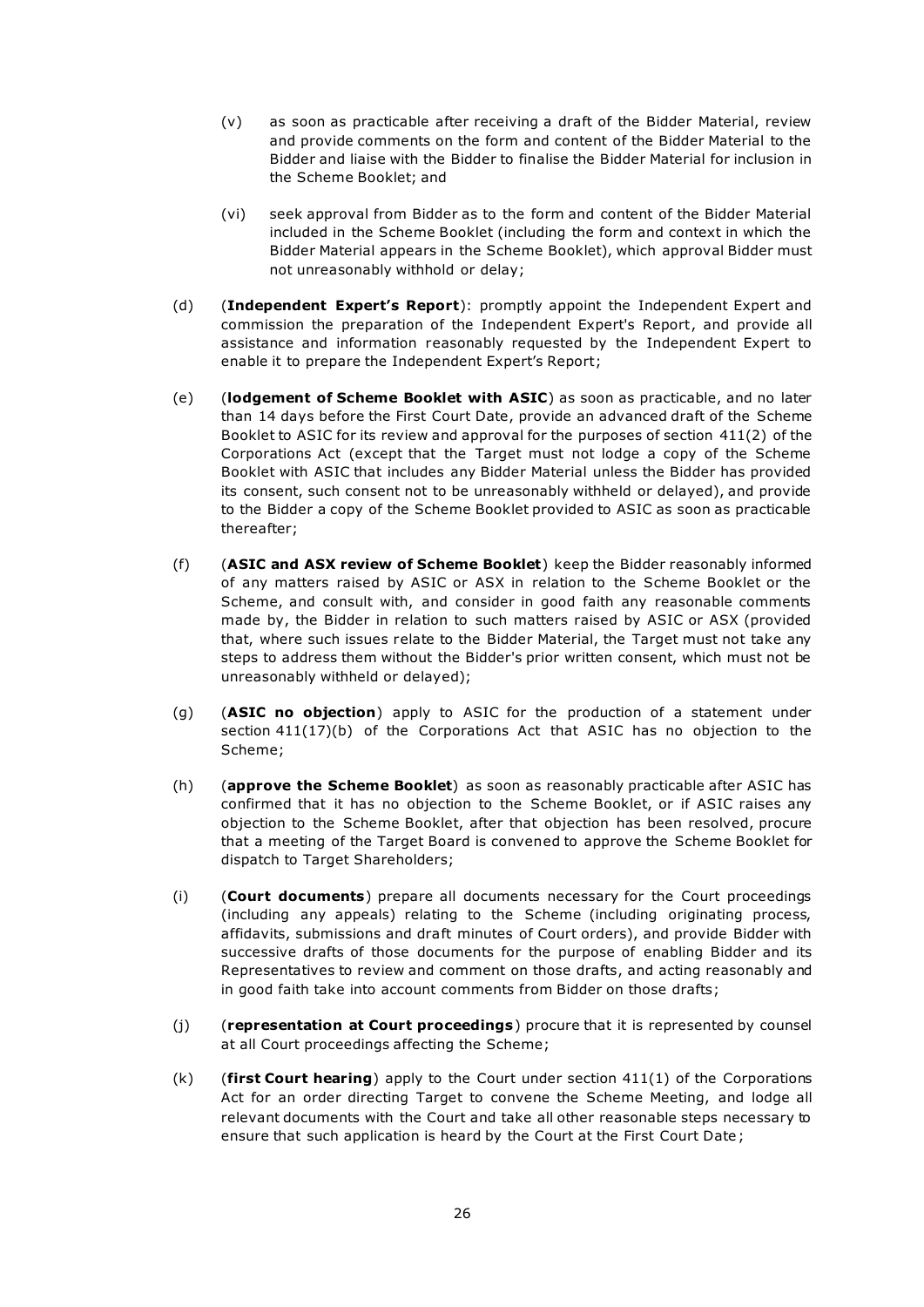(v) as soon as practicable after receiving a draft of the Bidder Material, review and provide comments on the form and content of the Bidder Material to the Bidder and liaise with the Bidder to finalise the Bidder Material for inclusion in the Scheme Booklet; and

(vi) seek approval from Bidder as to the form and content of the Bidder Material included in the Scheme Booklet (including the form and context in which the Bidder Material appears in the Scheme Booklet), which approval Bidder must not unreasonably withhold or delay;

(d) (**Independent Expert's Report**): promptly appoint the Independent Expert and commission the preparation of the Independent Expert's Report, and provide all assistance and information reasonably requested by the Independent Expert to enable it to prepare the Independent Expert's Report;

(e) (**lodgement of Scheme Booklet with ASIC**) as soon as practicable, and no later than 14 days before the First Court Date, provide an advanced draft of the Scheme Booklet to ASIC for its review and approval for the purposes of section 411(2) of the Corporations Act (except that the Target must not lodge a copy of the Scheme Booklet with ASIC that includes any Bidder Material unless the Bidder has provided its consent, such consent not to be unreasonably withheld or delayed), and provide to the Bidder a copy of the Scheme Booklet provided to ASIC as soon as practicable thereafter;

(f) (**ASIC and ASX review of Scheme Booklet**) keep the Bidder reasonably informed of any matters raised by ASIC or ASX in relation to the Scheme Booklet or the Scheme, and consult with, and consider in good faith any reasonable comments made by, the Bidder in relation to such matters raised by ASIC or ASX (provided that, where such issues relate to the Bidder Material, the Target must not take any steps to address them without the Bidder's prior written consent, which must not be unreasonably withheld or delayed);

(g) (**ASIC no objection**) apply to ASIC for the production of a statement under section 411(17)(b) of the Corporations Act that ASIC has no objection to the Scheme;

(h) (**approve the Scheme Booklet**) as soon as reasonably practicable after ASIC has confirmed that it has no objection to the Scheme Booklet, or if ASIC raises any objection to the Scheme Booklet, after that objection has been resolved, procure that a meeting of the Target Board is convened to approve the Scheme Booklet for dispatch to Target Shareholders;

(i) (**Court documents**) prepare all documents necessary for the Court proceedings (including any appeals) relating to the Scheme (including originating process, affidavits, submissions and draft minutes of Court orders), and provide Bidder with successive drafts of those documents for the purpose of enabling Bidder and its Representatives to review and comment on those drafts, and acting reasonably and in good faith take into account comments from Bidder on those drafts;

(j) (**representation at Court proceedings**) procure that it is represented by counsel at all Court proceedings affecting the Scheme;

(k) (**first Court hearing**) apply to the Court under section 411(1) of the Corporations Act for an order directing Target to convene the Scheme Meeting, and lodge all relevant documents with the Court and take all other reasonable steps necessary to ensure that such application is heard by the Court at the First Court Date;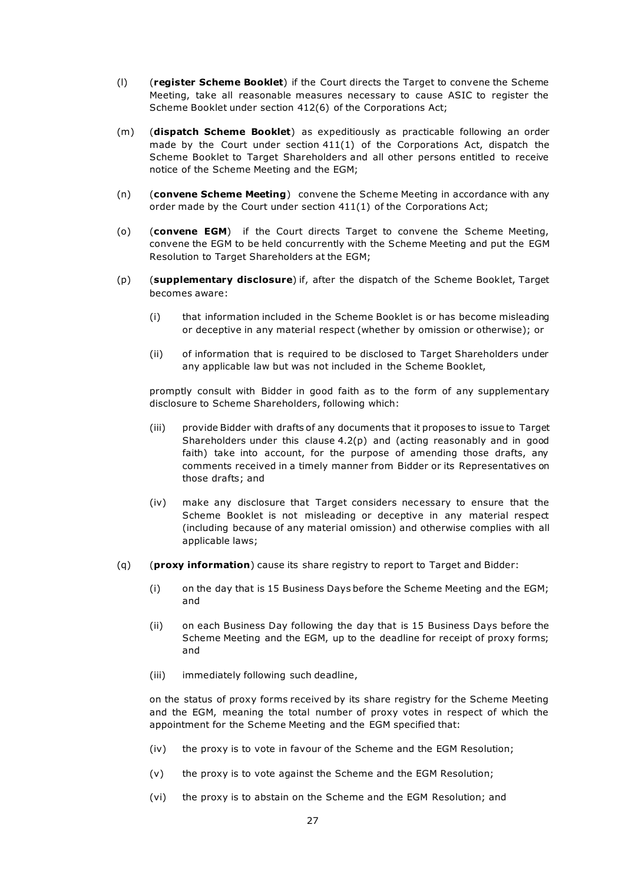(l) (**register Scheme Booklet**) if the Court directs the Target to convene the Scheme Meeting, take all reasonable measures necessary to cause ASIC to register the Scheme Booklet under section 412(6) of the Corporations Act;

(m) (**dispatch Scheme Booklet**) as expeditiously as practicable following an order made by the Court under section 411(1) of the Corporations Act, dispatch the Scheme Booklet to Target Shareholders and all other persons entitled to receive notice of the Scheme Meeting and the EGM;

(n) (**convene Scheme Meeting**) convene the Scheme Meeting in accordance with any order made by the Court under section 411(1) of the Corporations Act;

(o) (**convene EGM**) if the Court directs Target to convene the Scheme Meeting, convene the EGM to be held concurrently with the Scheme Meeting and put the EGM Resolution to Target Shareholders at the EGM;

(p) (**supplementary disclosure**) if, after the dispatch of the Scheme Booklet, Target becomes aware:

   (i) that information included in the Scheme Booklet is or has become misleading or deceptive in any material respect (whether by omission or otherwise); or

   (ii) of information that is required to be disclosed to Target Shareholders under any applicable law but was not included in the Scheme Booklet,

   promptly consult with Bidder in good faith as to the form of any supplementary disclosure to Scheme Shareholders, following which:

   (iii) provide Bidder with drafts of any documents that it proposes to issue to Target Shareholders under this clause 4.2(p) and (acting reasonably and in good faith) take into account, for the purpose of amending those drafts, any comments received in a timely manner from Bidder or its Representatives on those drafts; and

   (iv) make any disclosure that Target considers necessary to ensure that the Scheme Booklet is not misleading or deceptive in any material respect (including because of any material omission) and otherwise complies with all applicable laws;

(q) (**proxy information**) cause its share registry to report to Target and Bidder:

   (i) on the day that is 15 Business Days before the Scheme Meeting and the EGM; and

   (ii) on each Business Day following the day that is 15 Business Days before the Scheme Meeting and the EGM, up to the deadline for receipt of proxy forms; and

   (iii) immediately following such deadline,

   on the status of proxy forms received by its share registry for the Scheme Meeting and the EGM, meaning the total number of proxy votes in respect of which the appointment for the Scheme Meeting and the EGM specified that:

   (iv) the proxy is to vote in favour of the Scheme and the EGM Resolution;

   (v) the proxy is to vote against the Scheme and the EGM Resolution;

   (vi) the proxy is to abstain on the Scheme and the EGM Resolution; and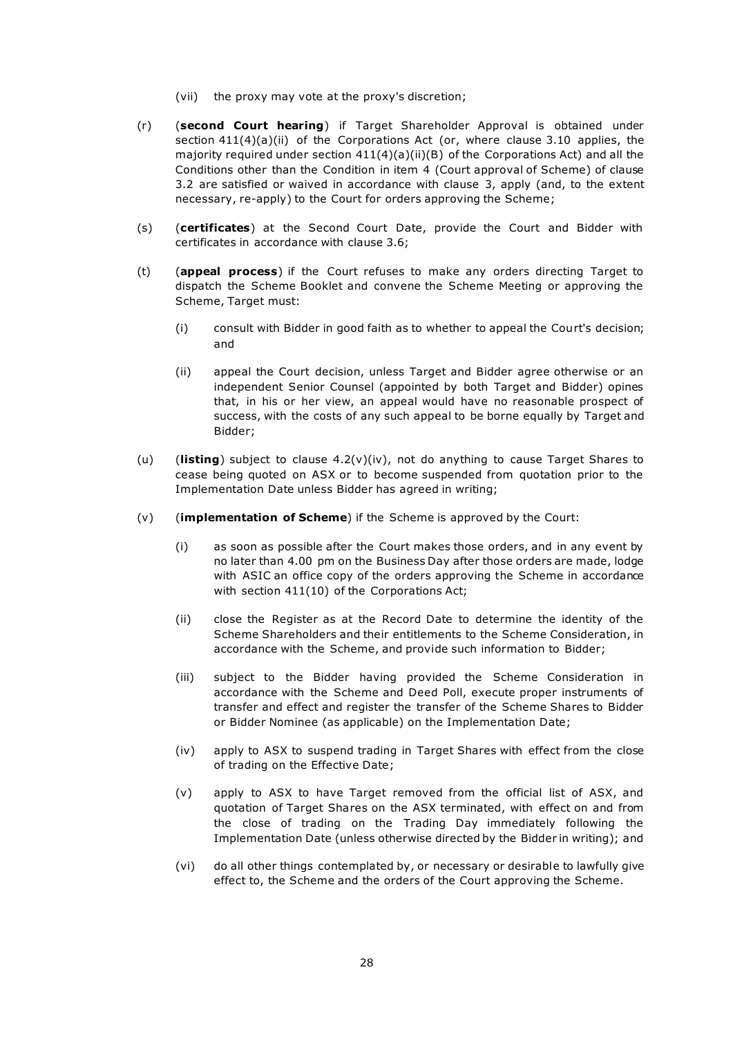(vii) the proxy may vote at the proxy's discretion;

(r) (**second Court hearing**) if Target Shareholder Approval is obtained under section 411(4)(a)(ii) of the Corporations Act (or, where clause 3.10 applies, the majority required under section 411(4)(a)(ii)(B) of the Corporations Act) and all the Conditions other than the Condition in item 4 (Court approval of Scheme) of clause 3.2 are satisfied or waived in accordance with clause 3, apply (and, to the extent necessary, re-apply) to the Court for orders approving the Scheme;

(s) (**certificates**) at the Second Court Date, provide the Court and Bidder with certificates in accordance with clause 3.6;

(t) (**appeal process**) if the Court refuses to make any orders directing Target to dispatch the Scheme Booklet and convene the Scheme Meeting or approving the Scheme, Target must:

   (i) consult with Bidder in good faith as to whether to appeal the Court's decision; and

   (ii) appeal the Court decision, unless Target and Bidder agree otherwise or an independent Senior Counsel (appointed by both Target and Bidder) opines that, in his or her view, an appeal would have no reasonable prospect of success, with the costs of any such appeal to be borne equally by Target and Bidder;

(u) (**listing**) subject to clause 4.2(v)(iv), not do anything to cause Target Shares to cease being quoted on ASX or to become suspended from quotation prior to the Implementation Date unless Bidder has agreed in writing;

(v) (**implementation of Scheme**) if the Scheme is approved by the Court:

   (i) as soon as possible after the Court makes those orders, and in any event by no later than 4.00 pm on the Business Day after those orders are made, lodge with ASIC an office copy of the orders approving the Scheme in accordance with section 411(10) of the Corporations Act;

   (ii) close the Register as at the Record Date to determine the identity of the Scheme Shareholders and their entitlements to the Scheme Consideration, in accordance with the Scheme, and provide such information to Bidder;

   (iii) subject to the Bidder having provided the Scheme Consideration in accordance with the Scheme and Deed Poll, execute proper instruments of transfer and effect and register the transfer of the Scheme Shares to Bidder or Bidder Nominee (as applicable) on the Implementation Date;

   (iv) apply to ASX to suspend trading in Target Shares with effect from the close of trading on the Effective Date;

   (v) apply to ASX to have Target removed from the official list of ASX, and quotation of Target Shares on the ASX terminated, with effect on and from the close of trading on the Trading Day immediately following the Implementation Date (unless otherwise directed by the Bidder in writing); and

   (vi) do all other things contemplated by, or necessary or desirable to lawfully give effect to, the Scheme and the orders of the Court approving the Scheme.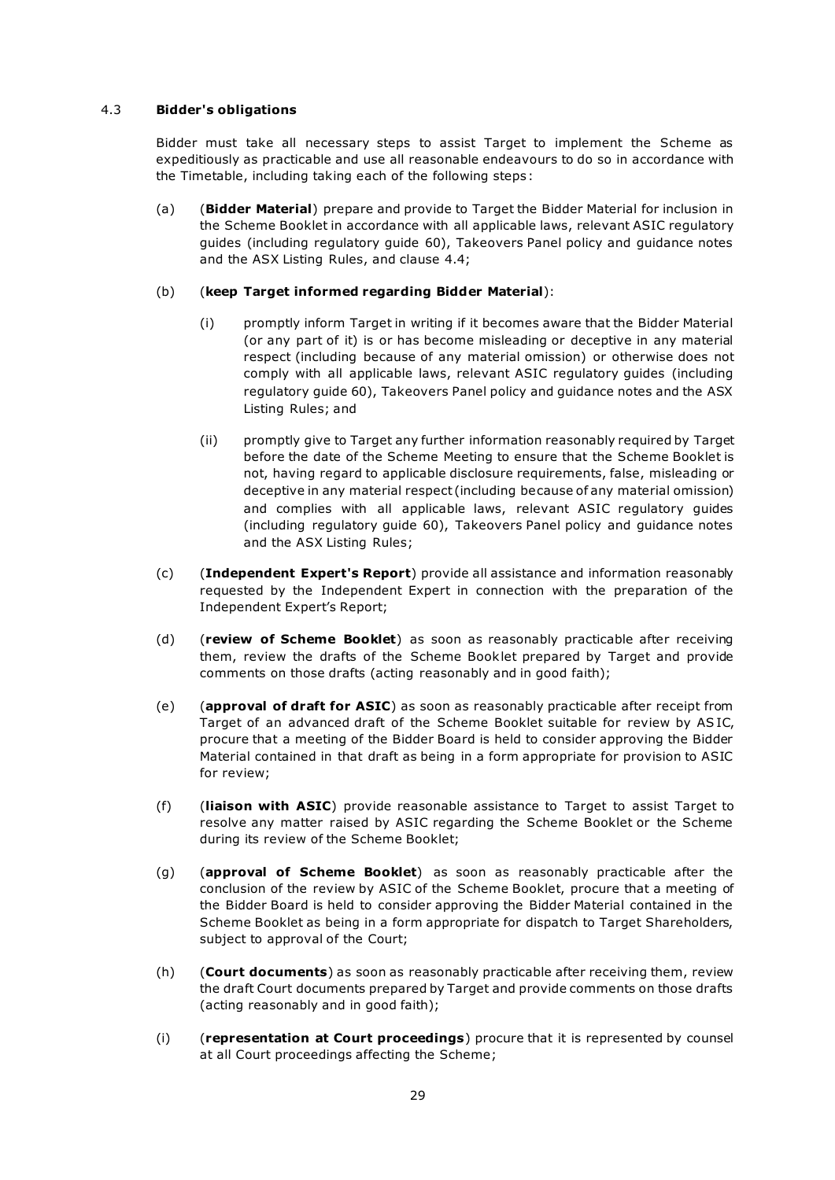### 4.3 **Bidder's obligations**

Bidder must take all necessary steps to assist Target to implement the Scheme as expeditiously as practicable and use all reasonable endeavours to do so in accordance with the Timetable, including taking each of the following steps:

(a) (**Bidder Material**) prepare and provide to Target the Bidder Material for inclusion in the Scheme Booklet in accordance with all applicable laws, relevant ASIC regulatory guides (including regulatory guide 60), Takeovers Panel policy and guidance notes and the ASX Listing Rules, and clause 4.4;

(b) (**keep Target informed regarding Bidder Material**):

(i) promptly inform Target in writing if it becomes aware that the Bidder Material (or any part of it) is or has become misleading or deceptive in any material respect (including because of any material omission) or otherwise does not comply with all applicable laws, relevant ASIC regulatory guides (including regulatory guide 60), Takeovers Panel policy and guidance notes and the ASX Listing Rules; and

(ii) promptly give to Target any further information reasonably required by Target before the date of the Scheme Meeting to ensure that the Scheme Booklet is not, having regard to applicable disclosure requirements, false, misleading or deceptive in any material respect (including because of any material omission) and complies with all applicable laws, relevant ASIC regulatory guides (including regulatory guide 60), Takeovers Panel policy and guidance notes and the ASX Listing Rules;

(c) (**Independent Expert's Report**) provide all assistance and information reasonably requested by the Independent Expert in connection with the preparation of the Independent Expert's Report;

(d) (**review of Scheme Booklet**) as soon as reasonably practicable after receiving them, review the drafts of the Scheme Booklet prepared by Target and provide comments on those drafts (acting reasonably and in good faith);

(e) (**approval of draft for ASIC**) as soon as reasonably practicable after receipt from Target of an advanced draft of the Scheme Booklet suitable for review by ASIC, procure that a meeting of the Bidder Board is held to consider approving the Bidder Material contained in that draft as being in a form appropriate for provision to ASIC for review;

(f) (**liaison with ASIC**) provide reasonable assistance to Target to assist Target to resolve any matter raised by ASIC regarding the Scheme Booklet or the Scheme during its review of the Scheme Booklet;

(g) (**approval of Scheme Booklet**) as soon as reasonably practicable after the conclusion of the review by ASIC of the Scheme Booklet, procure that a meeting of the Bidder Board is held to consider approving the Bidder Material contained in the Scheme Booklet as being in a form appropriate for dispatch to Target Shareholders, subject to approval of the Court;

(h) (**Court documents**) as soon as reasonably practicable after receiving them, review the draft Court documents prepared by Target and provide comments on those drafts (acting reasonably and in good faith);

(i) (**representation at Court proceedings**) procure that it is represented by counsel at all Court proceedings affecting the Scheme;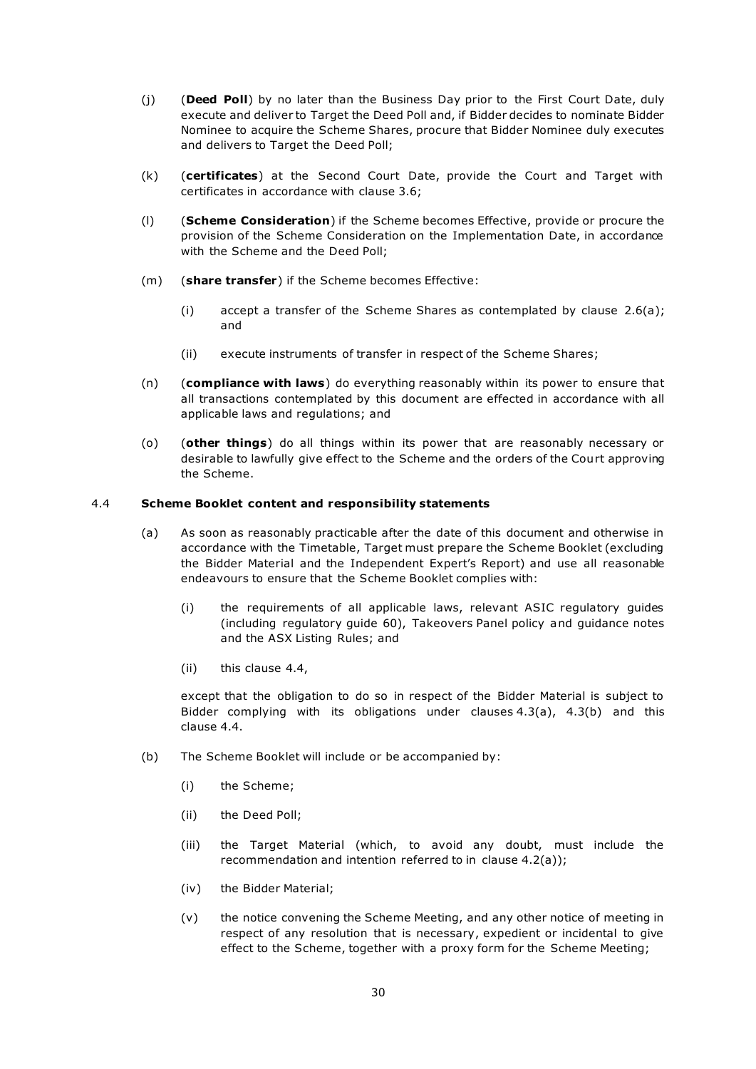(j) (**Deed Poll**) by no later than the Business Day prior to the First Court Date, duly execute and deliver to Target the Deed Poll and, if Bidder decides to nominate Bidder Nominee to acquire the Scheme Shares, procure that Bidder Nominee duly executes and delivers to Target the Deed Poll;

(k) (**certificates**) at the Second Court Date, provide the Court and Target with certificates in accordance with clause 3.6;

(l) (**Scheme Consideration**) if the Scheme becomes Effective, provide or procure the provision of the Scheme Consideration on the Implementation Date, in accordance with the Scheme and the Deed Poll;

(m) (**share transfer**) if the Scheme becomes Effective:

(i) accept a transfer of the Scheme Shares as contemplated by clause 2.6(a); and

(ii) execute instruments of transfer in respect of the Scheme Shares;

(n) (**compliance with laws**) do everything reasonably within its power to ensure that all transactions contemplated by this document are effected in accordance with all applicable laws and regulations; and

(o) (**other things**) do all things within its power that are reasonably necessary or desirable to lawfully give effect to the Scheme and the orders of the Court approving the Scheme.

### 4.4 Scheme Booklet content and responsibility statements

(a) As soon as reasonably practicable after the date of this document and otherwise in accordance with the Timetable, Target must prepare the Scheme Booklet (excluding the Bidder Material and the Independent Expert's Report) and use all reasonable endeavours to ensure that the Scheme Booklet complies with:

(i) the requirements of all applicable laws, relevant ASIC regulatory guides (including regulatory guide 60), Takeovers Panel policy and guidance notes and the ASX Listing Rules; and

(ii) this clause 4.4,

except that the obligation to do so in respect of the Bidder Material is subject to Bidder complying with its obligations under clauses 4.3(a), 4.3(b) and this clause 4.4.

(b) The Scheme Booklet will include or be accompanied by:

(i) the Scheme;

(ii) the Deed Poll;

(iii) the Target Material (which, to avoid any doubt, must include the recommendation and intention referred to in clause 4.2(a));

(iv) the Bidder Material;

(v) the notice convening the Scheme Meeting, and any other notice of meeting in respect of any resolution that is necessary, expedient or incidental to give effect to the Scheme, together with a proxy form for the Scheme Meeting;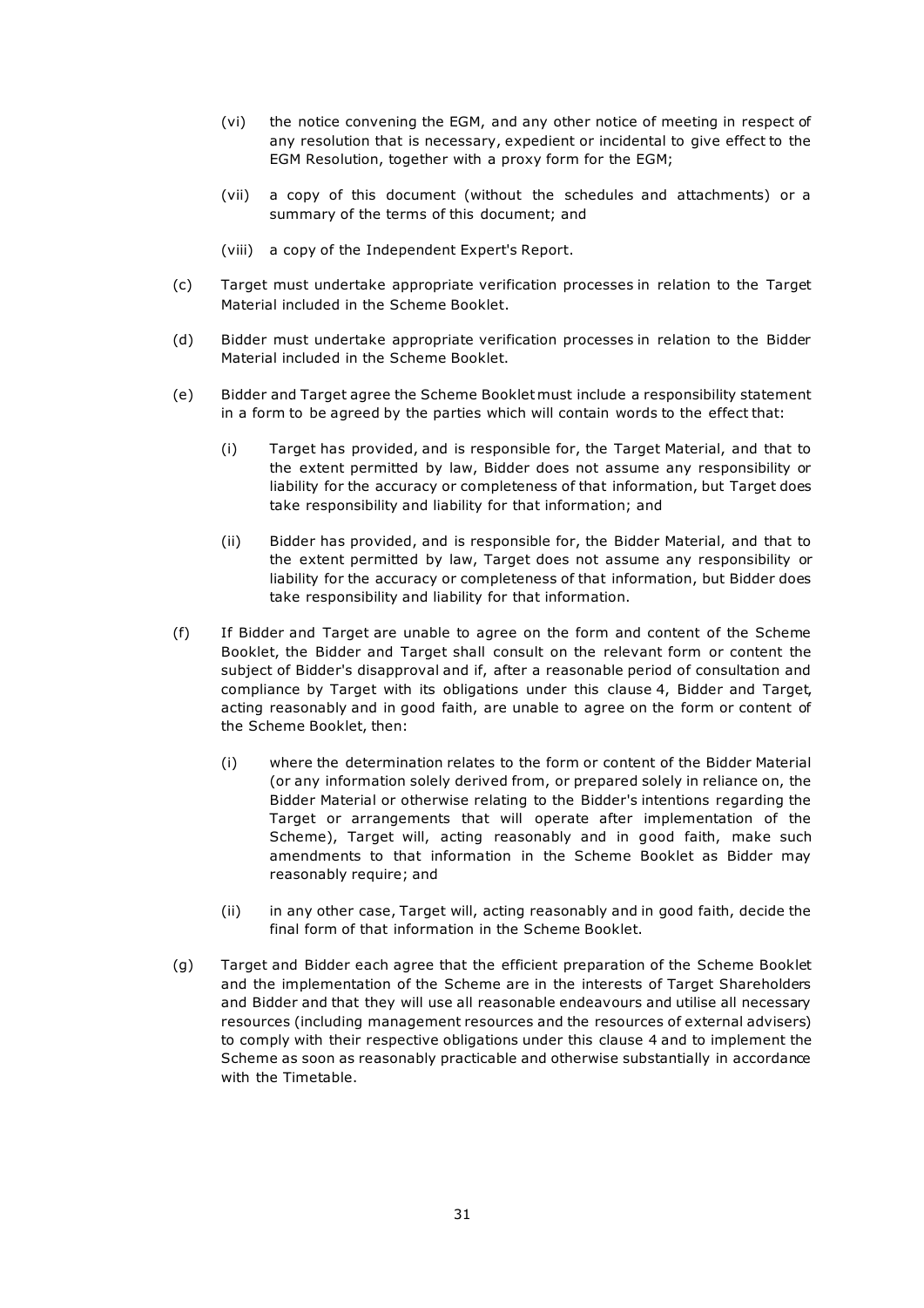(vi) the notice convening the EGM, and any other notice of meeting in respect of any resolution that is necessary, expedient or incidental to give effect to the EGM Resolution, together with a proxy form for the EGM;

(vii) a copy of this document (without the schedules and attachments) or a summary of the terms of this document; and

(viii) a copy of the Independent Expert's Report.

(c) Target must undertake appropriate verification processes in relation to the Target Material included in the Scheme Booklet.

(d) Bidder must undertake appropriate verification processes in relation to the Bidder Material included in the Scheme Booklet.

(e) Bidder and Target agree the Scheme Booklet must include a responsibility statement in a form to be agreed by the parties which will contain words to the effect that:

(i) Target has provided, and is responsible for, the Target Material, and that to the extent permitted by law, Bidder does not assume any responsibility or liability for the accuracy or completeness of that information, but Target does take responsibility and liability for that information; and

(ii) Bidder has provided, and is responsible for, the Bidder Material, and that to the extent permitted by law, Target does not assume any responsibility or liability for the accuracy or completeness of that information, but Bidder does take responsibility and liability for that information.

(f) If Bidder and Target are unable to agree on the form and content of the Scheme Booklet, the Bidder and Target shall consult on the relevant form or content the subject of Bidder's disapproval and if, after a reasonable period of consultation and compliance by Target with its obligations under this clause 4, Bidder and Target, acting reasonably and in good faith, are unable to agree on the form or content of the Scheme Booklet, then:

(i) where the determination relates to the form or content of the Bidder Material (or any information solely derived from, or prepared solely in reliance on, the Bidder Material or otherwise relating to the Bidder's intentions regarding the Target or arrangements that will operate after implementation of the Scheme), Target will, acting reasonably and in good faith, make such amendments to that information in the Scheme Booklet as Bidder may reasonably require; and

(ii) in any other case, Target will, acting reasonably and in good faith, decide the final form of that information in the Scheme Booklet.

(g) Target and Bidder each agree that the efficient preparation of the Scheme Booklet and the implementation of the Scheme are in the interests of Target Shareholders and Bidder and that they will use all reasonable endeavours and utilise all necessary resources (including management resources and the resources of external advisers) to comply with their respective obligations under this clause 4 and to implement the Scheme as soon as reasonably practicable and otherwise substantially in accordance with the Timetable.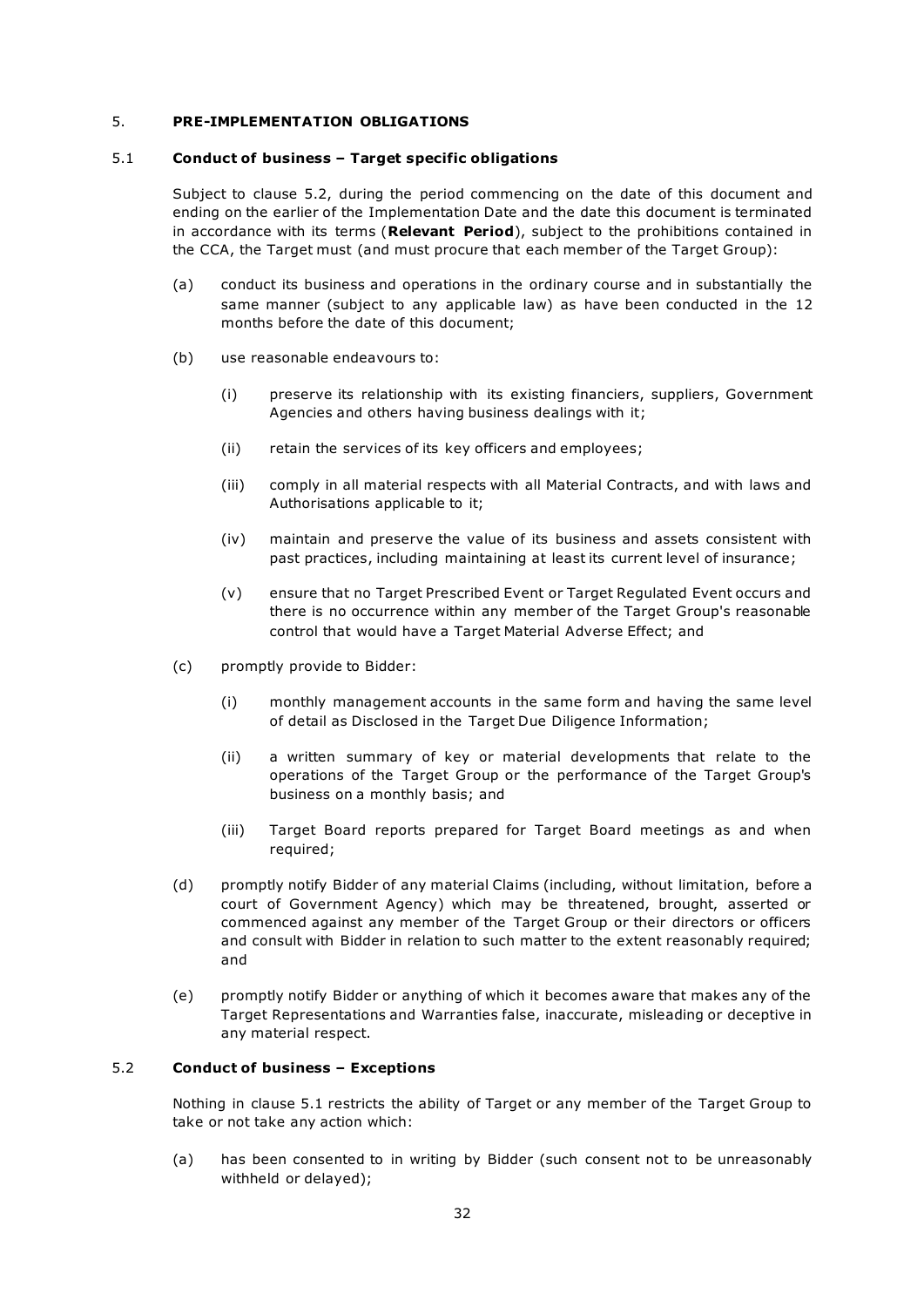## 5. PRE-IMPLEMENTATION OBLIGATIONS

### 5.1 Conduct of business – Target specific obligations

Subject to clause 5.2, during the period commencing on the date of this document and ending on the earlier of the Implementation Date and the date this document is terminated in accordance with its terms (**Relevant Period**), subject to the prohibitions contained in the CCA, the Target must (and must procure that each member of the Target Group):

(a) conduct its business and operations in the ordinary course and in substantially the same manner (subject to any applicable law) as have been conducted in the 12 months before the date of this document;

(b) use reasonable endeavours to:

(i) preserve its relationship with its existing financiers, suppliers, Government Agencies and others having business dealings with it;

(ii) retain the services of its key officers and employees;

(iii) comply in all material respects with all Material Contracts, and with laws and Authorisations applicable to it;

(iv) maintain and preserve the value of its business and assets consistent with past practices, including maintaining at least its current level of insurance;

(v) ensure that no Target Prescribed Event or Target Regulated Event occurs and there is no occurrence within any member of the Target Group's reasonable control that would have a Target Material Adverse Effect; and

(c) promptly provide to Bidder:

(i) monthly management accounts in the same form and having the same level of detail as Disclosed in the Target Due Diligence Information;

(ii) a written summary of key or material developments that relate to the operations of the Target Group or the performance of the Target Group's business on a monthly basis; and

(iii) Target Board reports prepared for Target Board meetings as and when required;

(d) promptly notify Bidder of any material Claims (including, without limitation, before a court of Government Agency) which may be threatened, brought, asserted or commenced against any member of the Target Group or their directors or officers and consult with Bidder in relation to such matter to the extent reasonably required; and

(e) promptly notify Bidder or anything of which it becomes aware that makes any of the Target Representations and Warranties false, inaccurate, misleading or deceptive in any material respect.

### 5.2 Conduct of business – Exceptions

Nothing in clause 5.1 restricts the ability of Target or any member of the Target Group to take or not take any action which:

(a) has been consented to in writing by Bidder (such consent not to be unreasonably withheld or delayed);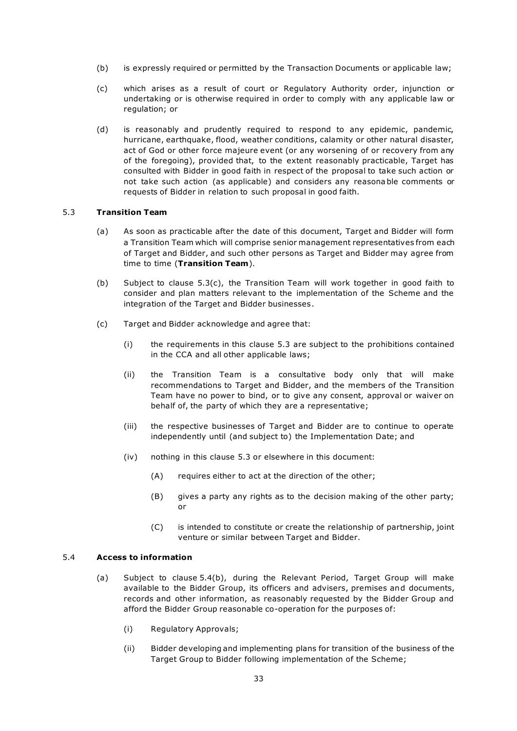(b) is expressly required or permitted by the Transaction Documents or applicable law;

(c) which arises as a result of court or Regulatory Authority order, injunction or undertaking or is otherwise required in order to comply with any applicable law or regulation; or

(d) is reasonably and prudently required to respond to any epidemic, pandemic, hurricane, earthquake, flood, weather conditions, calamity or other natural disaster, act of God or other force majeure event (or any worsening of or recovery from any of the foregoing), provided that, to the extent reasonably practicable, Target has consulted with Bidder in good faith in respect of the proposal to take such action or not take such action (as applicable) and considers any reasonable comments or requests of Bidder in relation to such proposal in good faith.

### 5.3 Transition Team

(a) As soon as practicable after the date of this document, Target and Bidder will form a Transition Team which will comprise senior management representatives from each of Target and Bidder, and such other persons as Target and Bidder may agree from time to time (**Transition Team**).

(b) Subject to clause 5.3(c), the Transition Team will work together in good faith to consider and plan matters relevant to the implementation of the Scheme and the integration of the Target and Bidder businesses.

(c) Target and Bidder acknowledge and agree that:

(i) the requirements in this clause 5.3 are subject to the prohibitions contained in the CCA and all other applicable laws;

(ii) the Transition Team is a consultative body only that will make recommendations to Target and Bidder, and the members of the Transition Team have no power to bind, or to give any consent, approval or waiver on behalf of, the party of which they are a representative;

(iii) the respective businesses of Target and Bidder are to continue to operate independently until (and subject to) the Implementation Date; and

(iv) nothing in this clause 5.3 or elsewhere in this document:

(A) requires either to act at the direction of the other;

(B) gives a party any rights as to the decision making of the other party; or

(C) is intended to constitute or create the relationship of partnership, joint venture or similar between Target and Bidder.

### 5.4 Access to information

(a) Subject to clause 5.4(b), during the Relevant Period, Target Group will make available to the Bidder Group, its officers and advisers, premises and documents, records and other information, as reasonably requested by the Bidder Group and afford the Bidder Group reasonable co-operation for the purposes of:

(i) Regulatory Approvals;

(ii) Bidder developing and implementing plans for transition of the business of the Target Group to Bidder following implementation of the Scheme;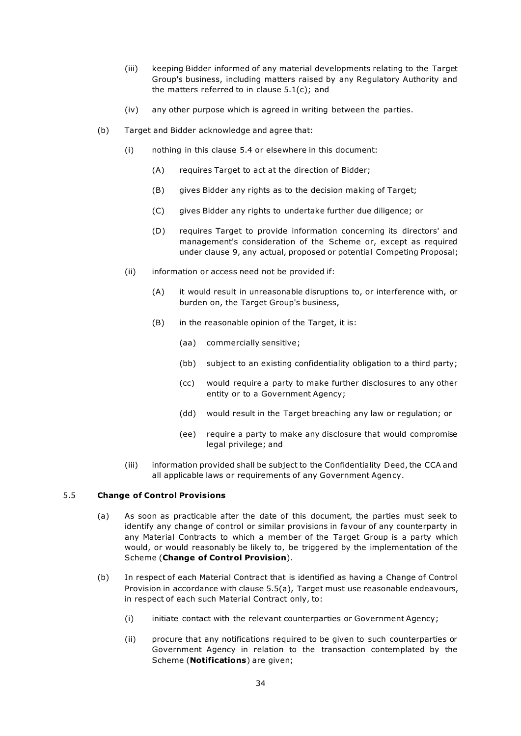(iii) keeping Bidder informed of any material developments relating to the Target Group's business, including matters raised by any Regulatory Authority and the matters referred to in clause 5.1(c); and

(iv) any other purpose which is agreed in writing between the parties.

(b) Target and Bidder acknowledge and agree that:

(i) nothing in this clause 5.4 or elsewhere in this document:

(A) requires Target to act at the direction of Bidder;

(B) gives Bidder any rights as to the decision making of Target;

(C) gives Bidder any rights to undertake further due diligence; or

(D) requires Target to provide information concerning its directors' and management's consideration of the Scheme or, except as required under clause 9, any actual, proposed or potential Competing Proposal;

(ii) information or access need not be provided if:

(A) it would result in unreasonable disruptions to, or interference with, or burden on, the Target Group's business,

(B) in the reasonable opinion of the Target, it is:

(aa) commercially sensitive;

(bb) subject to an existing confidentiality obligation to a third party;

(cc) would require a party to make further disclosures to any other entity or to a Government Agency;

(dd) would result in the Target breaching any law or regulation; or

(ee) require a party to make any disclosure that would compromise legal privilege; and

(iii) information provided shall be subject to the Confidentiality Deed, the CCA and all applicable laws or requirements of any Government Agency.

5.5 **Change of Control Provisions**

(a) As soon as practicable after the date of this document, the parties must seek to identify any change of control or similar provisions in favour of any counterparty in any Material Contracts to which a member of the Target Group is a party which would, or would reasonably be likely to, be triggered by the implementation of the Scheme (**Change of Control Provision**).

(b) In respect of each Material Contract that is identified as having a Change of Control Provision in accordance with clause 5.5(a), Target must use reasonable endeavours, in respect of each such Material Contract only, to:

(i) initiate contact with the relevant counterparties or Government Agency;

(ii) procure that any notifications required to be given to such counterparties or Government Agency in relation to the transaction contemplated by the Scheme (**Notifications**) are given;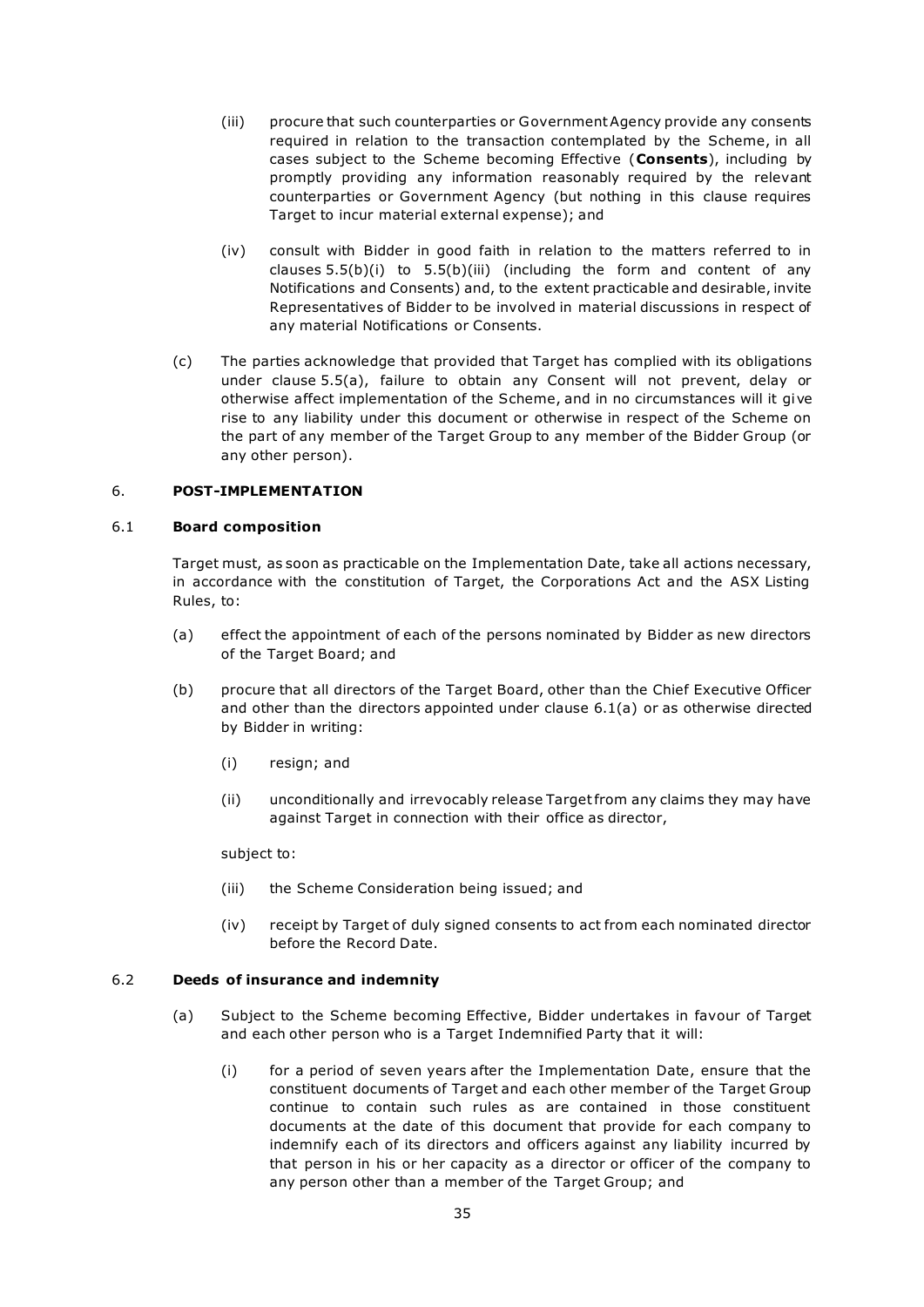(iii) procure that such counterparties or Government Agency provide any consents required in relation to the transaction contemplated by the Scheme, in all cases subject to the Scheme becoming Effective (**Consents**), including by promptly providing any information reasonably required by the relevant counterparties or Government Agency (but nothing in this clause requires Target to incur material external expense); and

(iv) consult with Bidder in good faith in relation to the matters referred to in clauses 5.5(b)(i) to 5.5(b)(iii) (including the form and content of any Notifications and Consents) and, to the extent practicable and desirable, invite Representatives of Bidder to be involved in material discussions in respect of any material Notifications or Consents.

(c) The parties acknowledge that provided that Target has complied with its obligations under clause 5.5(a), failure to obtain any Consent will not prevent, delay or otherwise affect implementation of the Scheme, and in no circumstances will it give rise to any liability under this document or otherwise in respect of the Scheme on the part of any member of the Target Group to any member of the Bidder Group (or any other person).

## 6. POST-IMPLEMENTATION

### 6.1 Board composition

Target must, as soon as practicable on the Implementation Date, take all actions necessary, in accordance with the constitution of Target, the Corporations Act and the ASX Listing Rules, to:

(a) effect the appointment of each of the persons nominated by Bidder as new directors of the Target Board; and

(b) procure that all directors of the Target Board, other than the Chief Executive Officer and other than the directors appointed under clause 6.1(a) or as otherwise directed by Bidder in writing:

(i) resign; and

(ii) unconditionally and irrevocably release Target from any claims they may have against Target in connection with their office as director,

subject to:

(iii) the Scheme Consideration being issued; and

(iv) receipt by Target of duly signed consents to act from each nominated director before the Record Date.

### 6.2 Deeds of insurance and indemnity

(a) Subject to the Scheme becoming Effective, Bidder undertakes in favour of Target and each other person who is a Target Indemnified Party that it will:

(i) for a period of seven years after the Implementation Date, ensure that the constituent documents of Target and each other member of the Target Group continue to contain such rules as are contained in those constituent documents at the date of this document that provide for each company to indemnify each of its directors and officers against any liability incurred by that person in his or her capacity as a director or officer of the company to any person other than a member of the Target Group; and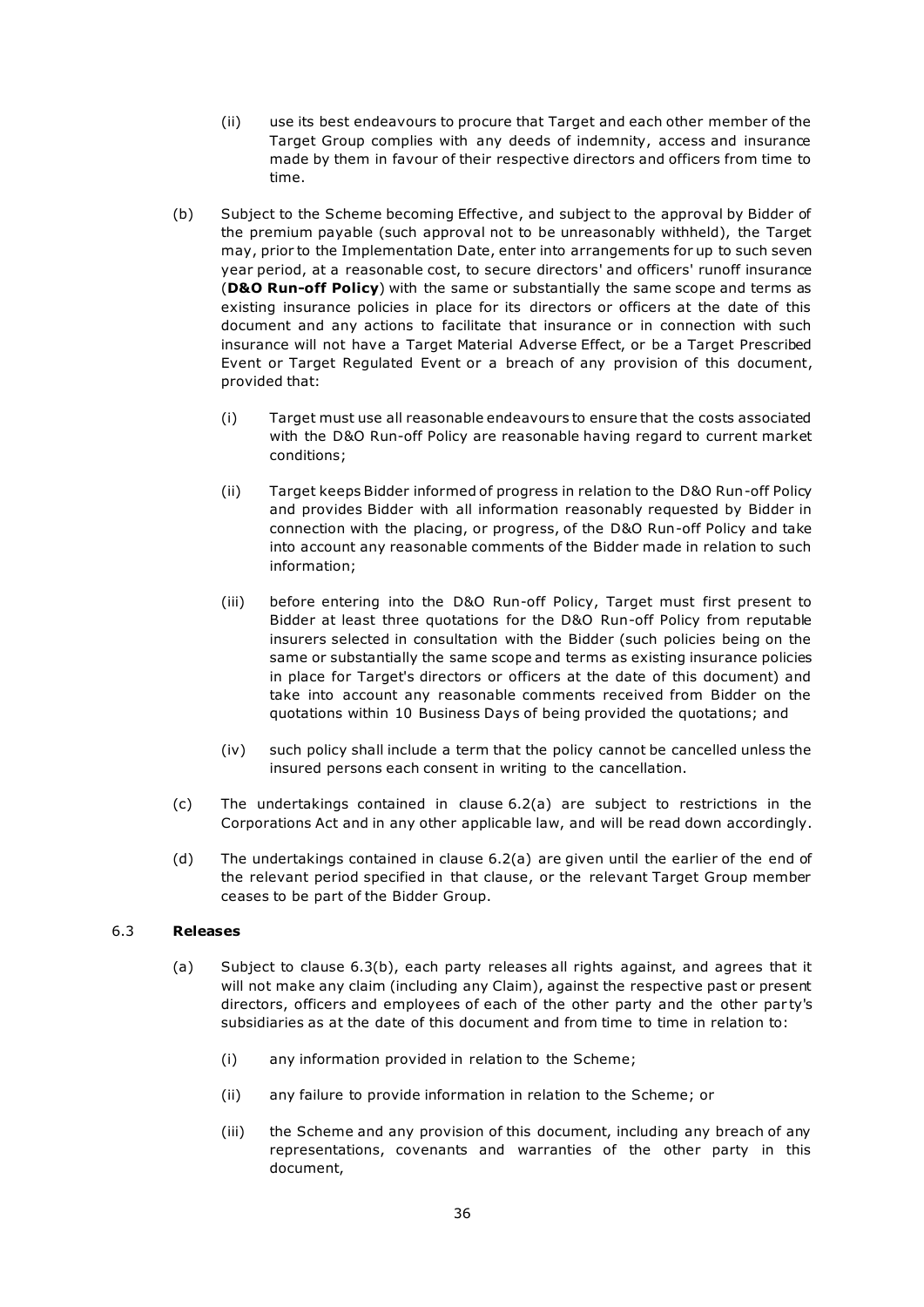(ii) use its best endeavours to procure that Target and each other member of the Target Group complies with any deeds of indemnity, access and insurance made by them in favour of their respective directors and officers from time to time.

(b) Subject to the Scheme becoming Effective, and subject to the approval by Bidder of the premium payable (such approval not to be unreasonably withheld), the Target may, prior to the Implementation Date, enter into arrangements for up to such seven year period, at a reasonable cost, to secure directors' and officers' runoff insurance (**D&O Run-off Policy**) with the same or substantially the same scope and terms as existing insurance policies in place for its directors or officers at the date of this document and any actions to facilitate that insurance or in connection with such insurance will not have a Target Material Adverse Effect, or be a Target Prescribed Event or Target Regulated Event or a breach of any provision of this document, provided that:

(i) Target must use all reasonable endeavours to ensure that the costs associated with the D&O Run-off Policy are reasonable having regard to current market conditions;

(ii) Target keeps Bidder informed of progress in relation to the D&O Run-off Policy and provides Bidder with all information reasonably requested by Bidder in connection with the placing, or progress, of the D&O Run-off Policy and take into account any reasonable comments of the Bidder made in relation to such information;

(iii) before entering into the D&O Run-off Policy, Target must first present to Bidder at least three quotations for the D&O Run-off Policy from reputable insurers selected in consultation with the Bidder (such policies being on the same or substantially the same scope and terms as existing insurance policies in place for Target's directors or officers at the date of this document) and take into account any reasonable comments received from Bidder on the quotations within 10 Business Days of being provided the quotations; and

(iv) such policy shall include a term that the policy cannot be cancelled unless the insured persons each consent in writing to the cancellation.

(c) The undertakings contained in clause 6.2(a) are subject to restrictions in the Corporations Act and in any other applicable law, and will be read down accordingly.

(d) The undertakings contained in clause 6.2(a) are given until the earlier of the end of the relevant period specified in that clause, or the relevant Target Group member ceases to be part of the Bidder Group.

6.3 **Releases**

(a) Subject to clause 6.3(b), each party releases all rights against, and agrees that it will not make any claim (including any Claim), against the respective past or present directors, officers and employees of each of the other party and the other party's subsidiaries as at the date of this document and from time to time in relation to:

(i) any information provided in relation to the Scheme;

(ii) any failure to provide information in relation to the Scheme; or

(iii) the Scheme and any provision of this document, including any breach of any representations, covenants and warranties of the other party in this document,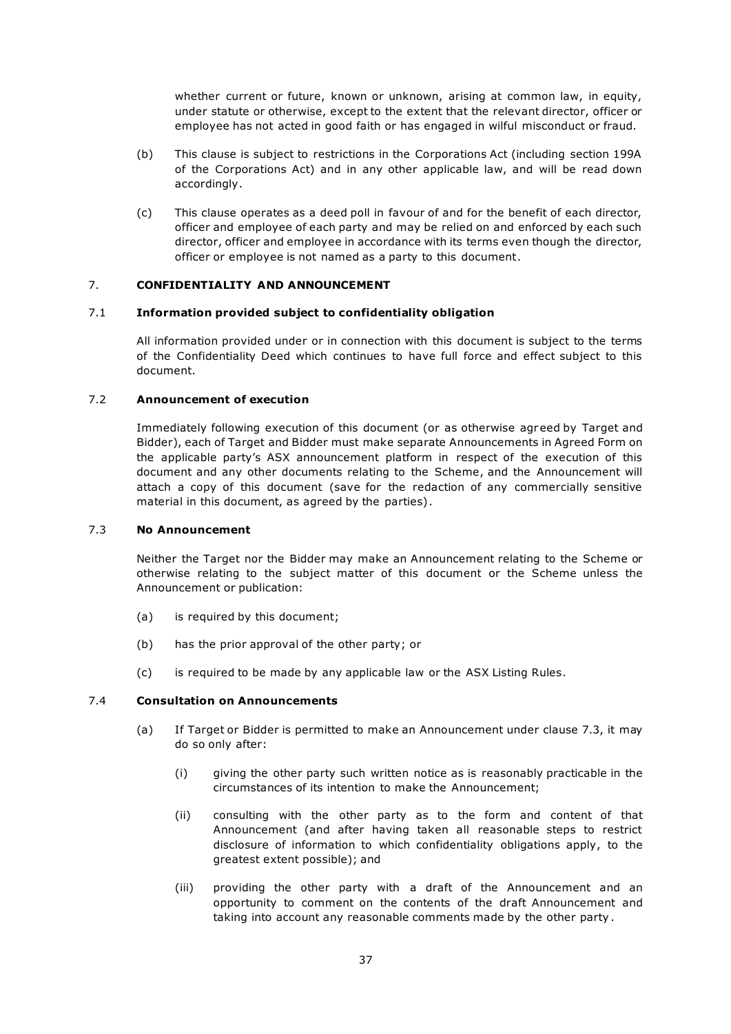whether current or future, known or unknown, arising at common law, in equity, under statute or otherwise, except to the extent that the relevant director, officer or employee has not acted in good faith or has engaged in wilful misconduct or fraud.

(b) This clause is subject to restrictions in the Corporations Act (including section 199A of the Corporations Act) and in any other applicable law, and will be read down accordingly.

(c) This clause operates as a deed poll in favour of and for the benefit of each director, officer and employee of each party and may be relied on and enforced by each such director, officer and employee in accordance with its terms even though the director, officer or employee is not named as a party to this document.

## 7. CONFIDENTIALITY AND ANNOUNCEMENT

### 7.1 Information provided subject to confidentiality obligation

All information provided under or in connection with this document is subject to the terms of the Confidentiality Deed which continues to have full force and effect subject to this document.

### 7.2 Announcement of execution

Immediately following execution of this document (or as otherwise agreed by Target and Bidder), each of Target and Bidder must make separate Announcements in Agreed Form on the applicable party's ASX announcement platform in respect of the execution of this document and any other documents relating to the Scheme, and the Announcement will attach a copy of this document (save for the redaction of any commercially sensitive material in this document, as agreed by the parties).

### 7.3 No Announcement

Neither the Target nor the Bidder may make an Announcement relating to the Scheme or otherwise relating to the subject matter of this document or the Scheme unless the Announcement or publication:

(a) is required by this document;

(b) has the prior approval of the other party; or

(c) is required to be made by any applicable law or the ASX Listing Rules.

### 7.4 Consultation on Announcements

(a) If Target or Bidder is permitted to make an Announcement under clause 7.3, it may do so only after:

(i) giving the other party such written notice as is reasonably practicable in the circumstances of its intention to make the Announcement;

(ii) consulting with the other party as to the form and content of that Announcement (and after having taken all reasonable steps to restrict disclosure of information to which confidentiality obligations apply, to the greatest extent possible); and

(iii) providing the other party with a draft of the Announcement and an opportunity to comment on the contents of the draft Announcement and taking into account any reasonable comments made by the other party.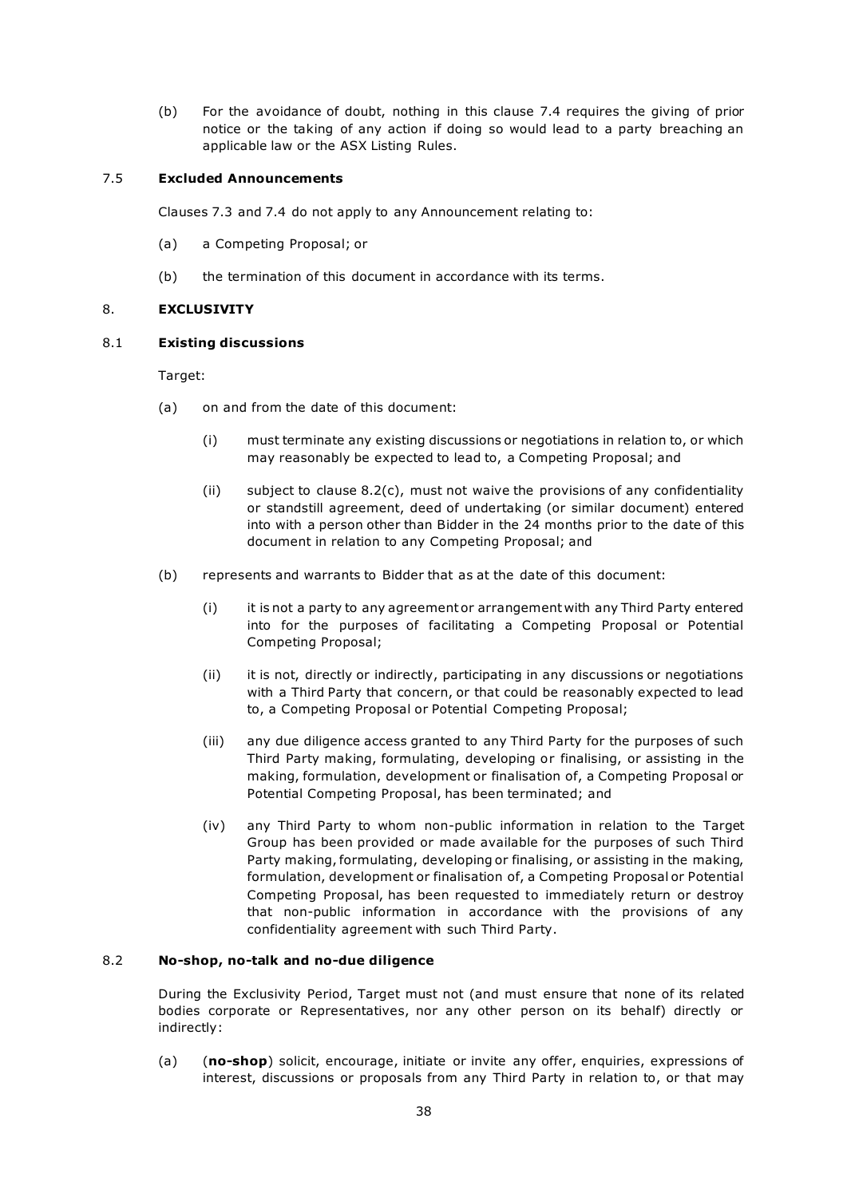(b) For the avoidance of doubt, nothing in this clause 7.4 requires the giving of prior notice or the taking of any action if doing so would lead to a party breaching an applicable law or the ASX Listing Rules.

### 7.5 **Excluded Announcements**

Clauses 7.3 and 7.4 do not apply to any Announcement relating to:

(a) a Competing Proposal; or

(b) the termination of this document in accordance with its terms.

## 8. **EXCLUSIVITY**

### 8.1 **Existing discussions**

Target:

(a) on and from the date of this document:

(i) must terminate any existing discussions or negotiations in relation to, or which may reasonably be expected to lead to, a Competing Proposal; and

(ii) subject to clause 8.2(c), must not waive the provisions of any confidentiality or standstill agreement, deed of undertaking (or similar document) entered into with a person other than Bidder in the 24 months prior to the date of this document in relation to any Competing Proposal; and

(b) represents and warrants to Bidder that as at the date of this document:

(i) it is not a party to any agreement or arrangement with any Third Party entered into for the purposes of facilitating a Competing Proposal or Potential Competing Proposal;

(ii) it is not, directly or indirectly, participating in any discussions or negotiations with a Third Party that concern, or that could be reasonably expected to lead to, a Competing Proposal or Potential Competing Proposal;

(iii) any due diligence access granted to any Third Party for the purposes of such Third Party making, formulating, developing or finalising, or assisting in the making, formulation, development or finalisation of, a Competing Proposal or Potential Competing Proposal, has been terminated; and

(iv) any Third Party to whom non-public information in relation to the Target Group has been provided or made available for the purposes of such Third Party making, formulating, developing or finalising, or assisting in the making, formulation, development or finalisation of, a Competing Proposal or Potential Competing Proposal, has been requested to immediately return or destroy that non-public information in accordance with the provisions of any confidentiality agreement with such Third Party.

### 8.2 **No-shop, no-talk and no-due diligence**

During the Exclusivity Period, Target must not (and must ensure that none of its related bodies corporate or Representatives, nor any other person on its behalf) directly or indirectly:

(a) (**no-shop**) solicit, encourage, initiate or invite any offer, enquiries, expressions of interest, discussions or proposals from any Third Party in relation to, or that may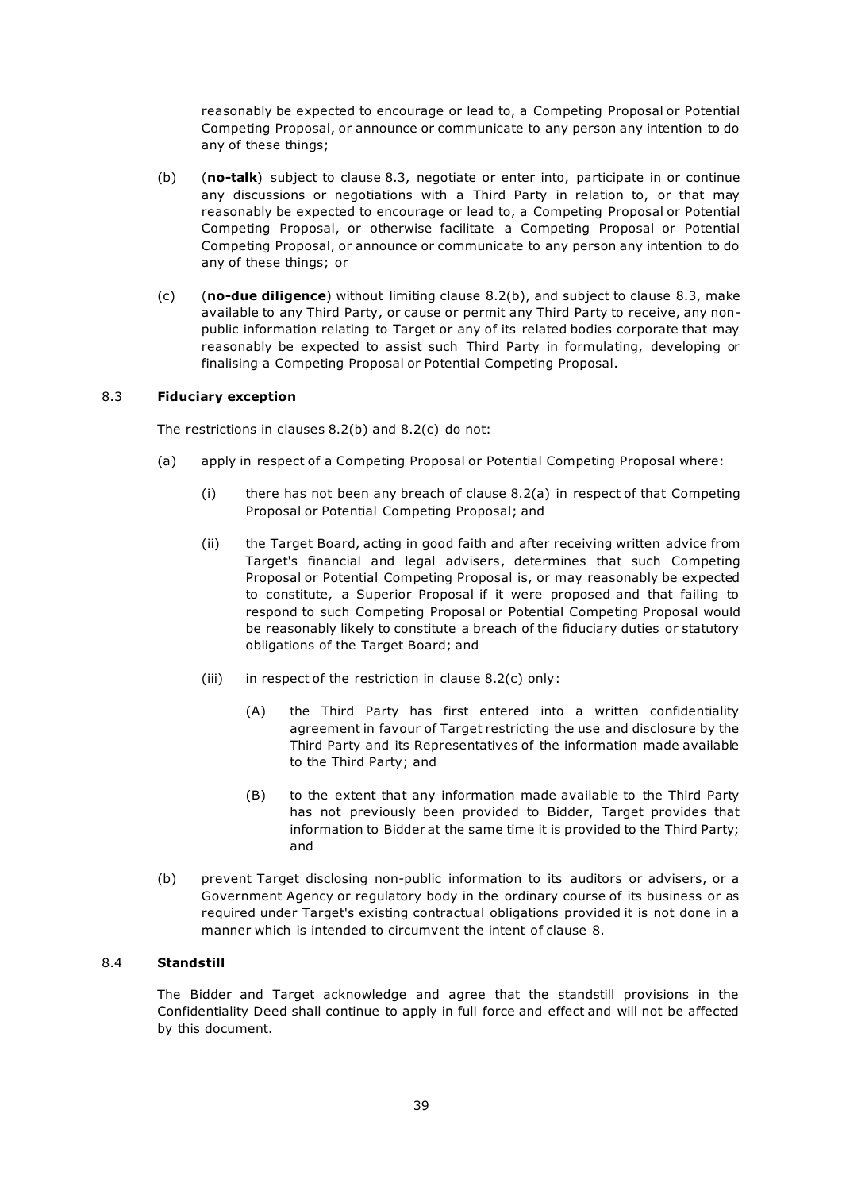reasonably be expected to encourage or lead to, a Competing Proposal or Potential Competing Proposal, or announce or communicate to any person any intention to do any of these things;

(b) (**no-talk**) subject to clause 8.3, negotiate or enter into, participate in or continue any discussions or negotiations with a Third Party in relation to, or that may reasonably be expected to encourage or lead to, a Competing Proposal or Potential Competing Proposal, or otherwise facilitate a Competing Proposal or Potential Competing Proposal, or announce or communicate to any person any intention to do any of these things; or

(c) (**no-due diligence**) without limiting clause 8.2(b), and subject to clause 8.3, make available to any Third Party, or cause or permit any Third Party to receive, any non-public information relating to Target or any of its related bodies corporate that may reasonably be expected to assist such Third Party in formulating, developing or finalising a Competing Proposal or Potential Competing Proposal.

### 8.3 Fiduciary exception

The restrictions in clauses 8.2(b) and 8.2(c) do not:

(a) apply in respect of a Competing Proposal or Potential Competing Proposal where:

   (i) there has not been any breach of clause 8.2(a) in respect of that Competing Proposal or Potential Competing Proposal; and

   (ii) the Target Board, acting in good faith and after receiving written advice from Target's financial and legal advisers, determines that such Competing Proposal or Potential Competing Proposal is, or may reasonably be expected to constitute, a Superior Proposal if it were proposed and that failing to respond to such Competing Proposal or Potential Competing Proposal would be reasonably likely to constitute a breach of the fiduciary duties or statutory obligations of the Target Board; and

   (iii) in respect of the restriction in clause 8.2(c) only:

      (A) the Third Party has first entered into a written confidentiality agreement in favour of Target restricting the use and disclosure by the Third Party and its Representatives of the information made available to the Third Party; and

      (B) to the extent that any information made available to the Third Party has not previously been provided to Bidder, Target provides that information to Bidder at the same time it is provided to the Third Party; and

(b) prevent Target disclosing non-public information to its auditors or advisers, or a Government Agency or regulatory body in the ordinary course of its business or as required under Target's existing contractual obligations provided it is not done in a manner which is intended to circumvent the intent of clause 8.

### 8.4 Standstill

The Bidder and Target acknowledge and agree that the standstill provisions in the Confidentiality Deed shall continue to apply in full force and effect and will not be affected by this document.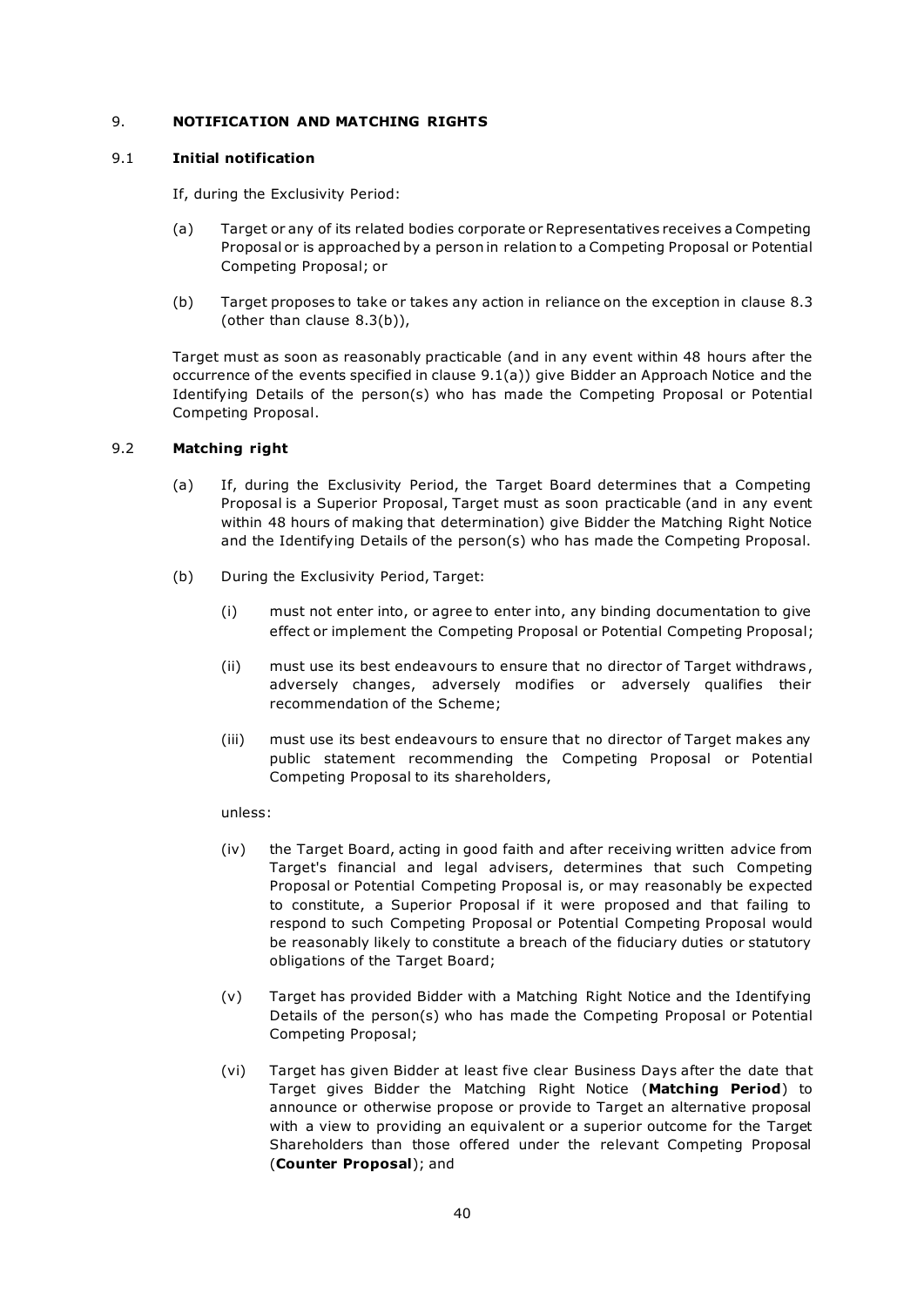## 9. NOTIFICATION AND MATCHING RIGHTS

### 9.1 Initial notification

If, during the Exclusivity Period:

(a) Target or any of its related bodies corporate or Representatives receives a Competing Proposal or is approached by a person in relation to a Competing Proposal or Potential Competing Proposal; or

(b) Target proposes to take or takes any action in reliance on the exception in clause 8.3 (other than clause 8.3(b)),

Target must as soon as reasonably practicable (and in any event within 48 hours after the occurrence of the events specified in clause 9.1(a)) give Bidder an Approach Notice and the Identifying Details of the person(s) who has made the Competing Proposal or Potential Competing Proposal.

### 9.2 Matching right

(a) If, during the Exclusivity Period, the Target Board determines that a Competing Proposal is a Superior Proposal, Target must as soon practicable (and in any event within 48 hours of making that determination) give Bidder the Matching Right Notice and the Identifying Details of the person(s) who has made the Competing Proposal.

(b) During the Exclusivity Period, Target:

(i) must not enter into, or agree to enter into, any binding documentation to give effect or implement the Competing Proposal or Potential Competing Proposal;

(ii) must use its best endeavours to ensure that no director of Target withdraws, adversely changes, adversely modifies or adversely qualifies their recommendation of the Scheme;

(iii) must use its best endeavours to ensure that no director of Target makes any public statement recommending the Competing Proposal or Potential Competing Proposal to its shareholders,

unless:

(iv) the Target Board, acting in good faith and after receiving written advice from Target's financial and legal advisers, determines that such Competing Proposal or Potential Competing Proposal is, or may reasonably be expected to constitute, a Superior Proposal if it were proposed and that failing to respond to such Competing Proposal or Potential Competing Proposal would be reasonably likely to constitute a breach of the fiduciary duties or statutory obligations of the Target Board;

(v) Target has provided Bidder with a Matching Right Notice and the Identifying Details of the person(s) who has made the Competing Proposal or Potential Competing Proposal;

(vi) Target has given Bidder at least five clear Business Days after the date that Target gives Bidder the Matching Right Notice (**Matching Period**) to announce or otherwise propose or provide to Target an alternative proposal with a view to providing an equivalent or a superior outcome for the Target Shareholders than those offered under the relevant Competing Proposal (**Counter Proposal**); and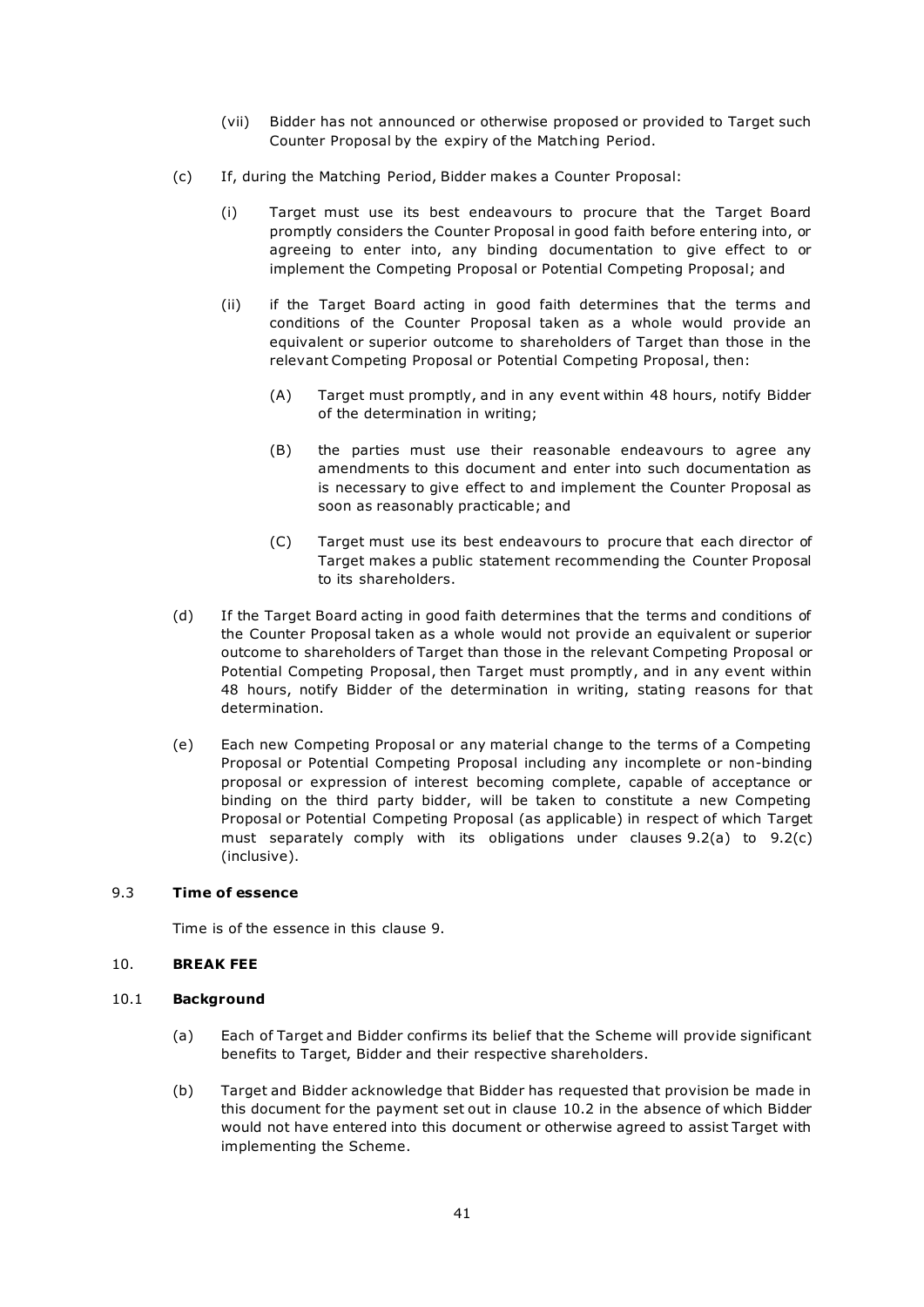(vii) Bidder has not announced or otherwise proposed or provided to Target such Counter Proposal by the expiry of the Matching Period.

(c) If, during the Matching Period, Bidder makes a Counter Proposal:

(i) Target must use its best endeavours to procure that the Target Board promptly considers the Counter Proposal in good faith before entering into, or agreeing to enter into, any binding documentation to give effect to or implement the Competing Proposal or Potential Competing Proposal; and

(ii) if the Target Board acting in good faith determines that the terms and conditions of the Counter Proposal taken as a whole would provide an equivalent or superior outcome to shareholders of Target than those in the relevant Competing Proposal or Potential Competing Proposal, then:

(A) Target must promptly, and in any event within 48 hours, notify Bidder of the determination in writing;

(B) the parties must use their reasonable endeavours to agree any amendments to this document and enter into such documentation as is necessary to give effect to and implement the Counter Proposal as soon as reasonably practicable; and

(C) Target must use its best endeavours to procure that each director of Target makes a public statement recommending the Counter Proposal to its shareholders.

(d) If the Target Board acting in good faith determines that the terms and conditions of the Counter Proposal taken as a whole would not provide an equivalent or superior outcome to shareholders of Target than those in the relevant Competing Proposal or Potential Competing Proposal, then Target must promptly, and in any event within 48 hours, notify Bidder of the determination in writing, stating reasons for that determination.

(e) Each new Competing Proposal or any material change to the terms of a Competing Proposal or Potential Competing Proposal including any incomplete or non-binding proposal or expression of interest becoming complete, capable of acceptance or binding on the third party bidder, will be taken to constitute a new Competing Proposal or Potential Competing Proposal (as applicable) in respect of which Target must separately comply with its obligations under clauses 9.2(a) to 9.2(c) (inclusive).

### 9.3 Time of essence

Time is of the essence in this clause 9.

## 10. BREAK FEE

### 10.1 Background

(a) Each of Target and Bidder confirms its belief that the Scheme will provide significant benefits to Target, Bidder and their respective shareholders.

(b) Target and Bidder acknowledge that Bidder has requested that provision be made in this document for the payment set out in clause 10.2 in the absence of which Bidder would not have entered into this document or otherwise agreed to assist Target with implementing the Scheme.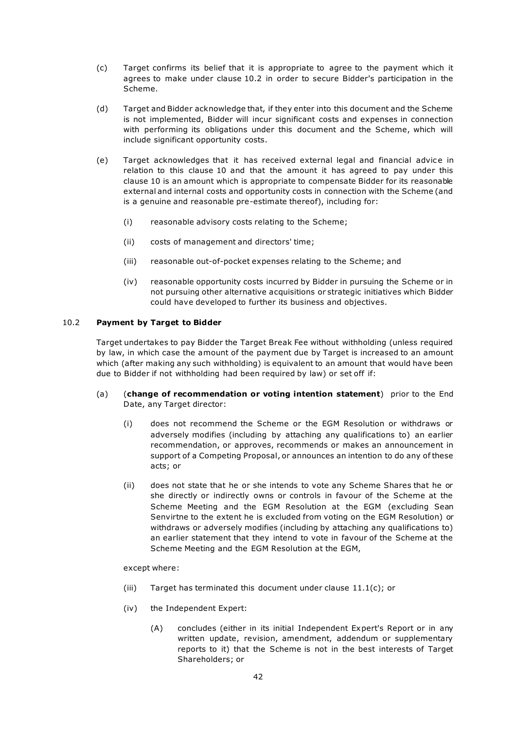(c) Target confirms its belief that it is appropriate to agree to the payment which it agrees to make under clause 10.2 in order to secure Bidder's participation in the Scheme.

(d) Target and Bidder acknowledge that, if they enter into this document and the Scheme is not implemented, Bidder will incur significant costs and expenses in connection with performing its obligations under this document and the Scheme, which will include significant opportunity costs.

(e) Target acknowledges that it has received external legal and financial advice in relation to this clause 10 and that the amount it has agreed to pay under this clause 10 is an amount which is appropriate to compensate Bidder for its reasonable external and internal costs and opportunity costs in connection with the Scheme (and is a genuine and reasonable pre-estimate thereof), including for:

  (i) reasonable advisory costs relating to the Scheme;

  (ii) costs of management and directors' time;

  (iii) reasonable out-of-pocket expenses relating to the Scheme; and

  (iv) reasonable opportunity costs incurred by Bidder in pursuing the Scheme or in not pursuing other alternative acquisitions or strategic initiatives which Bidder could have developed to further its business and objectives.

### 10.2 **Payment by Target to Bidder**

Target undertakes to pay Bidder the Target Break Fee without withholding (unless required by law, in which case the amount of the payment due by Target is increased to an amount which (after making any such withholding) is equivalent to an amount that would have been due to Bidder if not withholding had been required by law) or set off if:

(a) (**change of recommendation or voting intention statement**) prior to the End Date, any Target director:

  (i) does not recommend the Scheme or the EGM Resolution or withdraws or adversely modifies (including by attaching any qualifications to) an earlier recommendation, or approves, recommends or makes an announcement in support of a Competing Proposal, or announces an intention to do any of these acts; or

  (ii) does not state that he or she intends to vote any Scheme Shares that he or she directly or indirectly owns or controls in favour of the Scheme at the Scheme Meeting and the EGM Resolution at the EGM (excluding Sean Senvirtne to the extent he is excluded from voting on the EGM Resolution) or withdraws or adversely modifies (including by attaching any qualifications to) an earlier statement that they intend to vote in favour of the Scheme at the Scheme Meeting and the EGM Resolution at the EGM,

  except where:

  (iii) Target has terminated this document under clause 11.1(c); or

  (iv) the Independent Expert:

    (A) concludes (either in its initial Independent Expert's Report or in any written update, revision, amendment, addendum or supplementary reports to it) that the Scheme is not in the best interests of Target Shareholders; or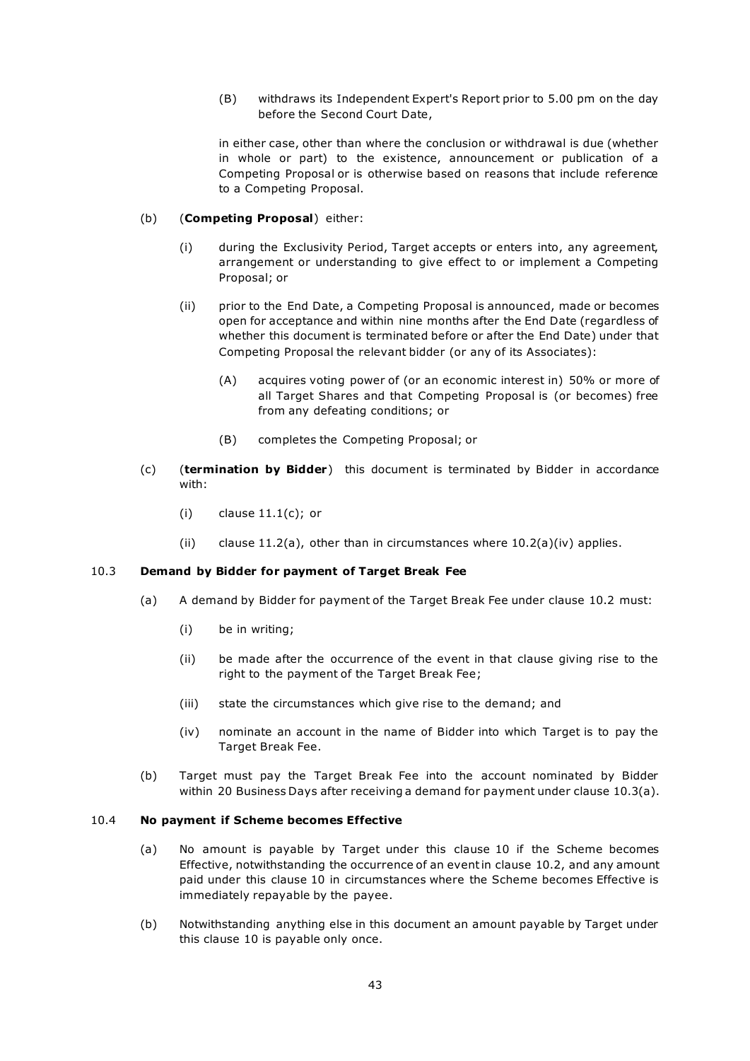(B) withdraws its Independent Expert's Report prior to 5.00 pm on the day before the Second Court Date,

in either case, other than where the conclusion or withdrawal is due (whether in whole or part) to the existence, announcement or publication of a Competing Proposal or is otherwise based on reasons that include reference to a Competing Proposal.

(b) (**Competing Proposal**) either:

(i) during the Exclusivity Period, Target accepts or enters into, any agreement, arrangement or understanding to give effect to or implement a Competing Proposal; or

(ii) prior to the End Date, a Competing Proposal is announced, made or becomes open for acceptance and within nine months after the End Date (regardless of whether this document is terminated before or after the End Date) under that Competing Proposal the relevant bidder (or any of its Associates):

(A) acquires voting power of (or an economic interest in) 50% or more of all Target Shares and that Competing Proposal is (or becomes) free from any defeating conditions; or

(B) completes the Competing Proposal; or

(c) (**termination by Bidder**) this document is terminated by Bidder in accordance with:

(i) clause 11.1(c); or

(ii) clause 11.2(a), other than in circumstances where 10.2(a)(iv) applies.

### 10.3 Demand by Bidder for payment of Target Break Fee

(a) A demand by Bidder for payment of the Target Break Fee under clause 10.2 must:

(i) be in writing;

(ii) be made after the occurrence of the event in that clause giving rise to the right to the payment of the Target Break Fee;

(iii) state the circumstances which give rise to the demand; and

(iv) nominate an account in the name of Bidder into which Target is to pay the Target Break Fee.

(b) Target must pay the Target Break Fee into the account nominated by Bidder within 20 Business Days after receiving a demand for payment under clause 10.3(a).

### 10.4 No payment if Scheme becomes Effective

(a) No amount is payable by Target under this clause 10 if the Scheme becomes Effective, notwithstanding the occurrence of an event in clause 10.2, and any amount paid under this clause 10 in circumstances where the Scheme becomes Effective is immediately repayable by the payee.

(b) Notwithstanding anything else in this document an amount payable by Target under this clause 10 is payable only once.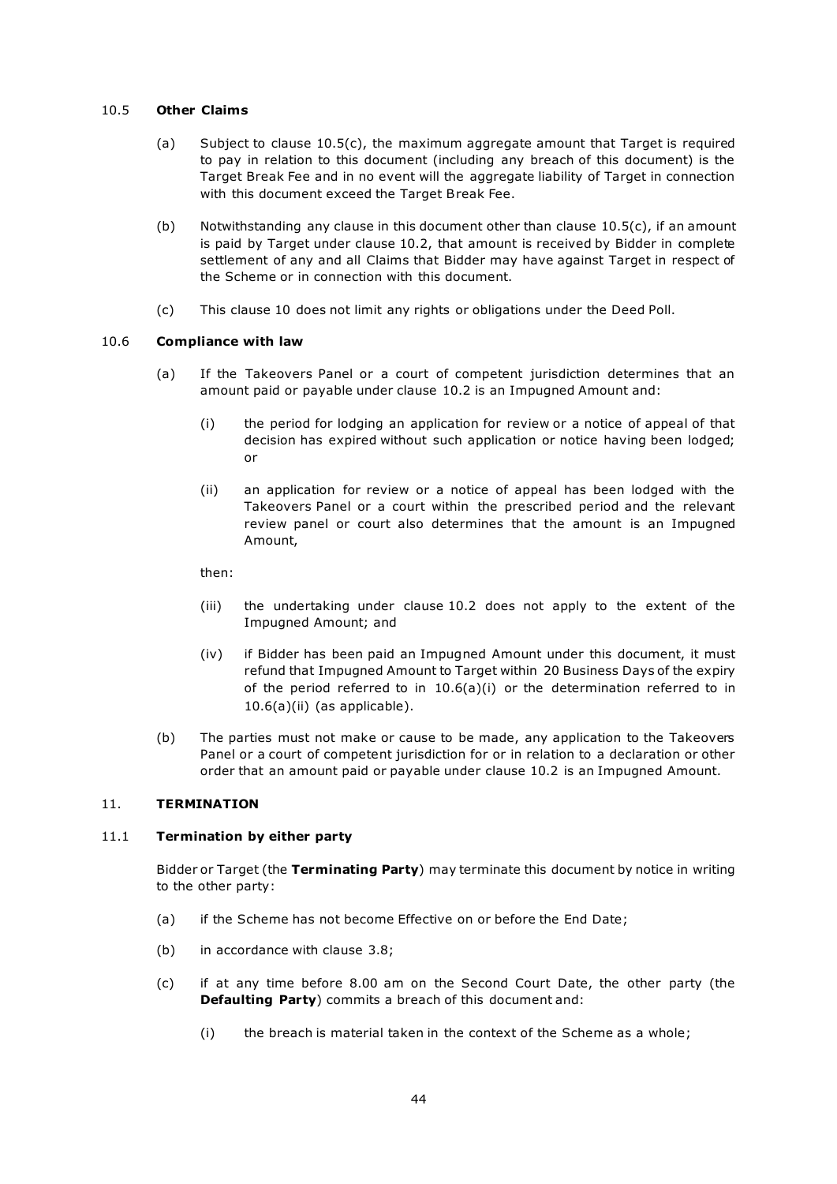### 10.5 **Other Claims**

(a) Subject to clause 10.5(c), the maximum aggregate amount that Target is required to pay in relation to this document (including any breach of this document) is the Target Break Fee and in no event will the aggregate liability of Target in connection with this document exceed the Target Break Fee.

(b) Notwithstanding any clause in this document other than clause 10.5(c), if an amount is paid by Target under clause 10.2, that amount is received by Bidder in complete settlement of any and all Claims that Bidder may have against Target in respect of the Scheme or in connection with this document.

(c) This clause 10 does not limit any rights or obligations under the Deed Poll.

### 10.6 **Compliance with law**

(a) If the Takeovers Panel or a court of competent jurisdiction determines that an amount paid or payable under clause 10.2 is an Impugned Amount and:

   (i) the period for lodging an application for review or a notice of appeal of that decision has expired without such application or notice having been lodged; or

   (ii) an application for review or a notice of appeal has been lodged with the Takeovers Panel or a court within the prescribed period and the relevant review panel or court also determines that the amount is an Impugned Amount,

   then:

   (iii) the undertaking under clause 10.2 does not apply to the extent of the Impugned Amount; and

   (iv) if Bidder has been paid an Impugned Amount under this document, it must refund that Impugned Amount to Target within 20 Business Days of the expiry of the period referred to in 10.6(a)(i) or the determination referred to in 10.6(a)(ii) (as applicable).

(b) The parties must not make or cause to be made, any application to the Takeovers Panel or a court of competent jurisdiction for or in relation to a declaration or other order that an amount paid or payable under clause 10.2 is an Impugned Amount.

## 11. **TERMINATION**

### 11.1 **Termination by either party**

Bidder or Target (the **Terminating Party**) may terminate this document by notice in writing to the other party:

(a) if the Scheme has not become Effective on or before the End Date;

(b) in accordance with clause 3.8;

(c) if at any time before 8.00 am on the Second Court Date, the other party (the **Defaulting Party**) commits a breach of this document and:

   (i) the breach is material taken in the context of the Scheme as a whole;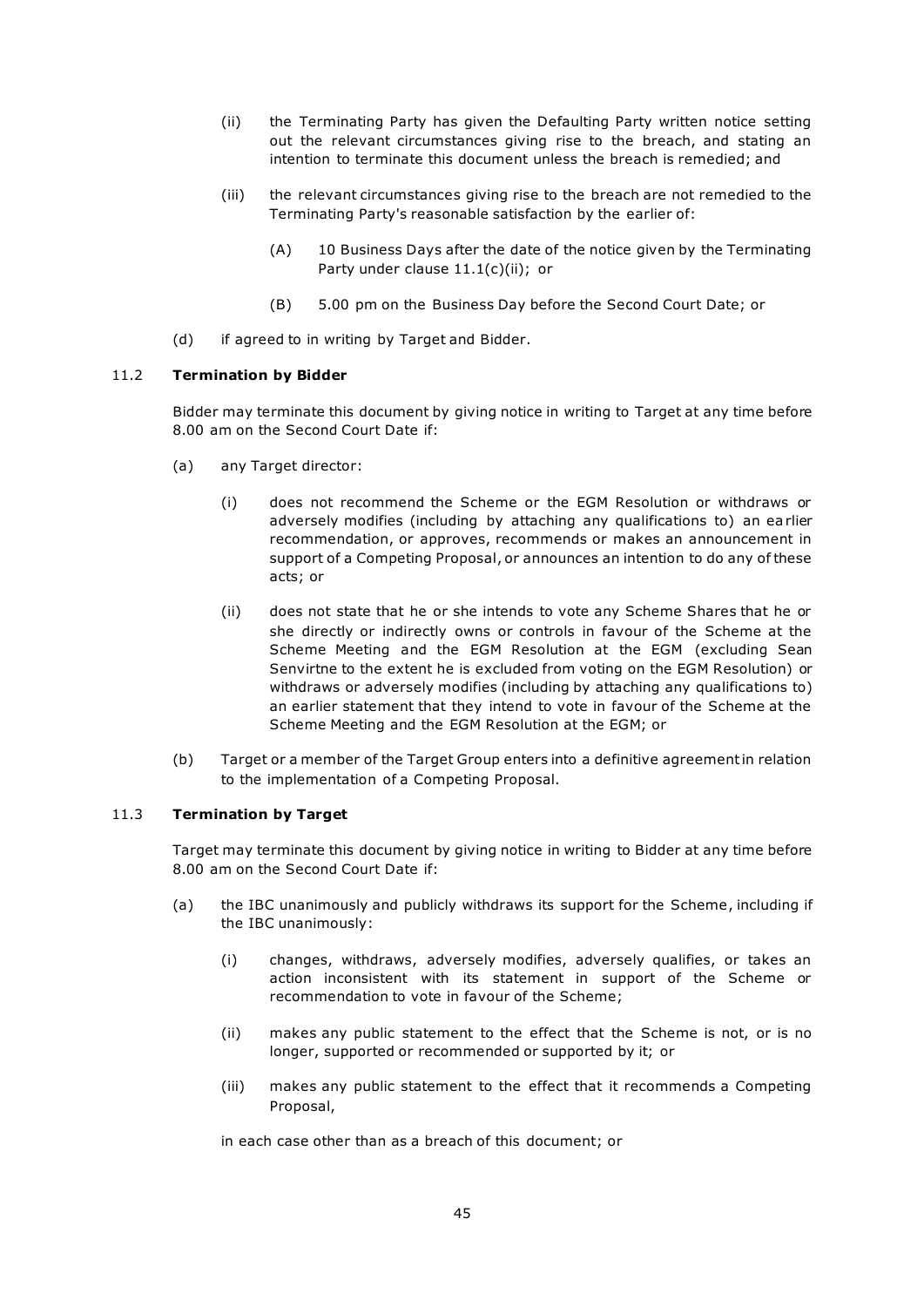(ii) the Terminating Party has given the Defaulting Party written notice setting out the relevant circumstances giving rise to the breach, and stating an intention to terminate this document unless the breach is remedied; and

(iii) the relevant circumstances giving rise to the breach are not remedied to the Terminating Party's reasonable satisfaction by the earlier of:

(A) 10 Business Days after the date of the notice given by the Terminating Party under clause 11.1(c)(ii); or

(B) 5.00 pm on the Business Day before the Second Court Date; or

(d) if agreed to in writing by Target and Bidder.

### 11.2 **Termination by Bidder**

Bidder may terminate this document by giving notice in writing to Target at any time before 8.00 am on the Second Court Date if:

(a) any Target director:

(i) does not recommend the Scheme or the EGM Resolution or withdraws or adversely modifies (including by attaching any qualifications to) an earlier recommendation, or approves, recommends or makes an announcement in support of a Competing Proposal, or announces an intention to do any of these acts; or

(ii) does not state that he or she intends to vote any Scheme Shares that he or she directly or indirectly owns or controls in favour of the Scheme at the Scheme Meeting and the EGM Resolution at the EGM (excluding Sean Senvirtne to the extent he is excluded from voting on the EGM Resolution) or withdraws or adversely modifies (including by attaching any qualifications to) an earlier statement that they intend to vote in favour of the Scheme at the Scheme Meeting and the EGM Resolution at the EGM; or

(b) Target or a member of the Target Group enters into a definitive agreement in relation to the implementation of a Competing Proposal.

### 11.3 **Termination by Target**

Target may terminate this document by giving notice in writing to Bidder at any time before 8.00 am on the Second Court Date if:

(a) the IBC unanimously and publicly withdraws its support for the Scheme, including if the IBC unanimously:

(i) changes, withdraws, adversely modifies, adversely qualifies, or takes an action inconsistent with its statement in support of the Scheme or recommendation to vote in favour of the Scheme;

(ii) makes any public statement to the effect that the Scheme is not, or is no longer, supported or recommended or supported by it; or

(iii) makes any public statement to the effect that it recommends a Competing Proposal,

in each case other than as a breach of this document; or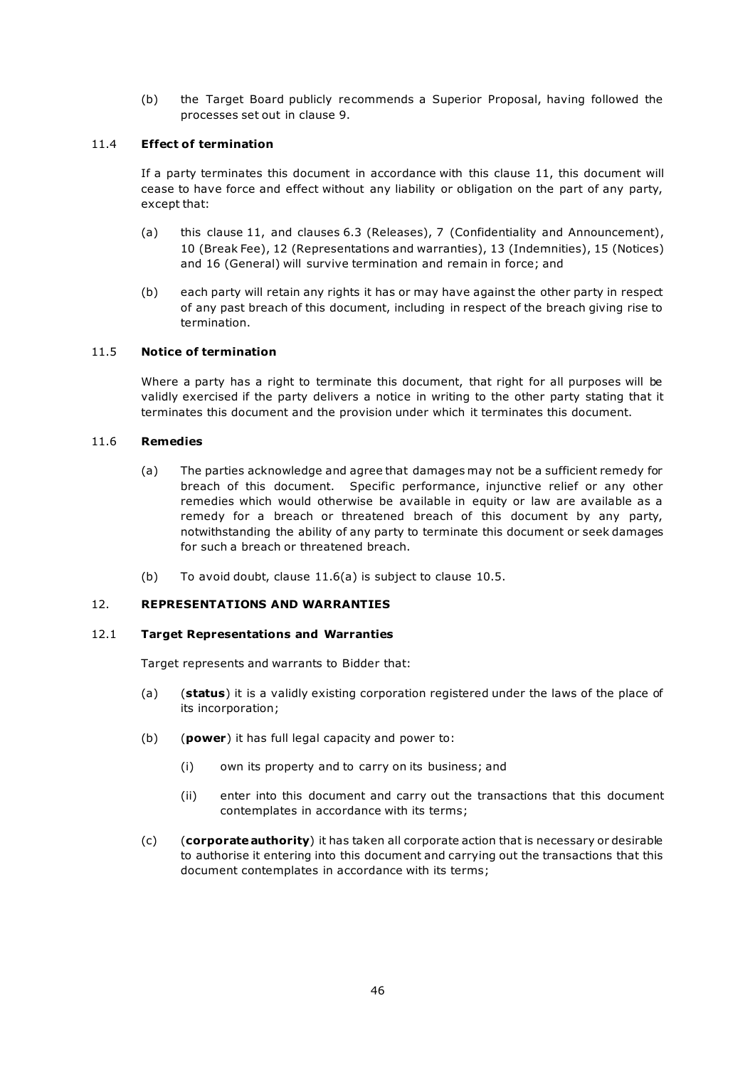(b) the Target Board publicly recommends a Superior Proposal, having followed the processes set out in clause 9.

### 11.4 **Effect of termination**

If a party terminates this document in accordance with this clause 11, this document will cease to have force and effect without any liability or obligation on the part of any party, except that:

(a) this clause 11, and clauses 6.3 (Releases), 7 (Confidentiality and Announcement), 10 (Break Fee), 12 (Representations and warranties), 13 (Indemnities), 15 (Notices) and 16 (General) will survive termination and remain in force; and

(b) each party will retain any rights it has or may have against the other party in respect of any past breach of this document, including in respect of the breach giving rise to termination.

### 11.5 **Notice of termination**

Where a party has a right to terminate this document, that right for all purposes will be validly exercised if the party delivers a notice in writing to the other party stating that it terminates this document and the provision under which it terminates this document.

### 11.6 **Remedies**

(a) The parties acknowledge and agree that damages may not be a sufficient remedy for breach of this document. Specific performance, injunctive relief or any other remedies which would otherwise be available in equity or law are available as a remedy for a breach or threatened breach of this document by any party, notwithstanding the ability of any party to terminate this document or seek damages for such a breach or threatened breach.

(b) To avoid doubt, clause 11.6(a) is subject to clause 10.5.

## 12. **REPRESENTATIONS AND WARRANTIES**

### 12.1 **Target Representations and Warranties**

Target represents and warrants to Bidder that:

(a) (**status**) it is a validly existing corporation registered under the laws of the place of its incorporation;

(b) (**power**) it has full legal capacity and power to:

   (i) own its property and to carry on its business; and

   (ii) enter into this document and carry out the transactions that this document contemplates in accordance with its terms;

(c) (**corporate authority**) it has taken all corporate action that is necessary or desirable to authorise it entering into this document and carrying out the transactions that this document contemplates in accordance with its terms;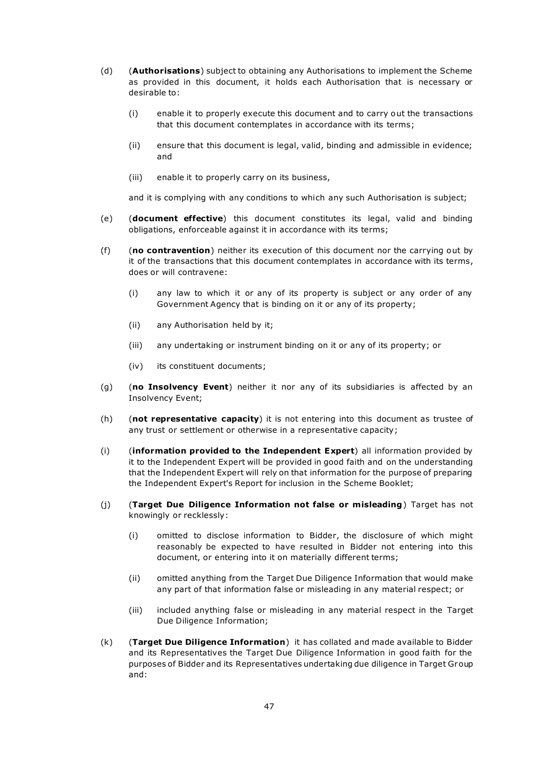(d) (**Authorisations**) subject to obtaining any Authorisations to implement the Scheme as provided in this document, it holds each Authorisation that is necessary or desirable to:

   (i) enable it to properly execute this document and to carry out the transactions that this document contemplates in accordance with its terms;

   (ii) ensure that this document is legal, valid, binding and admissible in evidence; and

   (iii) enable it to properly carry on its business,

   and it is complying with any conditions to which any such Authorisation is subject;

(e) (**document effective**) this document constitutes its legal, valid and binding obligations, enforceable against it in accordance with its terms;

(f) (**no contravention**) neither its execution of this document nor the carrying out by it of the transactions that this document contemplates in accordance with its terms, does or will contravene:

   (i) any law to which it or any of its property is subject or any order of any Government Agency that is binding on it or any of its property;

   (ii) any Authorisation held by it;

   (iii) any undertaking or instrument binding on it or any of its property; or

   (iv) its constituent documents;

(g) (**no Insolvency Event**) neither it nor any of its subsidiaries is affected by an Insolvency Event;

(h) (**not representative capacity**) it is not entering into this document as trustee of any trust or settlement or otherwise in a representative capacity;

(i) (**information provided to the Independent Expert**) all information provided by it to the Independent Expert will be provided in good faith and on the understanding that the Independent Expert will rely on that information for the purpose of preparing the Independent Expert's Report for inclusion in the Scheme Booklet;

(j) (**Target Due Diligence Information not false or misleading**) Target has not knowingly or recklessly:

   (i) omitted to disclose information to Bidder, the disclosure of which might reasonably be expected to have resulted in Bidder not entering into this document, or entering into it on materially different terms;

   (ii) omitted anything from the Target Due Diligence Information that would make any part of that information false or misleading in any material respect; or

   (iii) included anything false or misleading in any material respect in the Target Due Diligence Information;

(k) (**Target Due Diligence Information**) it has collated and made available to Bidder and its Representatives the Target Due Diligence Information in good faith for the purposes of Bidder and its Representatives undertaking due diligence in Target Group and: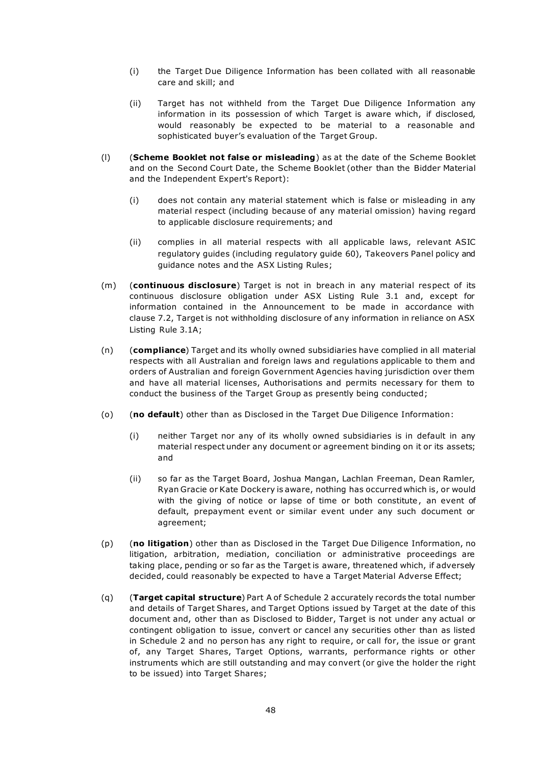(i) the Target Due Diligence Information has been collated with all reasonable care and skill; and

(ii) Target has not withheld from the Target Due Diligence Information any information in its possession of which Target is aware which, if disclosed, would reasonably be expected to be material to a reasonable and sophisticated buyer's evaluation of the Target Group.

(l) (**Scheme Booklet not false or misleading**) as at the date of the Scheme Booklet and on the Second Court Date, the Scheme Booklet (other than the Bidder Material and the Independent Expert's Report):

(i) does not contain any material statement which is false or misleading in any material respect (including because of any material omission) having regard to applicable disclosure requirements; and

(ii) complies in all material respects with all applicable laws, relevant ASIC regulatory guides (including regulatory guide 60), Takeovers Panel policy and guidance notes and the ASX Listing Rules;

(m) (**continuous disclosure**) Target is not in breach in any material respect of its continuous disclosure obligation under ASX Listing Rule 3.1 and, except for information contained in the Announcement to be made in accordance with clause 7.2, Target is not withholding disclosure of any information in reliance on ASX Listing Rule 3.1A;

(n) (**compliance**) Target and its wholly owned subsidiaries have complied in all material respects with all Australian and foreign laws and regulations applicable to them and orders of Australian and foreign Government Agencies having jurisdiction over them and have all material licenses, Authorisations and permits necessary for them to conduct the business of the Target Group as presently being conducted;

(o) (**no default**) other than as Disclosed in the Target Due Diligence Information:

(i) neither Target nor any of its wholly owned subsidiaries is in default in any material respect under any document or agreement binding on it or its assets; and

(ii) so far as the Target Board, Joshua Mangan, Lachlan Freeman, Dean Ramler, Ryan Gracie or Kate Dockery is aware, nothing has occurred which is, or would with the giving of notice or lapse of time or both constitute, an event of default, prepayment event or similar event under any such document or agreement;

(p) (**no litigation**) other than as Disclosed in the Target Due Diligence Information, no litigation, arbitration, mediation, conciliation or administrative proceedings are taking place, pending or so far as the Target is aware, threatened which, if adversely decided, could reasonably be expected to have a Target Material Adverse Effect;

(q) (**Target capital structure**) Part A of Schedule 2 accurately records the total number and details of Target Shares, and Target Options issued by Target at the date of this document and, other than as Disclosed to Bidder, Target is not under any actual or contingent obligation to issue, convert or cancel any securities other than as listed in Schedule 2 and no person has any right to require, or call for, the issue or grant of, any Target Shares, Target Options, warrants, performance rights or other instruments which are still outstanding and may convert (or give the holder the right to be issued) into Target Shares;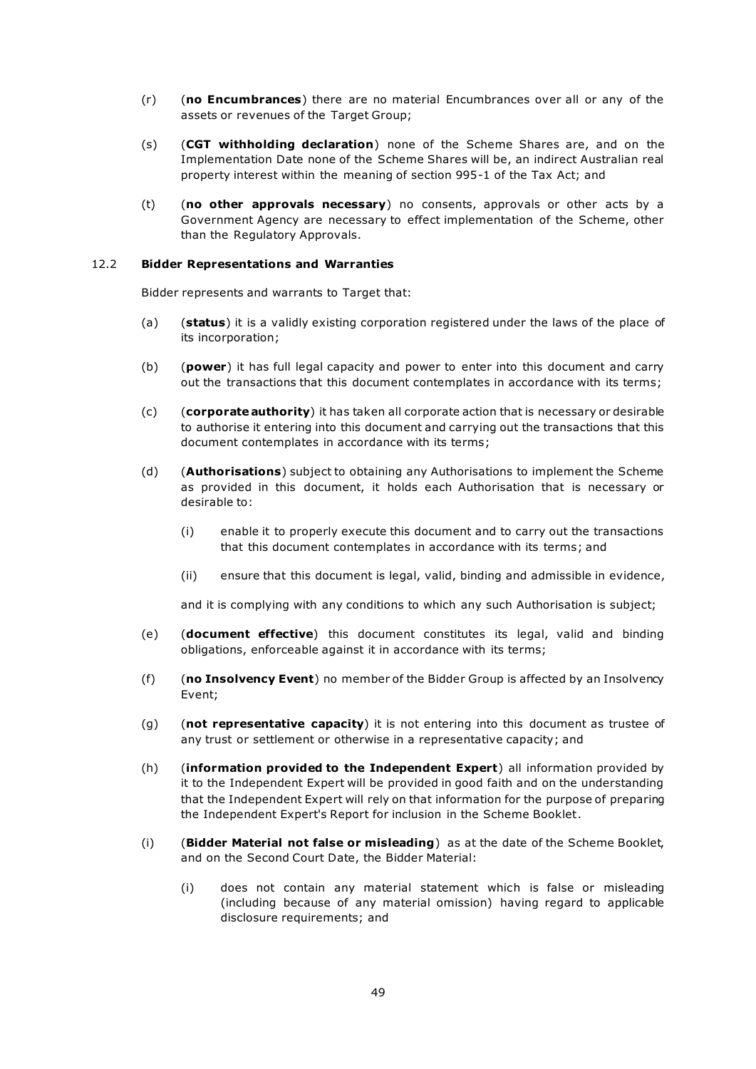(r) (**no Encumbrances**) there are no material Encumbrances over all or any of the assets or revenues of the Target Group;

(s) (**CGT withholding declaration**) none of the Scheme Shares are, and on the Implementation Date none of the Scheme Shares will be, an indirect Australian real property interest within the meaning of section 995-1 of the Tax Act; and

(t) (**no other approvals necessary**) no consents, approvals or other acts by a Government Agency are necessary to effect implementation of the Scheme, other than the Regulatory Approvals.

### 12.2 Bidder Representations and Warranties

Bidder represents and warrants to Target that:

(a) (**status**) it is a validly existing corporation registered under the laws of the place of its incorporation;

(b) (**power**) it has full legal capacity and power to enter into this document and carry out the transactions that this document contemplates in accordance with its terms;

(c) (**corporate authority**) it has taken all corporate action that is necessary or desirable to authorise it entering into this document and carrying out the transactions that this document contemplates in accordance with its terms;

(d) (**Authorisations**) subject to obtaining any Authorisations to implement the Scheme as provided in this document, it holds each Authorisation that is necessary or desirable to:

(i) enable it to properly execute this document and to carry out the transactions that this document contemplates in accordance with its terms; and

(ii) ensure that this document is legal, valid, binding and admissible in evidence,

and it is complying with any conditions to which any such Authorisation is subject;

(e) (**document effective**) this document constitutes its legal, valid and binding obligations, enforceable against it in accordance with its terms;

(f) (**no Insolvency Event**) no member of the Bidder Group is affected by an Insolvency Event;

(g) (**not representative capacity**) it is not entering into this document as trustee of any trust or settlement or otherwise in a representative capacity; and

(h) (**information provided to the Independent Expert**) all information provided by it to the Independent Expert will be provided in good faith and on the understanding that the Independent Expert will rely on that information for the purpose of preparing the Independent Expert's Report for inclusion in the Scheme Booklet.

(i) (**Bidder Material not false or misleading**) as at the date of the Scheme Booklet, and on the Second Court Date, the Bidder Material:

(i) does not contain any material statement which is false or misleading (including because of any material omission) having regard to applicable disclosure requirements; and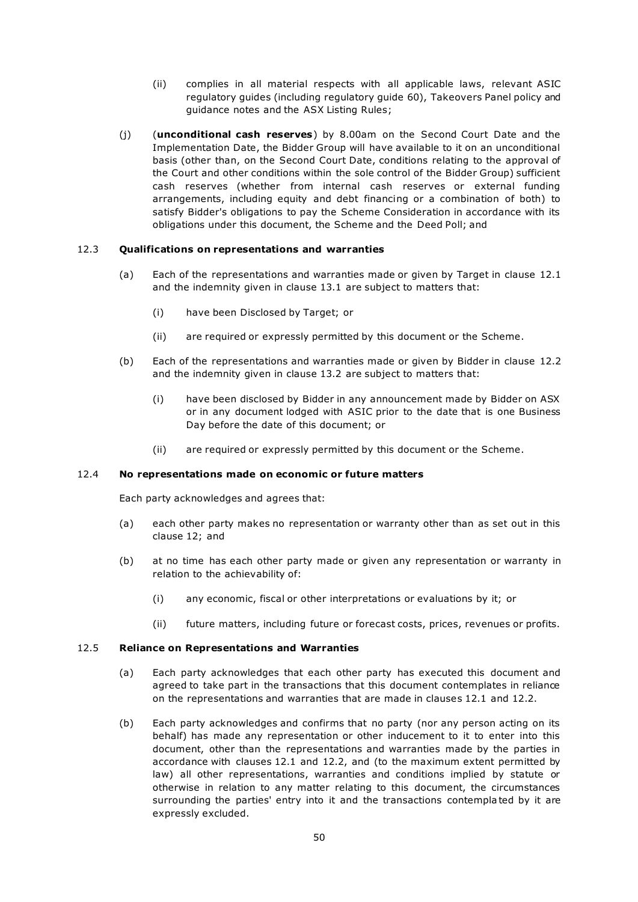(ii) complies in all material respects with all applicable laws, relevant ASIC regulatory guides (including regulatory guide 60), Takeovers Panel policy and guidance notes and the ASX Listing Rules;

(j) (**unconditional cash reserves**) by 8.00am on the Second Court Date and the Implementation Date, the Bidder Group will have available to it on an unconditional basis (other than, on the Second Court Date, conditions relating to the approval of the Court and other conditions within the sole control of the Bidder Group) sufficient cash reserves (whether from internal cash reserves or external funding arrangements, including equity and debt financing or a combination of both) to satisfy Bidder's obligations to pay the Scheme Consideration in accordance with its obligations under this document, the Scheme and the Deed Poll; and

### 12.3 Qualifications on representations and warranties

(a) Each of the representations and warranties made or given by Target in clause 12.1 and the indemnity given in clause 13.1 are subject to matters that:

(i) have been Disclosed by Target; or

(ii) are required or expressly permitted by this document or the Scheme.

(b) Each of the representations and warranties made or given by Bidder in clause 12.2 and the indemnity given in clause 13.2 are subject to matters that:

(i) have been disclosed by Bidder in any announcement made by Bidder on ASX or in any document lodged with ASIC prior to the date that is one Business Day before the date of this document; or

(ii) are required or expressly permitted by this document or the Scheme.

### 12.4 No representations made on economic or future matters

Each party acknowledges and agrees that:

(a) each other party makes no representation or warranty other than as set out in this clause 12; and

(b) at no time has each other party made or given any representation or warranty in relation to the achievability of:

(i) any economic, fiscal or other interpretations or evaluations by it; or

(ii) future matters, including future or forecast costs, prices, revenues or profits.

### 12.5 Reliance on Representations and Warranties

(a) Each party acknowledges that each other party has executed this document and agreed to take part in the transactions that this document contemplates in reliance on the representations and warranties that are made in clauses 12.1 and 12.2.

(b) Each party acknowledges and confirms that no party (nor any person acting on its behalf) has made any representation or other inducement to it to enter into this document, other than the representations and warranties made by the parties in accordance with clauses 12.1 and 12.2, and (to the maximum extent permitted by law) all other representations, warranties and conditions implied by statute or otherwise in relation to any matter relating to this document, the circumstances surrounding the parties' entry into it and the transactions contemplated by it are expressly excluded.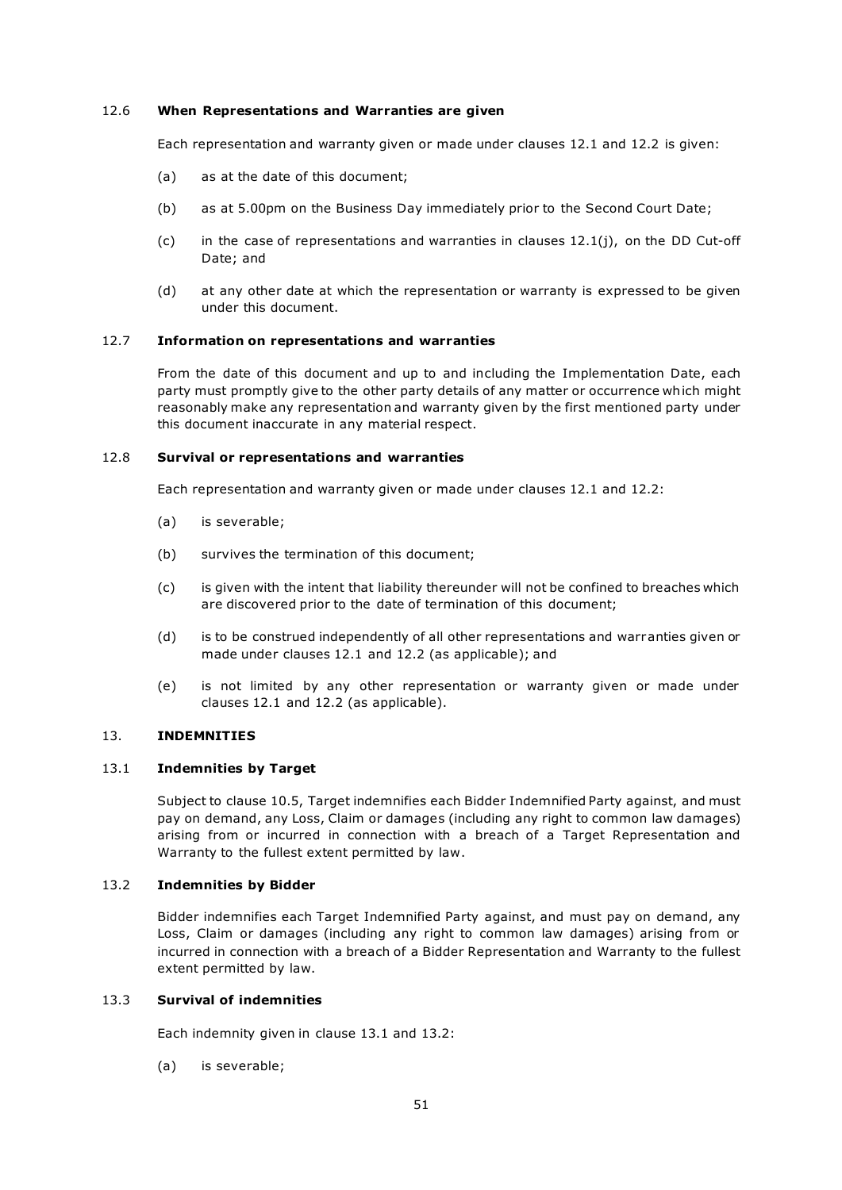### 12.6 **When Representations and Warranties are given**

Each representation and warranty given or made under clauses 12.1 and 12.2 is given:

(a) as at the date of this document;

(b) as at 5.00pm on the Business Day immediately prior to the Second Court Date;

(c) in the case of representations and warranties in clauses 12.1(j), on the DD Cut-off Date; and

(d) at any other date at which the representation or warranty is expressed to be given under this document.

### 12.7 **Information on representations and warranties**

From the date of this document and up to and including the Implementation Date, each party must promptly give to the other party details of any matter or occurrence which might reasonably make any representation and warranty given by the first mentioned party under this document inaccurate in any material respect.

### 12.8 **Survival or representations and warranties**

Each representation and warranty given or made under clauses 12.1 and 12.2:

(a) is severable;

(b) survives the termination of this document;

(c) is given with the intent that liability thereunder will not be confined to breaches which are discovered prior to the date of termination of this document;

(d) is to be construed independently of all other representations and warranties given or made under clauses 12.1 and 12.2 (as applicable); and

(e) is not limited by any other representation or warranty given or made under clauses 12.1 and 12.2 (as applicable).

## 13. **INDEMNITIES**

### 13.1 **Indemnities by Target**

Subject to clause 10.5, Target indemnifies each Bidder Indemnified Party against, and must pay on demand, any Loss, Claim or damages (including any right to common law damages) arising from or incurred in connection with a breach of a Target Representation and Warranty to the fullest extent permitted by law.

### 13.2 **Indemnities by Bidder**

Bidder indemnifies each Target Indemnified Party against, and must pay on demand, any Loss, Claim or damages (including any right to common law damages) arising from or incurred in connection with a breach of a Bidder Representation and Warranty to the fullest extent permitted by law.

### 13.3 **Survival of indemnities**

Each indemnity given in clause 13.1 and 13.2:

(a) is severable;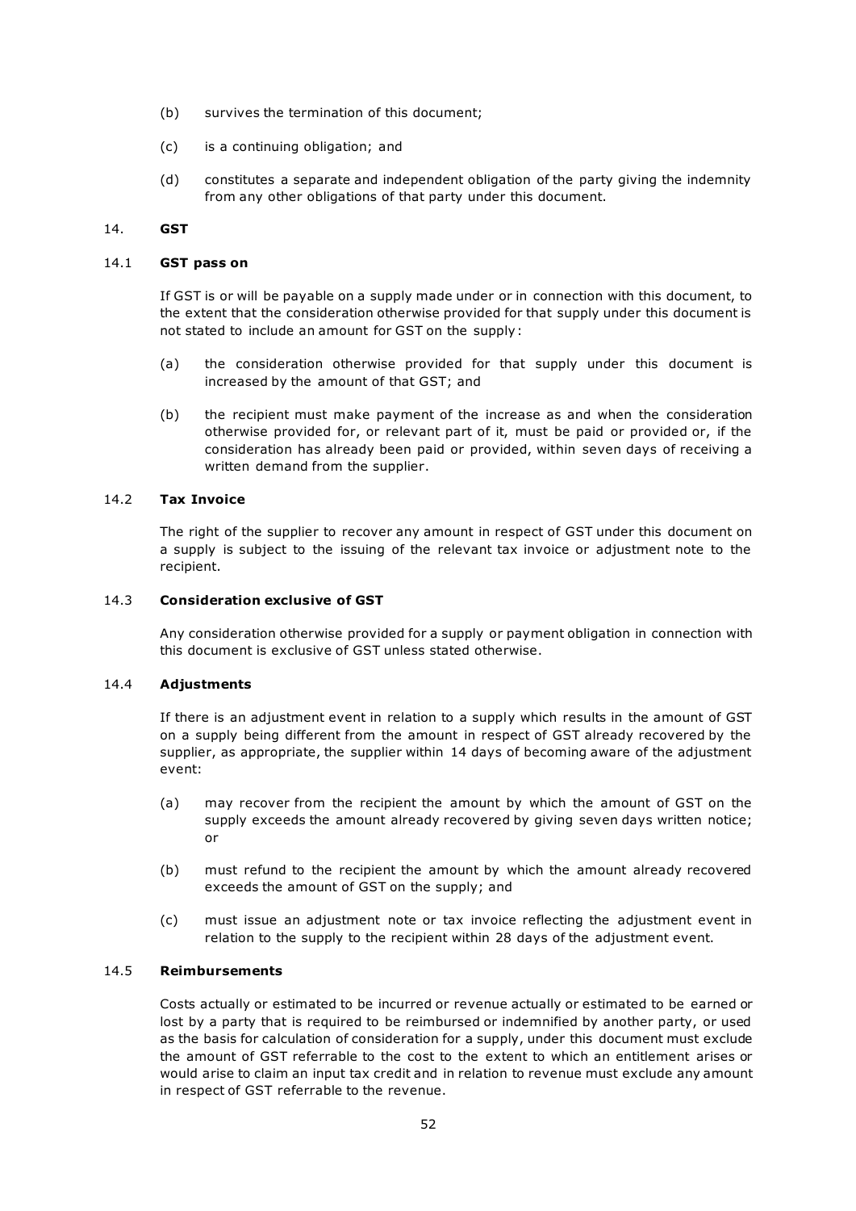(b) survives the termination of this document;

(c) is a continuing obligation; and

(d) constitutes a separate and independent obligation of the party giving the indemnity from any other obligations of that party under this document.

## 14. GST

### 14.1 GST pass on

If GST is or will be payable on a supply made under or in connection with this document, to the extent that the consideration otherwise provided for that supply under this document is not stated to include an amount for GST on the supply:

(a) the consideration otherwise provided for that supply under this document is increased by the amount of that GST; and

(b) the recipient must make payment of the increase as and when the consideration otherwise provided for, or relevant part of it, must be paid or provided or, if the consideration has already been paid or provided, within seven days of receiving a written demand from the supplier.

### 14.2 Tax Invoice

The right of the supplier to recover any amount in respect of GST under this document on a supply is subject to the issuing of the relevant tax invoice or adjustment note to the recipient.

### 14.3 Consideration exclusive of GST

Any consideration otherwise provided for a supply or payment obligation in connection with this document is exclusive of GST unless stated otherwise.

### 14.4 Adjustments

If there is an adjustment event in relation to a supply which results in the amount of GST on a supply being different from the amount in respect of GST already recovered by the supplier, as appropriate, the supplier within 14 days of becoming aware of the adjustment event:

(a) may recover from the recipient the amount by which the amount of GST on the supply exceeds the amount already recovered by giving seven days written notice; or

(b) must refund to the recipient the amount by which the amount already recovered exceeds the amount of GST on the supply; and

(c) must issue an adjustment note or tax invoice reflecting the adjustment event in relation to the supply to the recipient within 28 days of the adjustment event.

### 14.5 Reimbursements

Costs actually or estimated to be incurred or revenue actually or estimated to be earned or lost by a party that is required to be reimbursed or indemnified by another party, or used as the basis for calculation of consideration for a supply, under this document must exclude the amount of GST referrable to the cost to the extent to which an entitlement arises or would arise to claim an input tax credit and in relation to revenue must exclude any amount in respect of GST referrable to the revenue.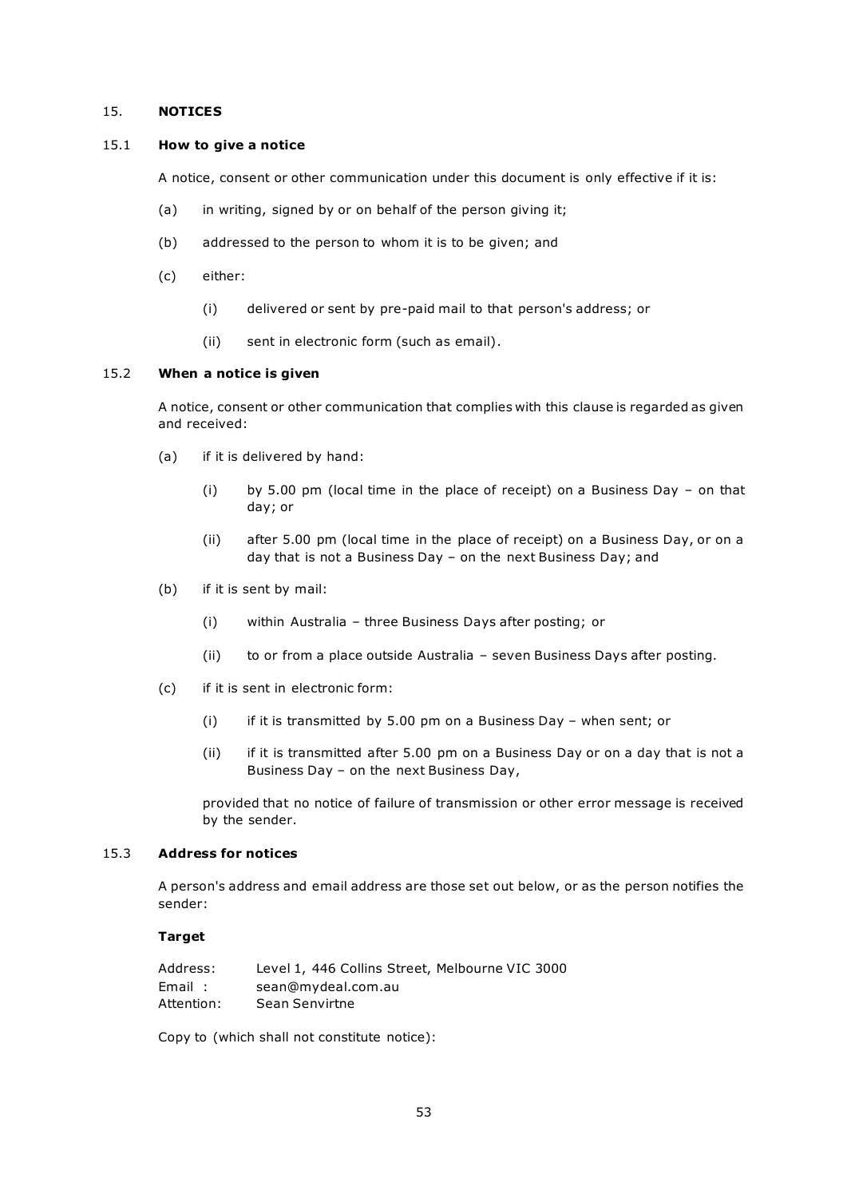## 15. NOTICES

### 15.1 How to give a notice

A notice, consent or other communication under this document is only effective if it is:

(a) in writing, signed by or on behalf of the person giving it;

(b) addressed to the person to whom it is to be given; and

(c) either:

 (i) delivered or sent by pre-paid mail to that person's address; or

 (ii) sent in electronic form (such as email).

### 15.2 When a notice is given

A notice, consent or other communication that complies with this clause is regarded as given and received:

(a) if it is delivered by hand:

 (i) by 5.00 pm (local time in the place of receipt) on a Business Day – on that day; or

 (ii) after 5.00 pm (local time in the place of receipt) on a Business Day, or on a day that is not a Business Day – on the next Business Day; and

(b) if it is sent by mail:

 (i) within Australia – three Business Days after posting; or

 (ii) to or from a place outside Australia – seven Business Days after posting.

(c) if it is sent in electronic form:

 (i) if it is transmitted by 5.00 pm on a Business Day – when sent; or

 (ii) if it is transmitted after 5.00 pm on a Business Day or on a day that is not a Business Day – on the next Business Day,

provided that no notice of failure of transmission or other error message is received by the sender.

### 15.3 Address for notices

A person's address and email address are those set out below, or as the person notifies the sender:

**Target**

Address: Level 1, 446 Collins Street, Melbourne VIC 3000
Email : sean@mydeal.com.au
Attention: Sean Senvirtne

Copy to (which shall not constitute notice):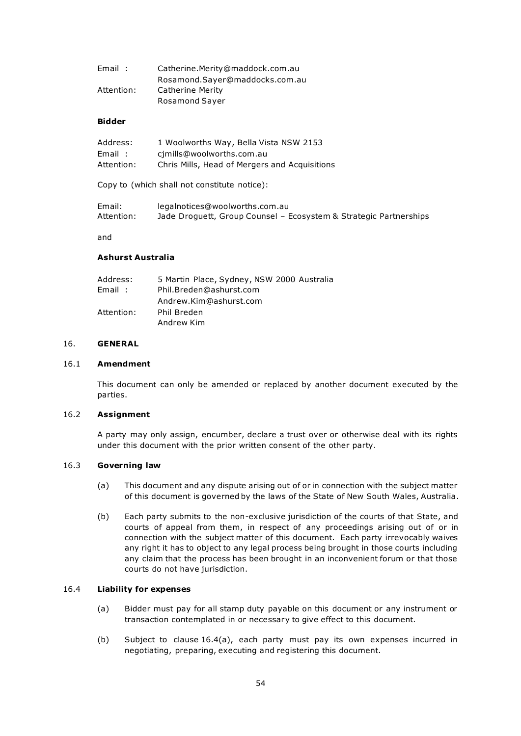| | |
|---|---|
| Email : | Catherine.Merity@maddock.com.au<br>Rosamond.Sayer@maddocks.com.au |
| Attention: | Catherine Merity<br>Rosamond Sayer |

**Bidder**

| | |
|---|---|
| Address: | 1 Woolworths Way, Bella Vista NSW 2153 |
| Email : | cjmills@woolworths.com.au |
| Attention: | Chris Mills, Head of Mergers and Acquisitions |

Copy to (which shall not constitute notice):

| | |
|---|---|
| Email: | legalnotices@woolworths.com.au |
| Attention: | Jade Droguett, Group Counsel – Ecosystem & Strategic Partnerships |

and

**Ashurst Australia**

| | |
|---|---|
| Address: | 5 Martin Place, Sydney, NSW 2000 Australia |
| Email : | Phil.Breden@ashurst.com<br>Andrew.Kim@ashurst.com |
| Attention: | Phil Breden<br>Andrew Kim |

## 16. GENERAL

### 16.1 Amendment

This document can only be amended or replaced by another document executed by the parties.

### 16.2 Assignment

A party may only assign, encumber, declare a trust over or otherwise deal with its rights under this document with the prior written consent of the other party.

### 16.3 Governing law

(a) This document and any dispute arising out of or in connection with the subject matter of this document is governed by the laws of the State of New South Wales, Australia.

(b) Each party submits to the non-exclusive jurisdiction of the courts of that State, and courts of appeal from them, in respect of any proceedings arising out of or in connection with the subject matter of this document. Each party irrevocably waives any right it has to object to any legal process being brought in those courts including any claim that the process has been brought in an inconvenient forum or that those courts do not have jurisdiction.

### 16.4 Liability for expenses

(a) Bidder must pay for all stamp duty payable on this document or any instrument or transaction contemplated in or necessary to give effect to this document.

(b) Subject to clause 16.4(a), each party must pay its own expenses incurred in negotiating, preparing, executing and registering this document.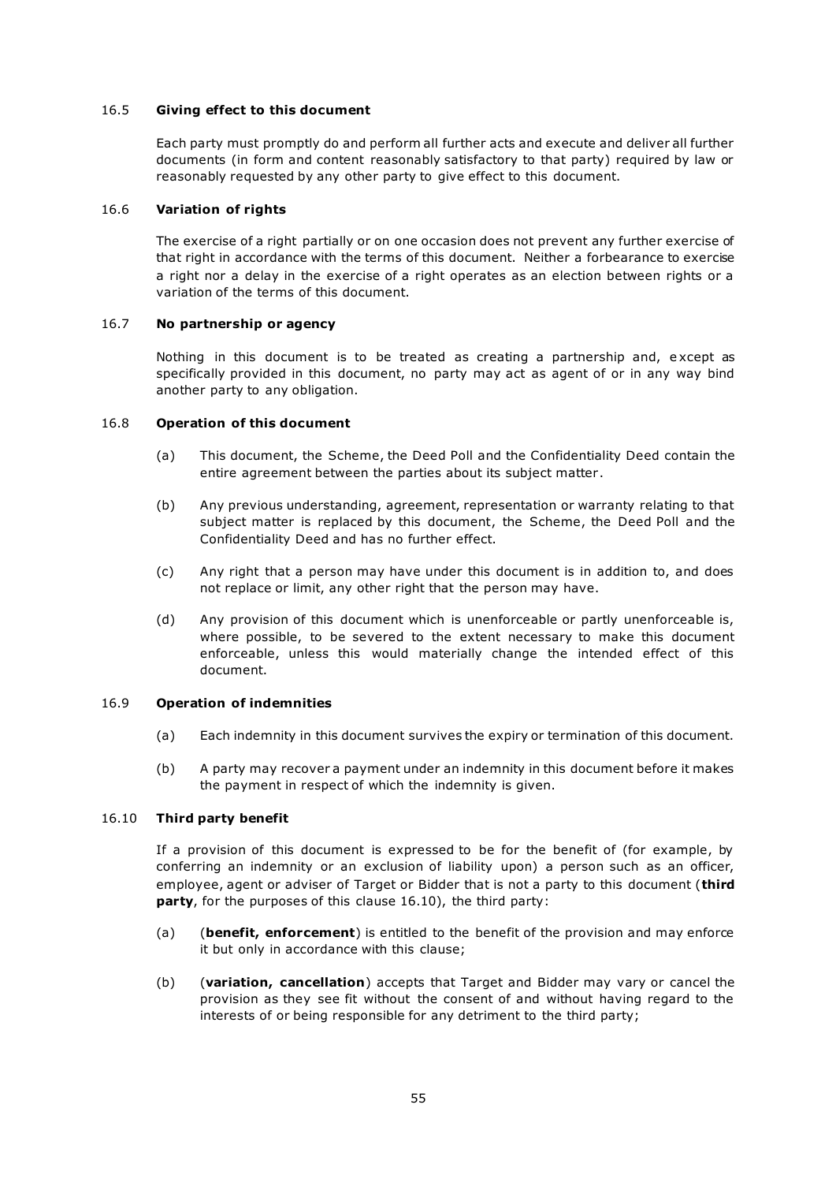### 16.5 **Giving effect to this document**

Each party must promptly do and perform all further acts and execute and deliver all further documents (in form and content reasonably satisfactory to that party) required by law or reasonably requested by any other party to give effect to this document.

### 16.6 **Variation of rights**

The exercise of a right partially or on one occasion does not prevent any further exercise of that right in accordance with the terms of this document. Neither a forbearance to exercise a right nor a delay in the exercise of a right operates as an election between rights or a variation of the terms of this document.

### 16.7 **No partnership or agency**

Nothing in this document is to be treated as creating a partnership and, except as specifically provided in this document, no party may act as agent of or in any way bind another party to any obligation.

### 16.8 **Operation of this document**

(a) This document, the Scheme, the Deed Poll and the Confidentiality Deed contain the entire agreement between the parties about its subject matter.

(b) Any previous understanding, agreement, representation or warranty relating to that subject matter is replaced by this document, the Scheme, the Deed Poll and the Confidentiality Deed and has no further effect.

(c) Any right that a person may have under this document is in addition to, and does not replace or limit, any other right that the person may have.

(d) Any provision of this document which is unenforceable or partly unenforceable is, where possible, to be severed to the extent necessary to make this document enforceable, unless this would materially change the intended effect of this document.

### 16.9 **Operation of indemnities**

(a) Each indemnity in this document survives the expiry or termination of this document.

(b) A party may recover a payment under an indemnity in this document before it makes the payment in respect of which the indemnity is given.

### 16.10 **Third party benefit**

If a provision of this document is expressed to be for the benefit of (for example, by conferring an indemnity or an exclusion of liability upon) a person such as an officer, employee, agent or adviser of Target or Bidder that is not a party to this document (**third party**, for the purposes of this clause 16.10), the third party:

(a) (**benefit, enforcement**) is entitled to the benefit of the provision and may enforce it but only in accordance with this clause;

(b) (**variation, cancellation**) accepts that Target and Bidder may vary or cancel the provision as they see fit without the consent of and without having regard to the interests of or being responsible for any detriment to the third party;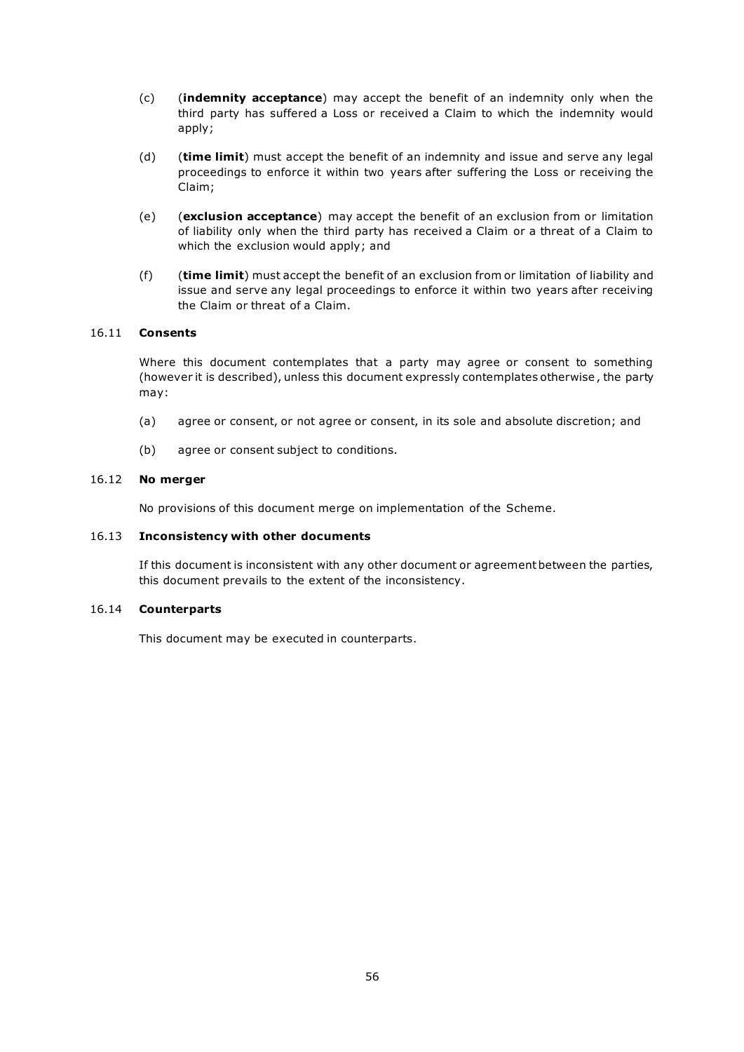(c) (**indemnity acceptance**) may accept the benefit of an indemnity only when the third party has suffered a Loss or received a Claim to which the indemnity would apply;

(d) (**time limit**) must accept the benefit of an indemnity and issue and serve any legal proceedings to enforce it within two years after suffering the Loss or receiving the Claim;

(e) (**exclusion acceptance**) may accept the benefit of an exclusion from or limitation of liability only when the third party has received a Claim or a threat of a Claim to which the exclusion would apply; and

(f) (**time limit**) must accept the benefit of an exclusion from or limitation of liability and issue and serve any legal proceedings to enforce it within two years after receiving the Claim or threat of a Claim.

### 16.11 **Consents**

Where this document contemplates that a party may agree or consent to something (however it is described), unless this document expressly contemplates otherwise, the party may:

(a) agree or consent, or not agree or consent, in its sole and absolute discretion; and

(b) agree or consent subject to conditions.

### 16.12 **No merger**

No provisions of this document merge on implementation of the Scheme.

### 16.13 **Inconsistency with other documents**

If this document is inconsistent with any other document or agreement between the parties, this document prevails to the extent of the inconsistency.

### 16.14 **Counterparts**

This document may be executed in counterparts.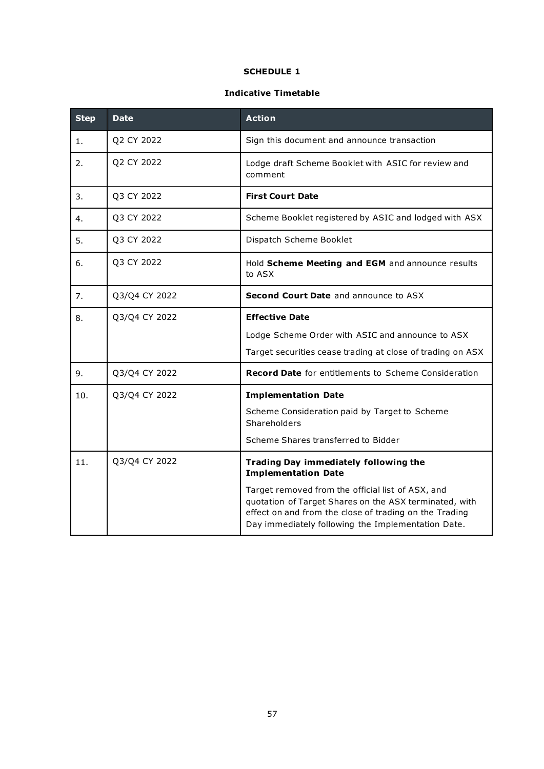# SCHEDULE 1

## Indicative Timetable

| Step | Date | Action |
|---|---|---|
| 1. | Q2 CY 2022 | Sign this document and announce transaction |
| 2. | Q2 CY 2022 | Lodge draft Scheme Booklet with ASIC for review and comment |
| 3. | Q3 CY 2022 | **First Court Date** |
| 4. | Q3 CY 2022 | Scheme Booklet registered by ASIC and lodged with ASX |
| 5. | Q3 CY 2022 | Dispatch Scheme Booklet |
| 6. | Q3 CY 2022 | Hold **Scheme Meeting and EGM** and announce results to ASX |
| 7. | Q3/Q4 CY 2022 | **Second Court Date** and announce to ASX |
| 8. | Q3/Q4 CY 2022 | **Effective Date**<br><br>Lodge Scheme Order with ASIC and announce to ASX<br><br>Target securities cease trading at close of trading on ASX |
| 9. | Q3/Q4 CY 2022 | **Record Date** for entitlements to Scheme Consideration |
| 10. | Q3/Q4 CY 2022 | **Implementation Date**<br><br>Scheme Consideration paid by Target to Scheme Shareholders<br><br>Scheme Shares transferred to Bidder |
| 11. | Q3/Q4 CY 2022 | **Trading Day immediately following the Implementation Date**<br><br>Target removed from the official list of ASX, and quotation of Target Shares on the ASX terminated, with effect on and from the close of trading on the Trading Day immediately following the Implementation Date. |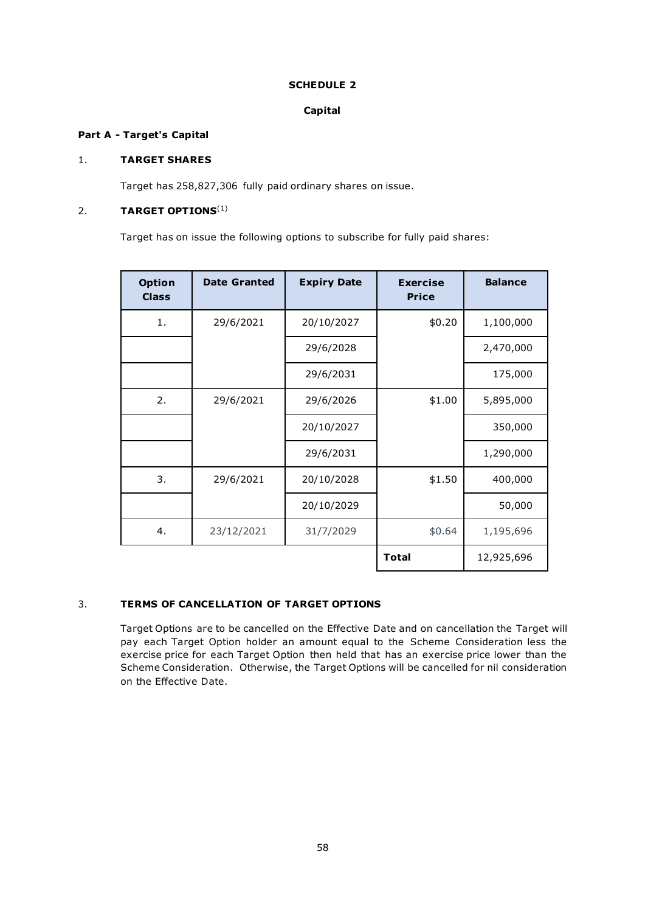**SCHEDULE 2**

**Capital**

**Part A - Target's Capital**

1. **TARGET SHARES**

Target has 258,827,306 fully paid ordinary shares on issue.

2. **TARGET OPTIONS**[(1)]

Target has on issue the following options to subscribe for fully paid shares:

| Option Class | Date Granted | Expiry Date | Exercise Price | Balance |
|---|---|---|---|---|
| 1. | 29/6/2021 | 20/10/2027 | $0.20 | 1,100,000 |
| | | 29/6/2028 | | 2,470,000 |
| | | 29/6/2031 | | 175,000 |
| 2. | 29/6/2021 | 29/6/2026 | $1.00 | 5,895,000 |
| | | 20/10/2027 | | 350,000 |
| | | 29/6/2031 | | 1,290,000 |
| 3. | 29/6/2021 | 20/10/2028 | $1.50 | 400,000 |
| | | 20/10/2029 | | 50,000 |
| 4. | 23/12/2021 | 31/7/2029 | $0.64 | 1,195,696 |
| | | | **Total** | 12,925,696 |

3. **TERMS OF CANCELLATION OF TARGET OPTIONS**

Target Options are to be cancelled on the Effective Date and on cancellation the Target will pay each Target Option holder an amount equal to the Scheme Consideration less the exercise price for each Target Option then held that has an exercise price lower than the Scheme Consideration. Otherwise, the Target Options will be cancelled for nil consideration on the Effective Date.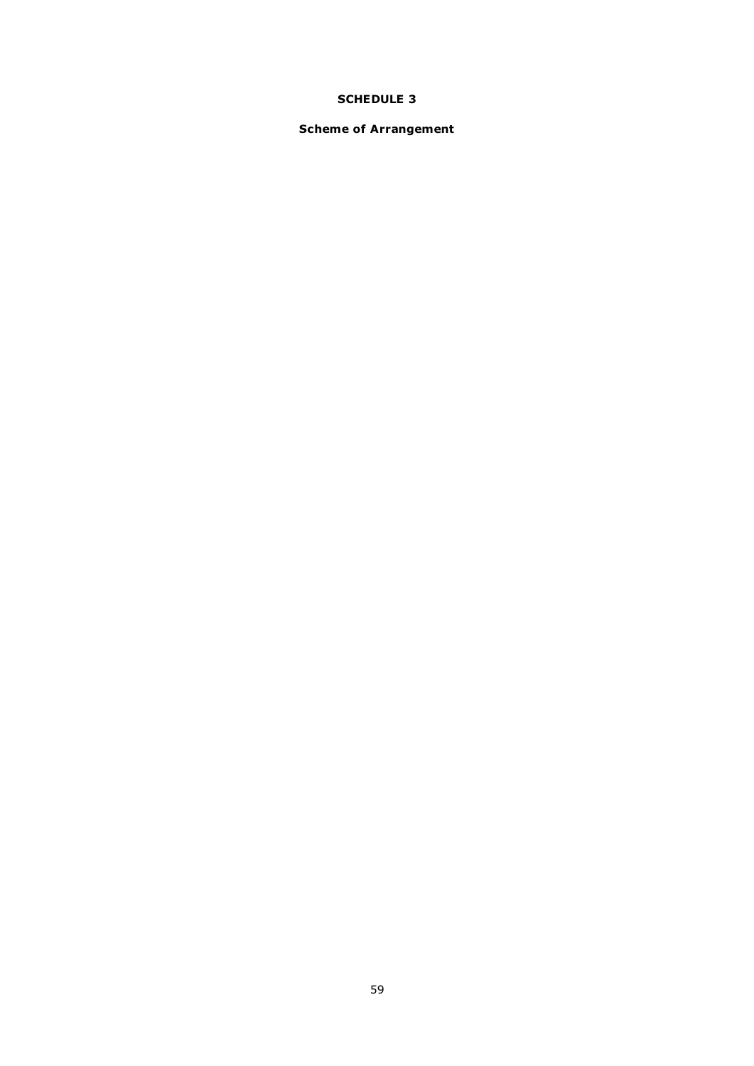# SCHEDULE 3

## Scheme of Arrangement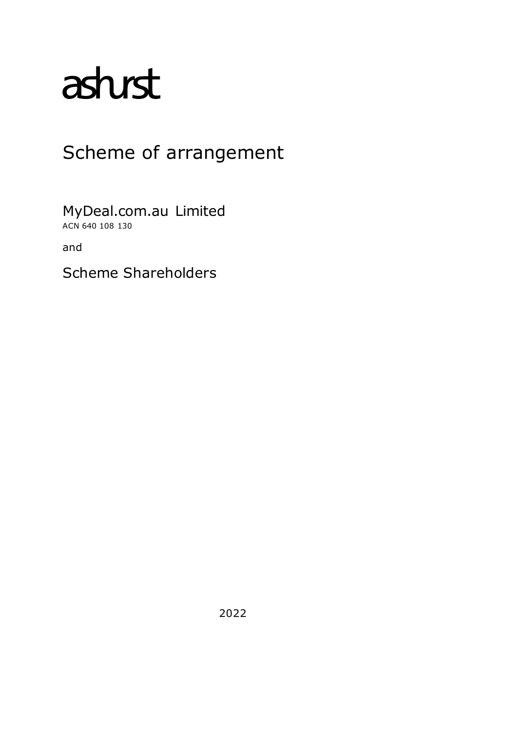ashurst

# Scheme of arrangement

MyDeal.com.au Limited
ACN 640 108 130

and

Scheme Shareholders

2022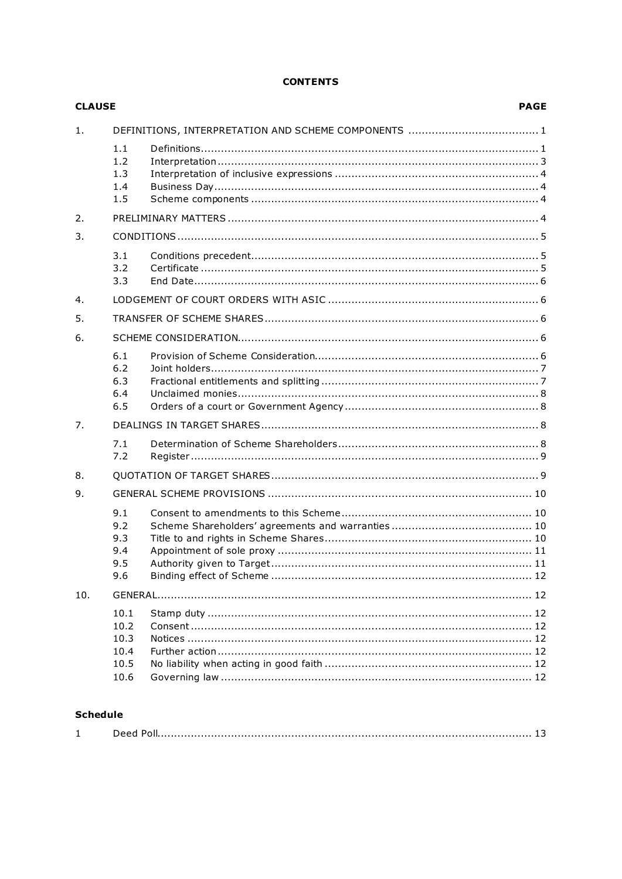**CONTENTS**

| CLAUSE | | | PAGE |
|---|---|---|---|
| 1. | DEFINITIONS, INTERPRETATION AND SCHEME COMPONENTS | | 1 |
| | 1.1 | Definitions | 1 |
| | 1.2 | Interpretation | 3 |
| | 1.3 | Interpretation of inclusive expressions | 4 |
| | 1.4 | Business Day | 4 |
| | 1.5 | Scheme components | 4 |
| 2. | PRELIMINARY MATTERS | | 4 |
| 3. | CONDITIONS | | 5 |
| | 3.1 | Conditions precedent | 5 |
| | 3.2 | Certificate | 5 |
| | 3.3 | End Date | 6 |
| 4. | LODGEMENT OF COURT ORDERS WITH ASIC | | 6 |
| 5. | TRANSFER OF SCHEME SHARES | | 6 |
| 6. | SCHEME CONSIDERATION | | 6 |
| | 6.1 | Provision of Scheme Consideration | 6 |
| | 6.2 | Joint holders | 7 |
| | 6.3 | Fractional entitlements and splitting | 7 |
| | 6.4 | Unclaimed monies | 8 |
| | 6.5 | Orders of a court or Government Agency | 8 |
| 7. | DEALINGS IN TARGET SHARES | | 8 |
| | 7.1 | Determination of Scheme Shareholders | 8 |
| | 7.2 | Register | 9 |
| 8. | QUOTATION OF TARGET SHARES | | 9 |
| 9. | GENERAL SCHEME PROVISIONS | | 10 |
| | 9.1 | Consent to amendments to this Scheme | 10 |
| | 9.2 | Scheme Shareholders' agreements and warranties | 10 |
| | 9.3 | Title to and rights in Scheme Shares | 10 |
| | 9.4 | Appointment of sole proxy | 11 |
| | 9.5 | Authority given to Target | 11 |
| | 9.6 | Binding effect of Scheme | 12 |
| 10. | GENERAL | | 12 |
| | 10.1 | Stamp duty | 12 |
| | 10.2 | Consent | 12 |
| | 10.3 | Notices | 12 |
| | 10.4 | Further action | 12 |
| | 10.5 | No liability when acting in good faith | 12 |
| | 10.6 | Governing law | 12 |

**Schedule**

| | | |
|---|---|---|
| 1 | Deed Poll | 13 |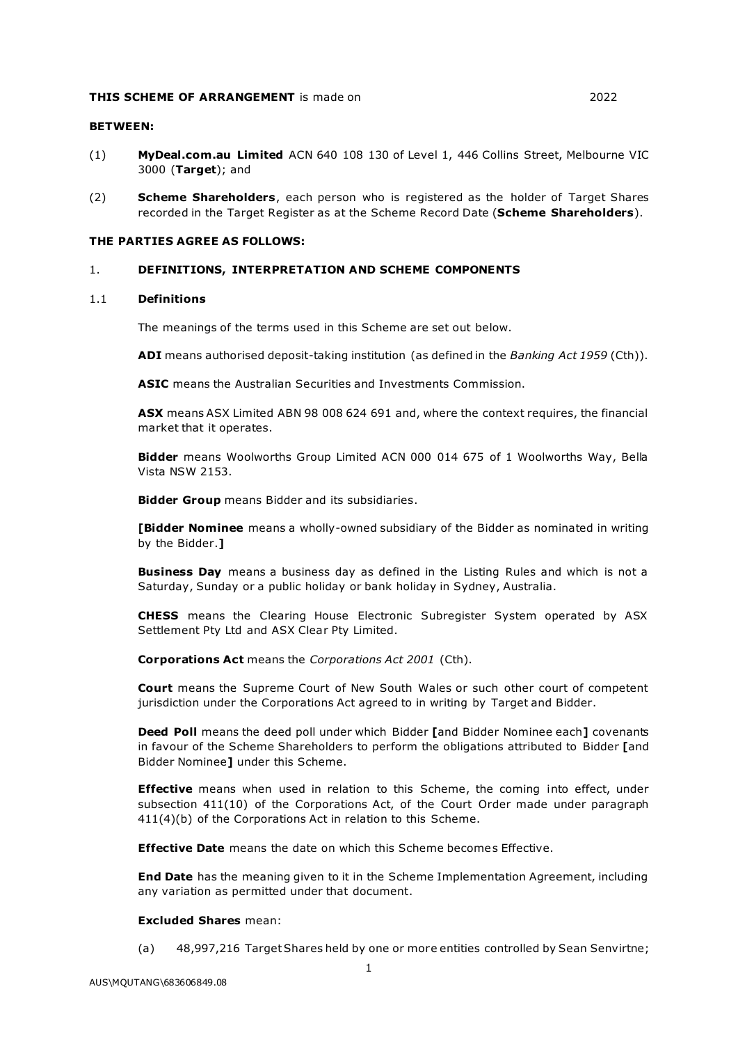**THIS SCHEME OF ARRANGEMENT** is made on 2022

**BETWEEN:**

(1) **MyDeal.com.au Limited** ACN 640 108 130 of Level 1, 446 Collins Street, Melbourne VIC 3000 (**Target**); and

(2) **Scheme Shareholders**, each person who is registered as the holder of Target Shares recorded in the Target Register as at the Scheme Record Date (**Scheme Shareholders**).

**THE PARTIES AGREE AS FOLLOWS:**

## 1. DEFINITIONS, INTERPRETATION AND SCHEME COMPONENTS

### 1.1 Definitions

The meanings of the terms used in this Scheme are set out below.

**ADI** means authorised deposit-taking institution (as defined in the *Banking Act 1959* (Cth)).

**ASIC** means the Australian Securities and Investments Commission.

**ASX** means ASX Limited ABN 98 008 624 691 and, where the context requires, the financial market that it operates.

**Bidder** means Woolworths Group Limited ACN 000 014 675 of 1 Woolworths Way, Bella Vista NSW 2153.

**Bidder Group** means Bidder and its subsidiaries.

**[Bidder Nominee** means a wholly-owned subsidiary of the Bidder as nominated in writing by the Bidder.**]**

**Business Day** means a business day as defined in the Listing Rules and which is not a Saturday, Sunday or a public holiday or bank holiday in Sydney, Australia.

**CHESS** means the Clearing House Electronic Subregister System operated by ASX Settlement Pty Ltd and ASX Clear Pty Limited.

**Corporations Act** means the *Corporations Act 2001* (Cth).

**Court** means the Supreme Court of New South Wales or such other court of competent jurisdiction under the Corporations Act agreed to in writing by Target and Bidder.

**Deed Poll** means the deed poll under which Bidder **[**and Bidder Nominee each**]** covenants in favour of the Scheme Shareholders to perform the obligations attributed to Bidder **[**and Bidder Nominee**]** under this Scheme.

**Effective** means when used in relation to this Scheme, the coming into effect, under subsection 411(10) of the Corporations Act, of the Court Order made under paragraph 411(4)(b) of the Corporations Act in relation to this Scheme.

**Effective Date** means the date on which this Scheme becomes Effective.

**End Date** has the meaning given to it in the Scheme Implementation Agreement, including any variation as permitted under that document.

**Excluded Shares** mean:

(a) 48,997,216 Target Shares held by one or more entities controlled by Sean Senvirtne;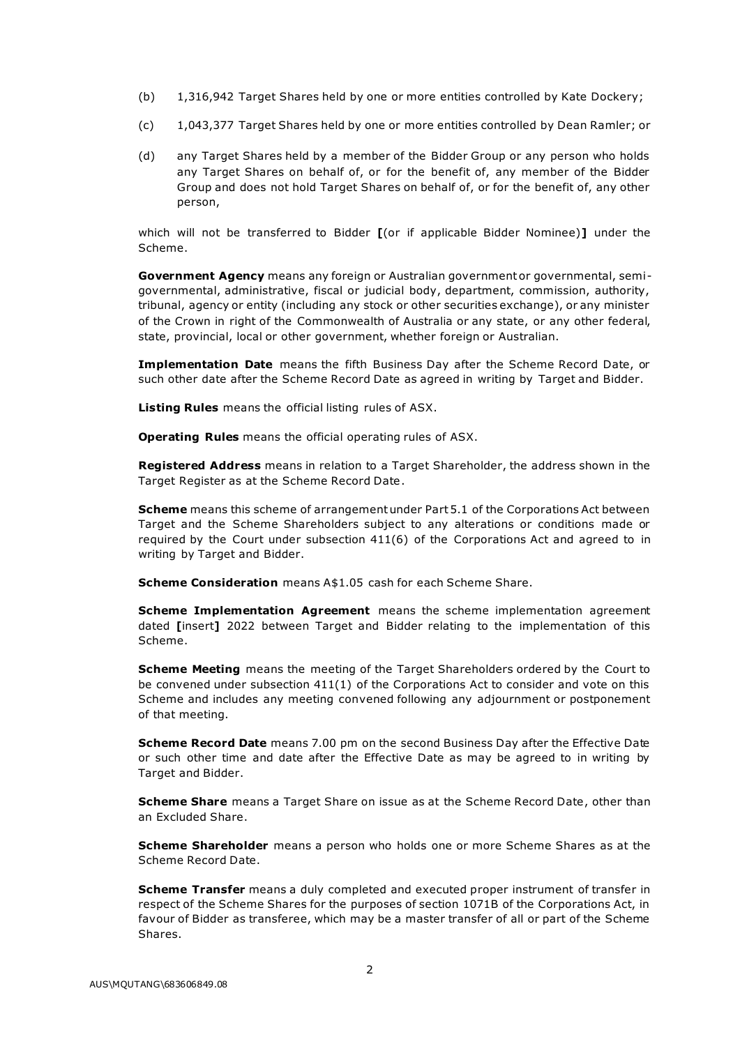(b) 1,316,942 Target Shares held by one or more entities controlled by Kate Dockery;

(c) 1,043,377 Target Shares held by one or more entities controlled by Dean Ramler; or

(d) any Target Shares held by a member of the Bidder Group or any person who holds any Target Shares on behalf of, or for the benefit of, any member of the Bidder Group and does not hold Target Shares on behalf of, or for the benefit of, any other person,

which will not be transferred to Bidder **[**(or if applicable Bidder Nominee)**]** under the Scheme.

**Government Agency** means any foreign or Australian government or governmental, semi-governmental, administrative, fiscal or judicial body, department, commission, authority, tribunal, agency or entity (including any stock or other securities exchange), or any minister of the Crown in right of the Commonwealth of Australia or any state, or any other federal, state, provincial, local or other government, whether foreign or Australian.

**Implementation Date** means the fifth Business Day after the Scheme Record Date, or such other date after the Scheme Record Date as agreed in writing by Target and Bidder.

**Listing Rules** means the official listing rules of ASX.

**Operating Rules** means the official operating rules of ASX.

**Registered Address** means in relation to a Target Shareholder, the address shown in the Target Register as at the Scheme Record Date.

**Scheme** means this scheme of arrangement under Part 5.1 of the Corporations Act between Target and the Scheme Shareholders subject to any alterations or conditions made or required by the Court under subsection 411(6) of the Corporations Act and agreed to in writing by Target and Bidder.

**Scheme Consideration** means A$1.05 cash for each Scheme Share.

**Scheme Implementation Agreement** means the scheme implementation agreement dated **[**insert**]** 2022 between Target and Bidder relating to the implementation of this Scheme.

**Scheme Meeting** means the meeting of the Target Shareholders ordered by the Court to be convened under subsection 411(1) of the Corporations Act to consider and vote on this Scheme and includes any meeting convened following any adjournment or postponement of that meeting.

**Scheme Record Date** means 7.00 pm on the second Business Day after the Effective Date or such other time and date after the Effective Date as may be agreed to in writing by Target and Bidder.

**Scheme Share** means a Target Share on issue as at the Scheme Record Date, other than an Excluded Share.

**Scheme Shareholder** means a person who holds one or more Scheme Shares as at the Scheme Record Date.

**Scheme Transfer** means a duly completed and executed proper instrument of transfer in respect of the Scheme Shares for the purposes of section 1071B of the Corporations Act, in favour of Bidder as transferee, which may be a master transfer of all or part of the Scheme Shares.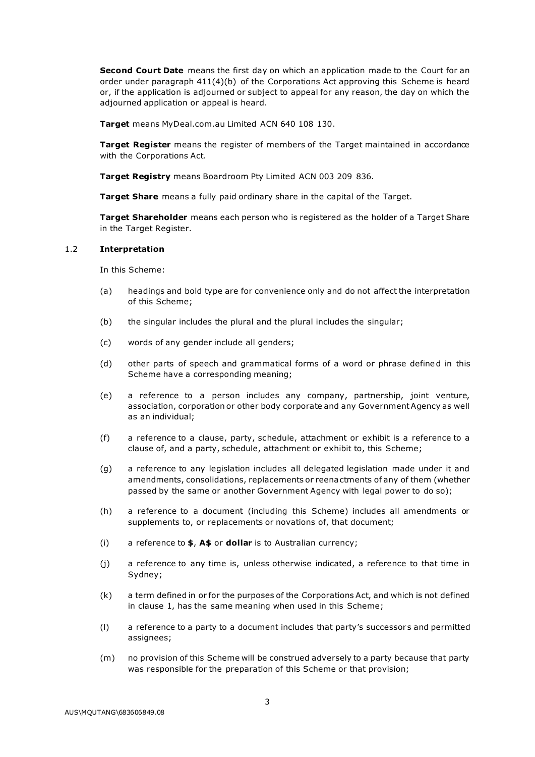**Second Court Date** means the first day on which an application made to the Court for an order under paragraph 411(4)(b) of the Corporations Act approving this Scheme is heard or, if the application is adjourned or subject to appeal for any reason, the day on which the adjourned application or appeal is heard.

**Target** means MyDeal.com.au Limited ACN 640 108 130.

**Target Register** means the register of members of the Target maintained in accordance with the Corporations Act.

**Target Registry** means Boardroom Pty Limited ACN 003 209 836.

**Target Share** means a fully paid ordinary share in the capital of the Target.

**Target Shareholder** means each person who is registered as the holder of a Target Share in the Target Register.

### 1.2 Interpretation

In this Scheme:

(a) headings and bold type are for convenience only and do not affect the interpretation of this Scheme;

(b) the singular includes the plural and the plural includes the singular;

(c) words of any gender include all genders;

(d) other parts of speech and grammatical forms of a word or phrase defined in this Scheme have a corresponding meaning;

(e) a reference to a person includes any company, partnership, joint venture, association, corporation or other body corporate and any Government Agency as well as an individual;

(f) a reference to a clause, party, schedule, attachment or exhibit is a reference to a clause of, and a party, schedule, attachment or exhibit to, this Scheme;

(g) a reference to any legislation includes all delegated legislation made under it and amendments, consolidations, replacements or reenactments of any of them (whether passed by the same or another Government Agency with legal power to do so);

(h) a reference to a document (including this Scheme) includes all amendments or supplements to, or replacements or novations of, that document;

(i) a reference to **$**, **A$** or **dollar** is to Australian currency;

(j) a reference to any time is, unless otherwise indicated, a reference to that time in Sydney;

(k) a term defined in or for the purposes of the Corporations Act, and which is not defined in clause 1, has the same meaning when used in this Scheme;

(l) a reference to a party to a document includes that party's successors and permitted assignees;

(m) no provision of this Scheme will be construed adversely to a party because that party was responsible for the preparation of this Scheme or that provision;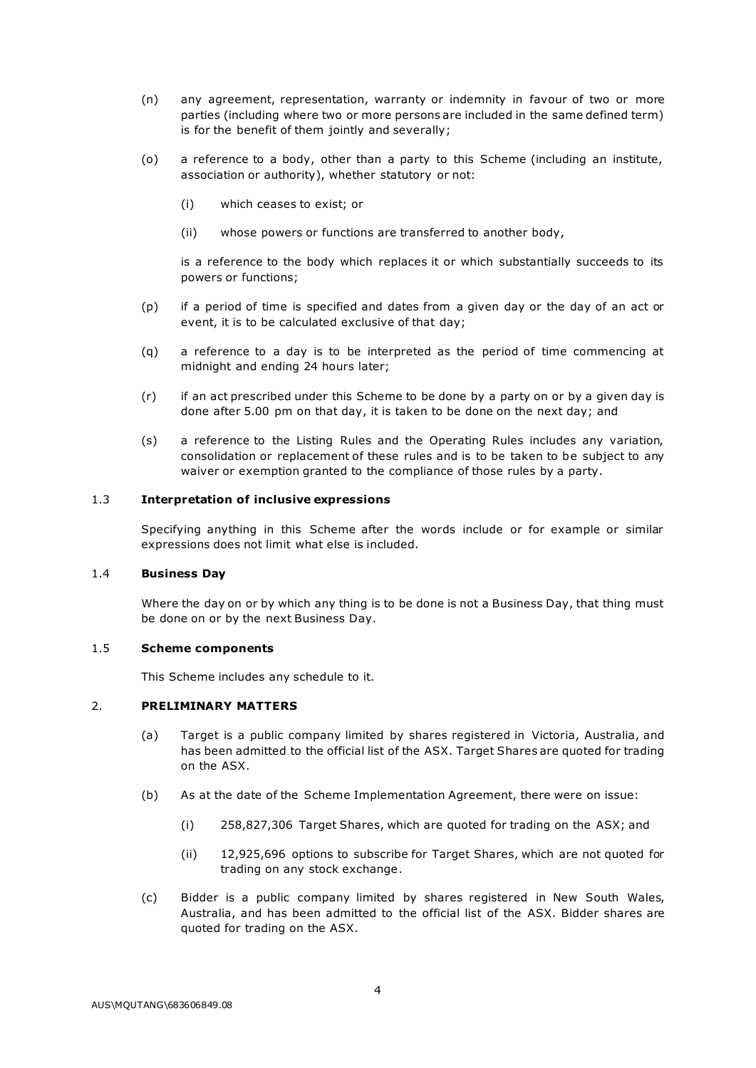(n) any agreement, representation, warranty or indemnity in favour of two or more parties (including where two or more persons are included in the same defined term) is for the benefit of them jointly and severally;

(o) a reference to a body, other than a party to this Scheme (including an institute, association or authority), whether statutory or not:

   (i) which ceases to exist; or

   (ii) whose powers or functions are transferred to another body,

   is a reference to the body which replaces it or which substantially succeeds to its powers or functions;

(p) if a period of time is specified and dates from a given day or the day of an act or event, it is to be calculated exclusive of that day;

(q) a reference to a day is to be interpreted as the period of time commencing at midnight and ending 24 hours later;

(r) if an act prescribed under this Scheme to be done by a party on or by a given day is done after 5.00 pm on that day, it is taken to be done on the next day; and

(s) a reference to the Listing Rules and the Operating Rules includes any variation, consolidation or replacement of these rules and is to be taken to be subject to any waiver or exemption granted to the compliance of those rules by a party.

### 1.3 **Interpretation of inclusive expressions**

Specifying anything in this Scheme after the words include or for example or similar expressions does not limit what else is included.

### 1.4 **Business Day**

Where the day on or by which any thing is to be done is not a Business Day, that thing must be done on or by the next Business Day.

### 1.5 **Scheme components**

This Scheme includes any schedule to it.

## 2. **PRELIMINARY MATTERS**

(a) Target is a public company limited by shares registered in Victoria, Australia, and has been admitted to the official list of the ASX. Target Shares are quoted for trading on the ASX.

(b) As at the date of the Scheme Implementation Agreement, there were on issue:

   (i) 258,827,306 Target Shares, which are quoted for trading on the ASX; and

   (ii) 12,925,696 options to subscribe for Target Shares, which are not quoted for trading on any stock exchange.

(c) Bidder is a public company limited by shares registered in New South Wales, Australia, and has been admitted to the official list of the ASX. Bidder shares are quoted for trading on the ASX.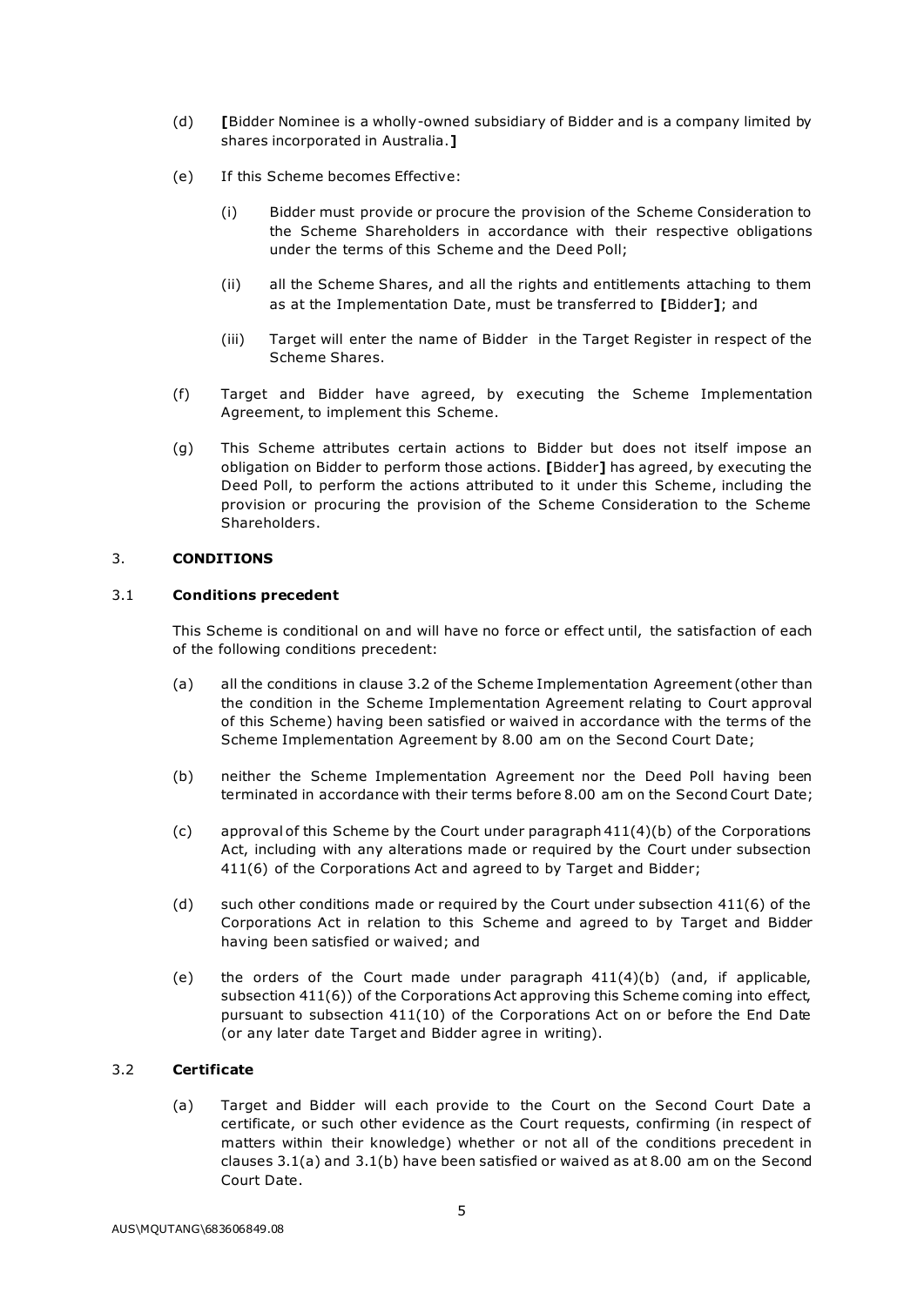(d) **[**Bidder Nominee is a wholly-owned subsidiary of Bidder and is a company limited by shares incorporated in Australia.**]**

(e) If this Scheme becomes Effective:

(i) Bidder must provide or procure the provision of the Scheme Consideration to the Scheme Shareholders in accordance with their respective obligations under the terms of this Scheme and the Deed Poll;

(ii) all the Scheme Shares, and all the rights and entitlements attaching to them as at the Implementation Date, must be transferred to **[**Bidder**]**; and

(iii) Target will enter the name of Bidder in the Target Register in respect of the Scheme Shares.

(f) Target and Bidder have agreed, by executing the Scheme Implementation Agreement, to implement this Scheme.

(g) This Scheme attributes certain actions to Bidder but does not itself impose an obligation on Bidder to perform those actions. **[**Bidder**]** has agreed, by executing the Deed Poll, to perform the actions attributed to it under this Scheme, including the provision or procuring the provision of the Scheme Consideration to the Scheme Shareholders.

## 3. CONDITIONS

### 3.1 Conditions precedent

This Scheme is conditional on and will have no force or effect until, the satisfaction of each of the following conditions precedent:

(a) all the conditions in clause 3.2 of the Scheme Implementation Agreement (other than the condition in the Scheme Implementation Agreement relating to Court approval of this Scheme) having been satisfied or waived in accordance with the terms of the Scheme Implementation Agreement by 8.00 am on the Second Court Date;

(b) neither the Scheme Implementation Agreement nor the Deed Poll having been terminated in accordance with their terms before 8.00 am on the Second Court Date;

(c) approval of this Scheme by the Court under paragraph 411(4)(b) of the Corporations Act, including with any alterations made or required by the Court under subsection 411(6) of the Corporations Act and agreed to by Target and Bidder;

(d) such other conditions made or required by the Court under subsection 411(6) of the Corporations Act in relation to this Scheme and agreed to by Target and Bidder having been satisfied or waived; and

(e) the orders of the Court made under paragraph 411(4)(b) (and, if applicable, subsection 411(6)) of the Corporations Act approving this Scheme coming into effect, pursuant to subsection 411(10) of the Corporations Act on or before the End Date (or any later date Target and Bidder agree in writing).

### 3.2 Certificate

(a) Target and Bidder will each provide to the Court on the Second Court Date a certificate, or such other evidence as the Court requests, confirming (in respect of matters within their knowledge) whether or not all of the conditions precedent in clauses 3.1(a) and 3.1(b) have been satisfied or waived as at 8.00 am on the Second Court Date.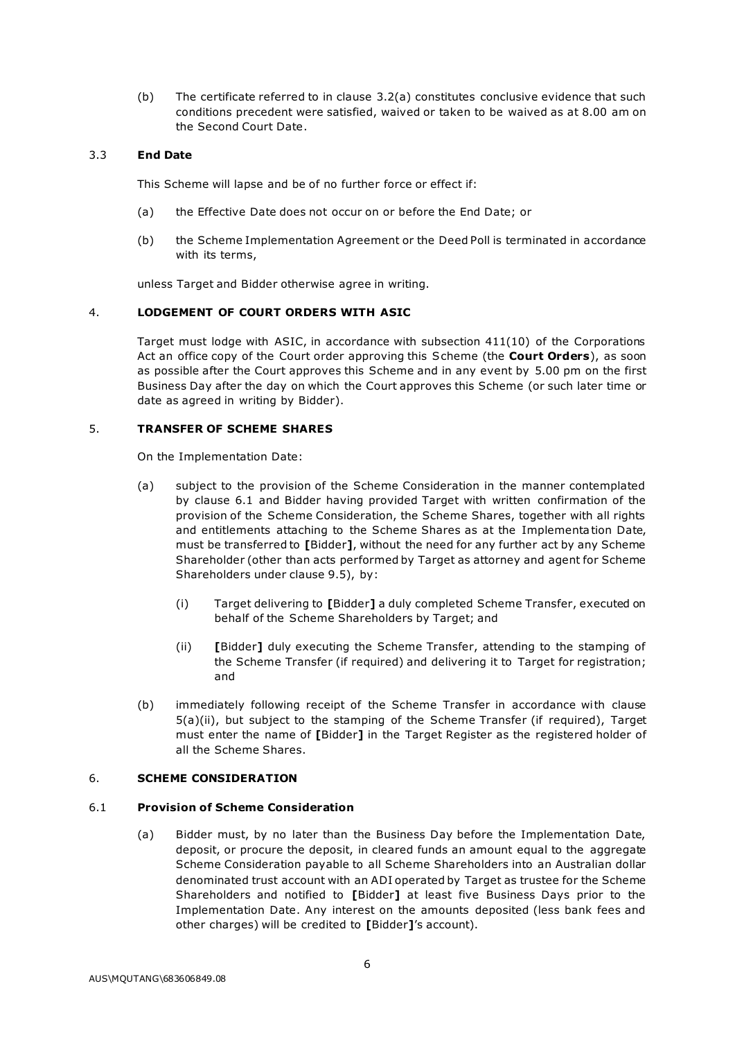(b) The certificate referred to in clause 3.2(a) constitutes conclusive evidence that such conditions precedent were satisfied, waived or taken to be waived as at 8.00 am on the Second Court Date.

### 3.3 End Date

This Scheme will lapse and be of no further force or effect if:

(a) the Effective Date does not occur on or before the End Date; or

(b) the Scheme Implementation Agreement or the Deed Poll is terminated in accordance with its terms,

unless Target and Bidder otherwise agree in writing.

## 4. LODGEMENT OF COURT ORDERS WITH ASIC

Target must lodge with ASIC, in accordance with subsection 411(10) of the Corporations Act an office copy of the Court order approving this Scheme (the **Court Orders**), as soon as possible after the Court approves this Scheme and in any event by 5.00 pm on the first Business Day after the day on which the Court approves this Scheme (or such later time or date as agreed in writing by Bidder).

## 5. TRANSFER OF SCHEME SHARES

On the Implementation Date:

(a) subject to the provision of the Scheme Consideration in the manner contemplated by clause 6.1 and Bidder having provided Target with written confirmation of the provision of the Scheme Consideration, the Scheme Shares, together with all rights and entitlements attaching to the Scheme Shares as at the Implementation Date, must be transferred to **[**Bidder**]**, without the need for any further act by any Scheme Shareholder (other than acts performed by Target as attorney and agent for Scheme Shareholders under clause 9.5), by:

   (i) Target delivering to **[**Bidder**]** a duly completed Scheme Transfer, executed on behalf of the Scheme Shareholders by Target; and

   (ii) **[**Bidder**]** duly executing the Scheme Transfer, attending to the stamping of the Scheme Transfer (if required) and delivering it to Target for registration; and

(b) immediately following receipt of the Scheme Transfer in accordance with clause 5(a)(ii), but subject to the stamping of the Scheme Transfer (if required), Target must enter the name of **[**Bidder**]** in the Target Register as the registered holder of all the Scheme Shares.

## 6. SCHEME CONSIDERATION

### 6.1 Provision of Scheme Consideration

(a) Bidder must, by no later than the Business Day before the Implementation Date, deposit, or procure the deposit, in cleared funds an amount equal to the aggregate Scheme Consideration payable to all Scheme Shareholders into an Australian dollar denominated trust account with an ADI operated by Target as trustee for the Scheme Shareholders and notified to **[**Bidder**]** at least five Business Days prior to the Implementation Date. Any interest on the amounts deposited (less bank fees and other charges) will be credited to **[**Bidder**]**'s account).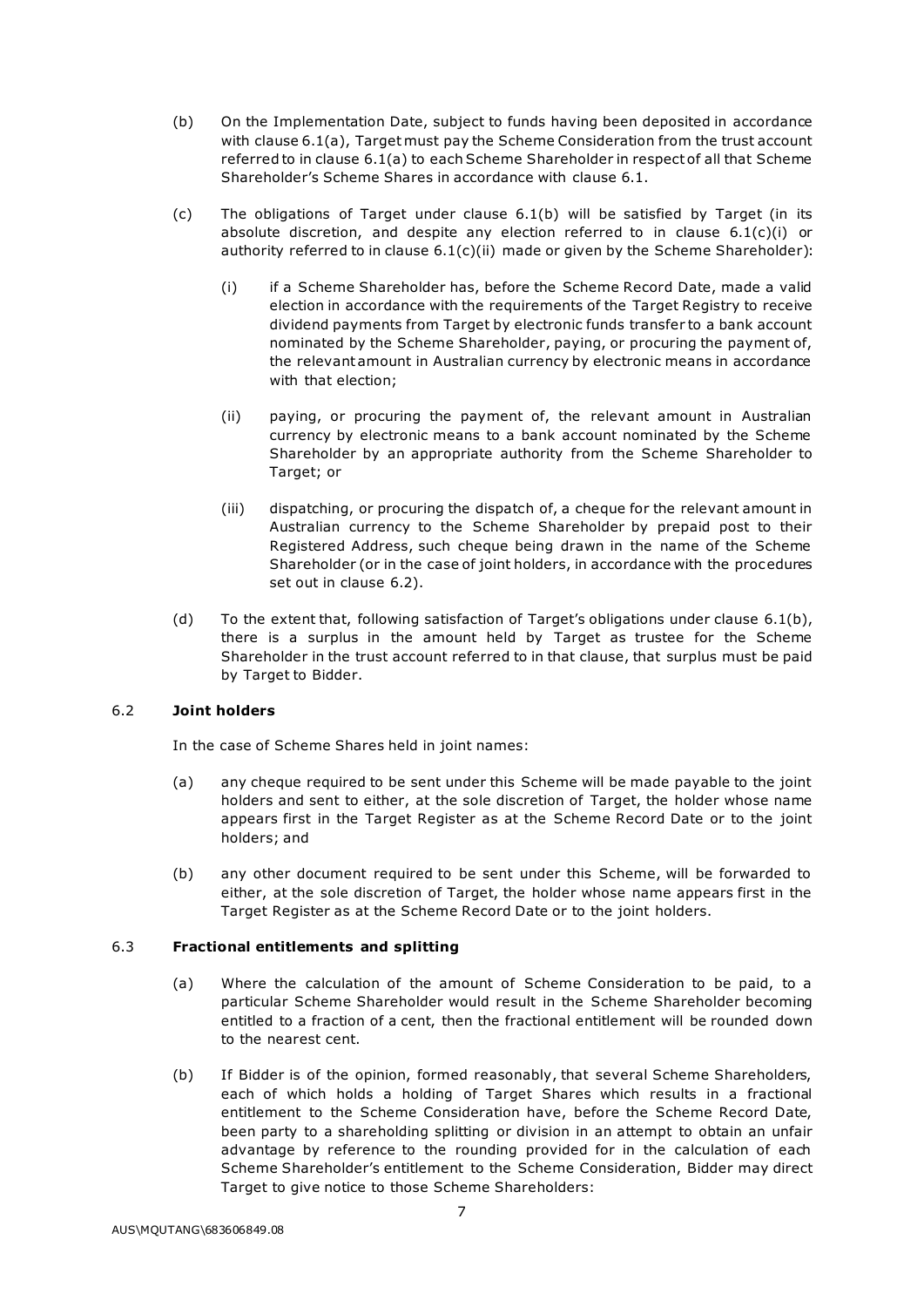(b) On the Implementation Date, subject to funds having been deposited in accordance with clause 6.1(a), Target must pay the Scheme Consideration from the trust account referred to in clause 6.1(a) to each Scheme Shareholder in respect of all that Scheme Shareholder's Scheme Shares in accordance with clause 6.1.

(c) The obligations of Target under clause 6.1(b) will be satisfied by Target (in its absolute discretion, and despite any election referred to in clause 6.1(c)(i) or authority referred to in clause 6.1(c)(ii) made or given by the Scheme Shareholder):

  (i) if a Scheme Shareholder has, before the Scheme Record Date, made a valid election in accordance with the requirements of the Target Registry to receive dividend payments from Target by electronic funds transfer to a bank account nominated by the Scheme Shareholder, paying, or procuring the payment of, the relevant amount in Australian currency by electronic means in accordance with that election;

  (ii) paying, or procuring the payment of, the relevant amount in Australian currency by electronic means to a bank account nominated by the Scheme Shareholder by an appropriate authority from the Scheme Shareholder to Target; or

  (iii) dispatching, or procuring the dispatch of, a cheque for the relevant amount in Australian currency to the Scheme Shareholder by prepaid post to their Registered Address, such cheque being drawn in the name of the Scheme Shareholder (or in the case of joint holders, in accordance with the procedures set out in clause 6.2).

(d) To the extent that, following satisfaction of Target's obligations under clause 6.1(b), there is a surplus in the amount held by Target as trustee for the Scheme Shareholder in the trust account referred to in that clause, that surplus must be paid by Target to Bidder.

### 6.2 Joint holders

In the case of Scheme Shares held in joint names:

(a) any cheque required to be sent under this Scheme will be made payable to the joint holders and sent to either, at the sole discretion of Target, the holder whose name appears first in the Target Register as at the Scheme Record Date or to the joint holders; and

(b) any other document required to be sent under this Scheme, will be forwarded to either, at the sole discretion of Target, the holder whose name appears first in the Target Register as at the Scheme Record Date or to the joint holders.

### 6.3 Fractional entitlements and splitting

(a) Where the calculation of the amount of Scheme Consideration to be paid, to a particular Scheme Shareholder would result in the Scheme Shareholder becoming entitled to a fraction of a cent, then the fractional entitlement will be rounded down to the nearest cent.

(b) If Bidder is of the opinion, formed reasonably, that several Scheme Shareholders, each of which holds a holding of Target Shares which results in a fractional entitlement to the Scheme Consideration have, before the Scheme Record Date, been party to a shareholding splitting or division in an attempt to obtain an unfair advantage by reference to the rounding provided for in the calculation of each Scheme Shareholder's entitlement to the Scheme Consideration, Bidder may direct Target to give notice to those Scheme Shareholders: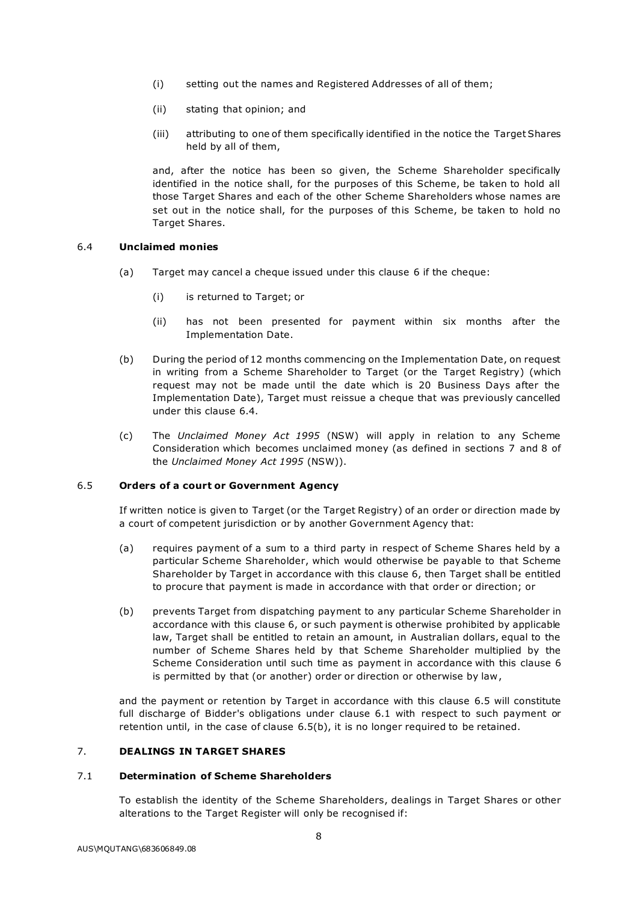(i) setting out the names and Registered Addresses of all of them;

(ii) stating that opinion; and

(iii) attributing to one of them specifically identified in the notice the Target Shares held by all of them,

and, after the notice has been so given, the Scheme Shareholder specifically identified in the notice shall, for the purposes of this Scheme, be taken to hold all those Target Shares and each of the other Scheme Shareholders whose names are set out in the notice shall, for the purposes of this Scheme, be taken to hold no Target Shares.

### 6.4 **Unclaimed monies**

(a) Target may cancel a cheque issued under this clause 6 if the cheque:

(i) is returned to Target; or

(ii) has not been presented for payment within six months after the Implementation Date.

(b) During the period of 12 months commencing on the Implementation Date, on request in writing from a Scheme Shareholder to Target (or the Target Registry) (which request may not be made until the date which is 20 Business Days after the Implementation Date), Target must reissue a cheque that was previously cancelled under this clause 6.4.

(c) The *Unclaimed Money Act 1995* (NSW) will apply in relation to any Scheme Consideration which becomes unclaimed money (as defined in sections 7 and 8 of the *Unclaimed Money Act 1995* (NSW)).

### 6.5 **Orders of a court or Government Agency**

If written notice is given to Target (or the Target Registry) of an order or direction made by a court of competent jurisdiction or by another Government Agency that:

(a) requires payment of a sum to a third party in respect of Scheme Shares held by a particular Scheme Shareholder, which would otherwise be payable to that Scheme Shareholder by Target in accordance with this clause 6, then Target shall be entitled to procure that payment is made in accordance with that order or direction; or

(b) prevents Target from dispatching payment to any particular Scheme Shareholder in accordance with this clause 6, or such payment is otherwise prohibited by applicable law, Target shall be entitled to retain an amount, in Australian dollars, equal to the number of Scheme Shares held by that Scheme Shareholder multiplied by the Scheme Consideration until such time as payment in accordance with this clause 6 is permitted by that (or another) order or direction or otherwise by law,

and the payment or retention by Target in accordance with this clause 6.5 will constitute full discharge of Bidder's obligations under clause 6.1 with respect to such payment or retention until, in the case of clause 6.5(b), it is no longer required to be retained.

## 7. **DEALINGS IN TARGET SHARES**

### 7.1 **Determination of Scheme Shareholders**

To establish the identity of the Scheme Shareholders, dealings in Target Shares or other alterations to the Target Register will only be recognised if: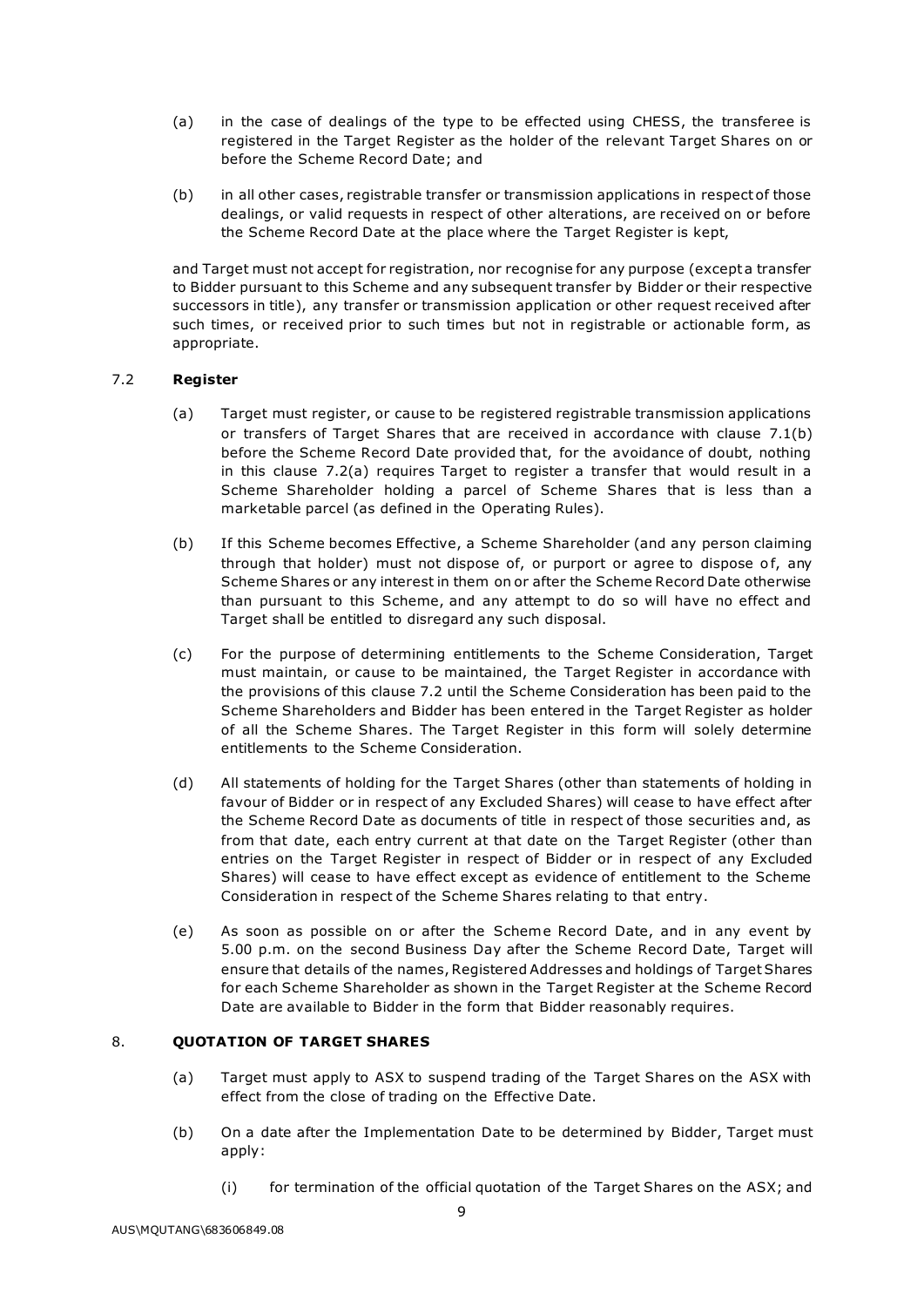(a) in the case of dealings of the type to be effected using CHESS, the transferee is registered in the Target Register as the holder of the relevant Target Shares on or before the Scheme Record Date; and

(b) in all other cases, registrable transfer or transmission applications in respect of those dealings, or valid requests in respect of other alterations, are received on or before the Scheme Record Date at the place where the Target Register is kept,

and Target must not accept for registration, nor recognise for any purpose (except a transfer to Bidder pursuant to this Scheme and any subsequent transfer by Bidder or their respective successors in title), any transfer or transmission application or other request received after such times, or received prior to such times but not in registrable or actionable form, as appropriate.

### 7.2 **Register**

(a) Target must register, or cause to be registered registrable transmission applications or transfers of Target Shares that are received in accordance with clause 7.1(b) before the Scheme Record Date provided that, for the avoidance of doubt, nothing in this clause 7.2(a) requires Target to register a transfer that would result in a Scheme Shareholder holding a parcel of Scheme Shares that is less than a marketable parcel (as defined in the Operating Rules).

(b) If this Scheme becomes Effective, a Scheme Shareholder (and any person claiming through that holder) must not dispose of, or purport or agree to dispose of, any Scheme Shares or any interest in them on or after the Scheme Record Date otherwise than pursuant to this Scheme, and any attempt to do so will have no effect and Target shall be entitled to disregard any such disposal.

(c) For the purpose of determining entitlements to the Scheme Consideration, Target must maintain, or cause to be maintained, the Target Register in accordance with the provisions of this clause 7.2 until the Scheme Consideration has been paid to the Scheme Shareholders and Bidder has been entered in the Target Register as holder of all the Scheme Shares. The Target Register in this form will solely determine entitlements to the Scheme Consideration.

(d) All statements of holding for the Target Shares (other than statements of holding in favour of Bidder or in respect of any Excluded Shares) will cease to have effect after the Scheme Record Date as documents of title in respect of those securities and, as from that date, each entry current at that date on the Target Register (other than entries on the Target Register in respect of Bidder or in respect of any Excluded Shares) will cease to have effect except as evidence of entitlement to the Scheme Consideration in respect of the Scheme Shares relating to that entry.

(e) As soon as possible on or after the Scheme Record Date, and in any event by 5.00 p.m. on the second Business Day after the Scheme Record Date, Target will ensure that details of the names, Registered Addresses and holdings of Target Shares for each Scheme Shareholder as shown in the Target Register at the Scheme Record Date are available to Bidder in the form that Bidder reasonably requires.

## 8. **QUOTATION OF TARGET SHARES**

(a) Target must apply to ASX to suspend trading of the Target Shares on the ASX with effect from the close of trading on the Effective Date.

(b) On a date after the Implementation Date to be determined by Bidder, Target must apply:

  (i) for termination of the official quotation of the Target Shares on the ASX; and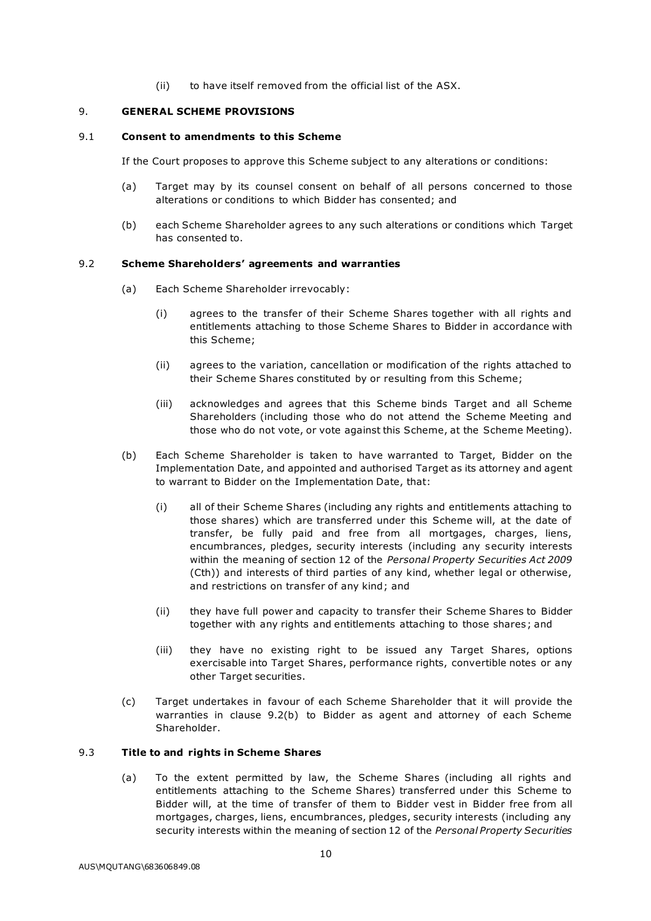(ii) to have itself removed from the official list of the ASX.

## 9. GENERAL SCHEME PROVISIONS

### 9.1 Consent to amendments to this Scheme

If the Court proposes to approve this Scheme subject to any alterations or conditions:

(a) Target may by its counsel consent on behalf of all persons concerned to those alterations or conditions to which Bidder has consented; and

(b) each Scheme Shareholder agrees to any such alterations or conditions which Target has consented to.

### 9.2 Scheme Shareholders' agreements and warranties

(a) Each Scheme Shareholder irrevocably:

(i) agrees to the transfer of their Scheme Shares together with all rights and entitlements attaching to those Scheme Shares to Bidder in accordance with this Scheme;

(ii) agrees to the variation, cancellation or modification of the rights attached to their Scheme Shares constituted by or resulting from this Scheme;

(iii) acknowledges and agrees that this Scheme binds Target and all Scheme Shareholders (including those who do not attend the Scheme Meeting and those who do not vote, or vote against this Scheme, at the Scheme Meeting).

(b) Each Scheme Shareholder is taken to have warranted to Target, Bidder on the Implementation Date, and appointed and authorised Target as its attorney and agent to warrant to Bidder on the Implementation Date, that:

(i) all of their Scheme Shares (including any rights and entitlements attaching to those shares) which are transferred under this Scheme will, at the date of transfer, be fully paid and free from all mortgages, charges, liens, encumbrances, pledges, security interests (including any security interests within the meaning of section 12 of the *Personal Property Securities Act 2009* (Cth)) and interests of third parties of any kind, whether legal or otherwise, and restrictions on transfer of any kind; and

(ii) they have full power and capacity to transfer their Scheme Shares to Bidder together with any rights and entitlements attaching to those shares; and

(iii) they have no existing right to be issued any Target Shares, options exercisable into Target Shares, performance rights, convertible notes or any other Target securities.

(c) Target undertakes in favour of each Scheme Shareholder that it will provide the warranties in clause 9.2(b) to Bidder as agent and attorney of each Scheme Shareholder.

### 9.3 Title to and rights in Scheme Shares

(a) To the extent permitted by law, the Scheme Shares (including all rights and entitlements attaching to the Scheme Shares) transferred under this Scheme to Bidder will, at the time of transfer of them to Bidder vest in Bidder free from all mortgages, charges, liens, encumbrances, pledges, security interests (including any security interests within the meaning of section 12 of the *Personal Property Securities*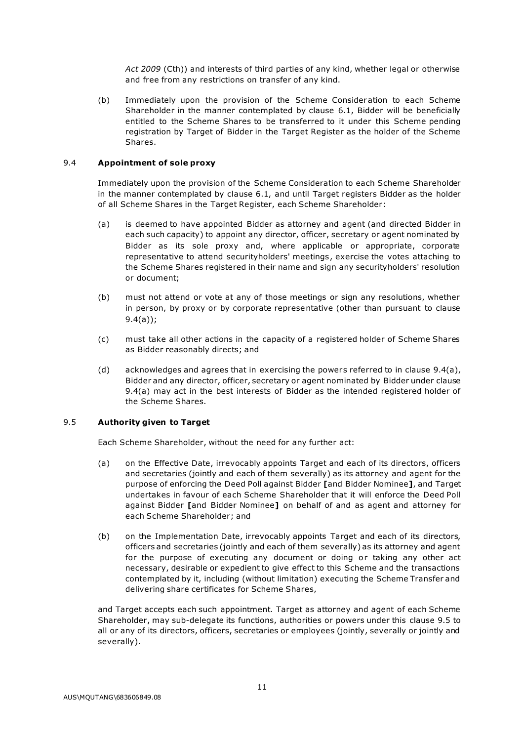*Act 2009* (Cth)) and interests of third parties of any kind, whether legal or otherwise and free from any restrictions on transfer of any kind.

(b) Immediately upon the provision of the Scheme Consideration to each Scheme Shareholder in the manner contemplated by clause 6.1, Bidder will be beneficially entitled to the Scheme Shares to be transferred to it under this Scheme pending registration by Target of Bidder in the Target Register as the holder of the Scheme Shares.

### 9.4 Appointment of sole proxy

Immediately upon the provision of the Scheme Consideration to each Scheme Shareholder in the manner contemplated by clause 6.1, and until Target registers Bidder as the holder of all Scheme Shares in the Target Register, each Scheme Shareholder:

(a) is deemed to have appointed Bidder as attorney and agent (and directed Bidder in each such capacity) to appoint any director, officer, secretary or agent nominated by Bidder as its sole proxy and, where applicable or appropriate, corporate representative to attend securityholders' meetings, exercise the votes attaching to the Scheme Shares registered in their name and sign any securityholders' resolution or document;

(b) must not attend or vote at any of those meetings or sign any resolutions, whether in person, by proxy or by corporate representative (other than pursuant to clause 9.4(a));

(c) must take all other actions in the capacity of a registered holder of Scheme Shares as Bidder reasonably directs; and

(d) acknowledges and agrees that in exercising the powers referred to in clause 9.4(a), Bidder and any director, officer, secretary or agent nominated by Bidder under clause 9.4(a) may act in the best interests of Bidder as the intended registered holder of the Scheme Shares.

### 9.5 Authority given to Target

Each Scheme Shareholder, without the need for any further act:

(a) on the Effective Date, irrevocably appoints Target and each of its directors, officers and secretaries (jointly and each of them severally) as its attorney and agent for the purpose of enforcing the Deed Poll against Bidder **[**and Bidder Nominee**]**, and Target undertakes in favour of each Scheme Shareholder that it will enforce the Deed Poll against Bidder **[**and Bidder Nominee**]** on behalf of and as agent and attorney for each Scheme Shareholder; and

(b) on the Implementation Date, irrevocably appoints Target and each of its directors, officers and secretaries (jointly and each of them severally) as its attorney and agent for the purpose of executing any document or doing or taking any other act necessary, desirable or expedient to give effect to this Scheme and the transactions contemplated by it, including (without limitation) executing the Scheme Transfer and delivering share certificates for Scheme Shares,

and Target accepts each such appointment. Target as attorney and agent of each Scheme Shareholder, may sub-delegate its functions, authorities or powers under this clause 9.5 to all or any of its directors, officers, secretaries or employees (jointly, severally or jointly and severally).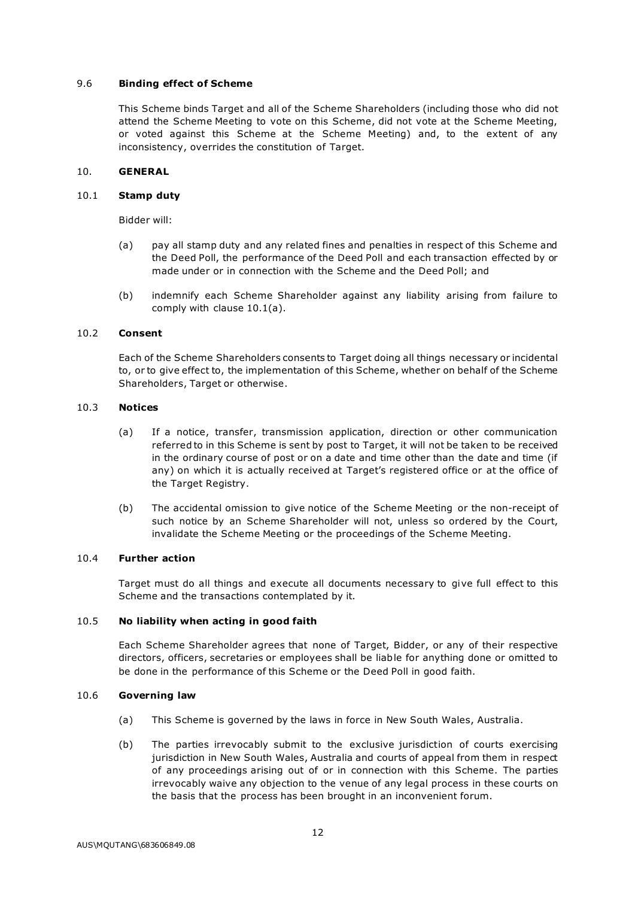### 9.6 **Binding effect of Scheme**

This Scheme binds Target and all of the Scheme Shareholders (including those who did not attend the Scheme Meeting to vote on this Scheme, did not vote at the Scheme Meeting, or voted against this Scheme at the Scheme Meeting) and, to the extent of any inconsistency, overrides the constitution of Target.

## 10. **GENERAL**

### 10.1 **Stamp duty**

Bidder will:

(a) pay all stamp duty and any related fines and penalties in respect of this Scheme and the Deed Poll, the performance of the Deed Poll and each transaction effected by or made under or in connection with the Scheme and the Deed Poll; and

(b) indemnify each Scheme Shareholder against any liability arising from failure to comply with clause 10.1(a).

### 10.2 **Consent**

Each of the Scheme Shareholders consents to Target doing all things necessary or incidental to, or to give effect to, the implementation of this Scheme, whether on behalf of the Scheme Shareholders, Target or otherwise.

### 10.3 **Notices**

(a) If a notice, transfer, transmission application, direction or other communication referred to in this Scheme is sent by post to Target, it will not be taken to be received in the ordinary course of post or on a date and time other than the date and time (if any) on which it is actually received at Target's registered office or at the office of the Target Registry.

(b) The accidental omission to give notice of the Scheme Meeting or the non-receipt of such notice by an Scheme Shareholder will not, unless so ordered by the Court, invalidate the Scheme Meeting or the proceedings of the Scheme Meeting.

### 10.4 **Further action**

Target must do all things and execute all documents necessary to give full effect to this Scheme and the transactions contemplated by it.

### 10.5 **No liability when acting in good faith**

Each Scheme Shareholder agrees that none of Target, Bidder, or any of their respective directors, officers, secretaries or employees shall be liable for anything done or omitted to be done in the performance of this Scheme or the Deed Poll in good faith.

### 10.6 **Governing law**

(a) This Scheme is governed by the laws in force in New South Wales, Australia.

(b) The parties irrevocably submit to the exclusive jurisdiction of courts exercising jurisdiction in New South Wales, Australia and courts of appeal from them in respect of any proceedings arising out of or in connection with this Scheme. The parties irrevocably waive any objection to the venue of any legal process in these courts on the basis that the process has been brought in an inconvenient forum.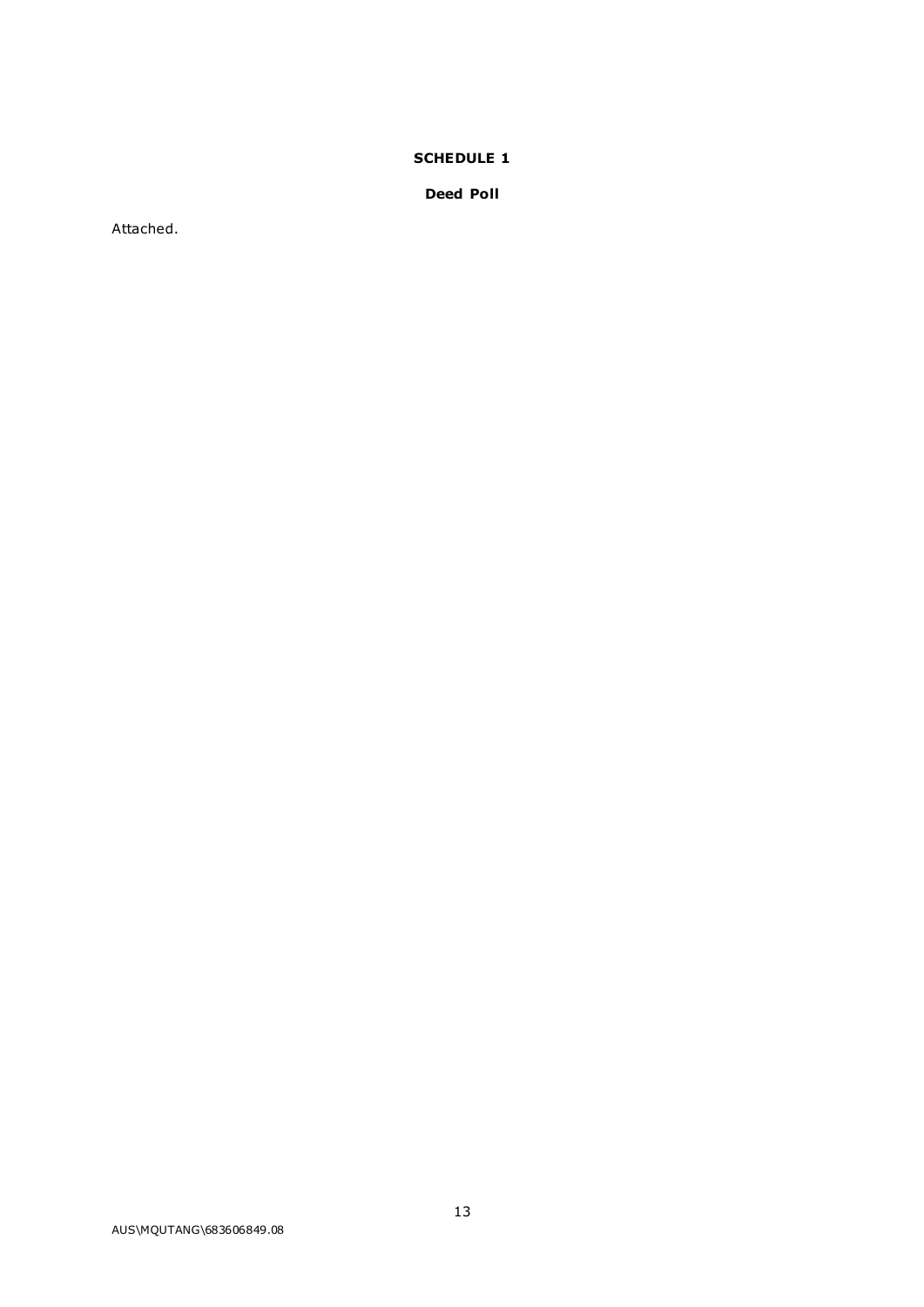# SCHEDULE 1

## Deed Poll

Attached.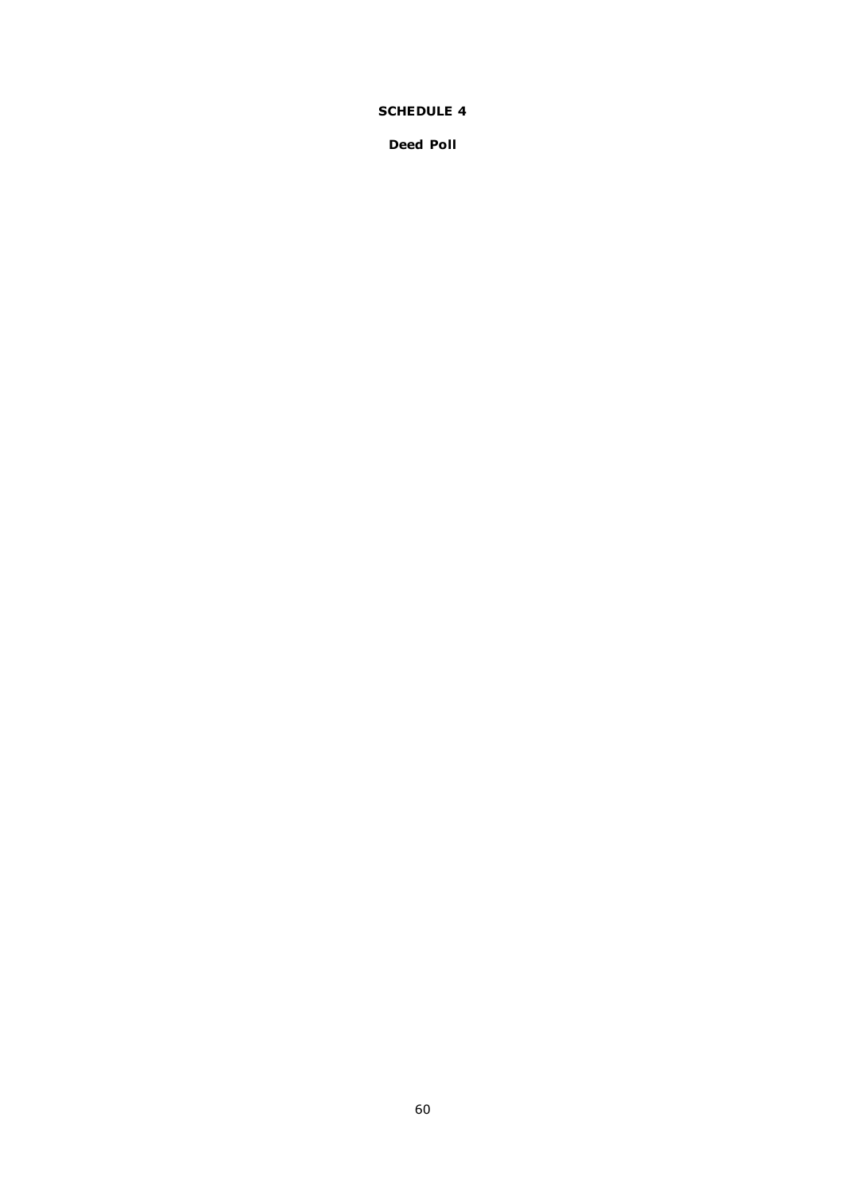**SCHEDULE 4**

**Deed Poll**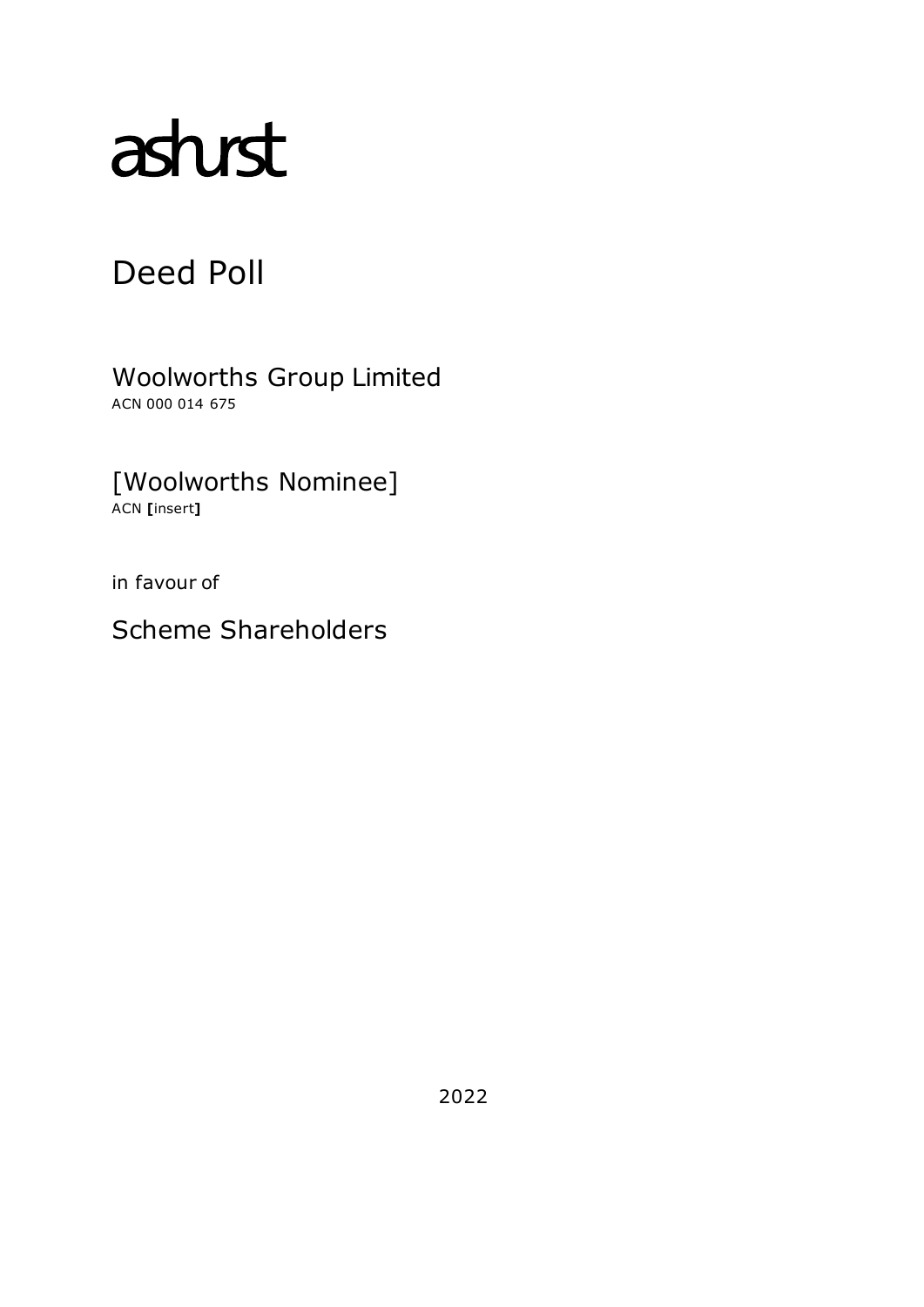ashurst

# Deed Poll

Woolworths Group Limited
ACN 000 014 675

[Woolworths Nominee]
ACN **[**insert**]**

in favour of

Scheme Shareholders

2022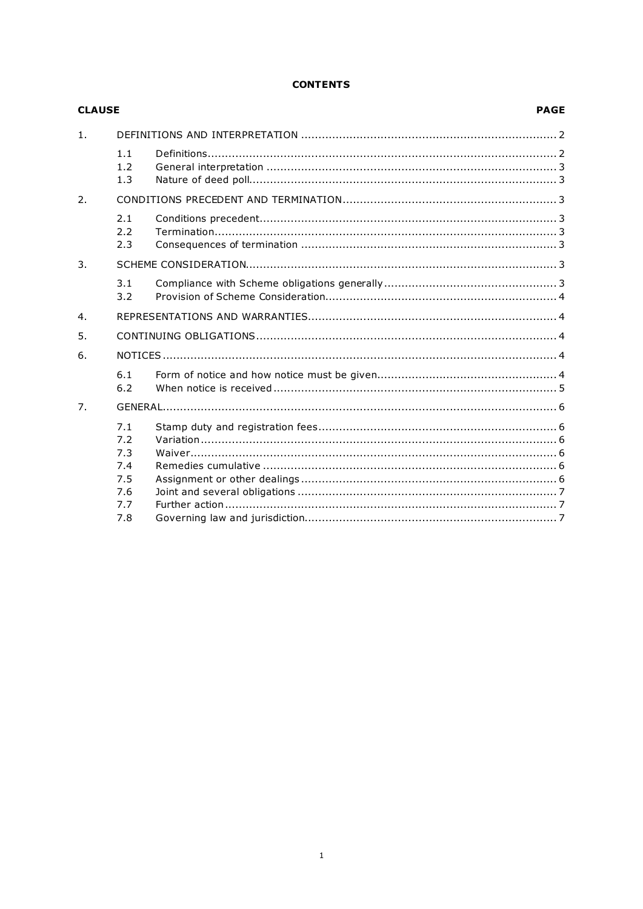**CONTENTS**

| CLAUSE | | | PAGE |
|---|---|---|---|
| 1. | DEFINITIONS AND INTERPRETATION | | 2 |
| | 1.1 | Definitions | 2 |
| | 1.2 | General interpretation | 3 |
| | 1.3 | Nature of deed poll | 3 |
| 2. | CONDITIONS PRECEDENT AND TERMINATION | | 3 |
| | 2.1 | Conditions precedent | 3 |
| | 2.2 | Termination | 3 |
| | 2.3 | Consequences of termination | 3 |
| 3. | SCHEME CONSIDERATION | | 3 |
| | 3.1 | Compliance with Scheme obligations generally | 3 |
| | 3.2 | Provision of Scheme Consideration | 4 |
| 4. | REPRESENTATIONS AND WARRANTIES | | 4 |
| 5. | CONTINUING OBLIGATIONS | | 4 |
| 6. | NOTICES | | 4 |
| | 6.1 | Form of notice and how notice must be given | 4 |
| | 6.2 | When notice is received | 5 |
| 7. | GENERAL | | 6 |
| | 7.1 | Stamp duty and registration fees | 6 |
| | 7.2 | Variation | 6 |
| | 7.3 | Waiver | 6 |
| | 7.4 | Remedies cumulative | 6 |
| | 7.5 | Assignment or other dealings | 6 |
| | 7.6 | Joint and several obligations | 7 |
| | 7.7 | Further action | 7 |
| | 7.8 | Governing law and jurisdiction | 7 |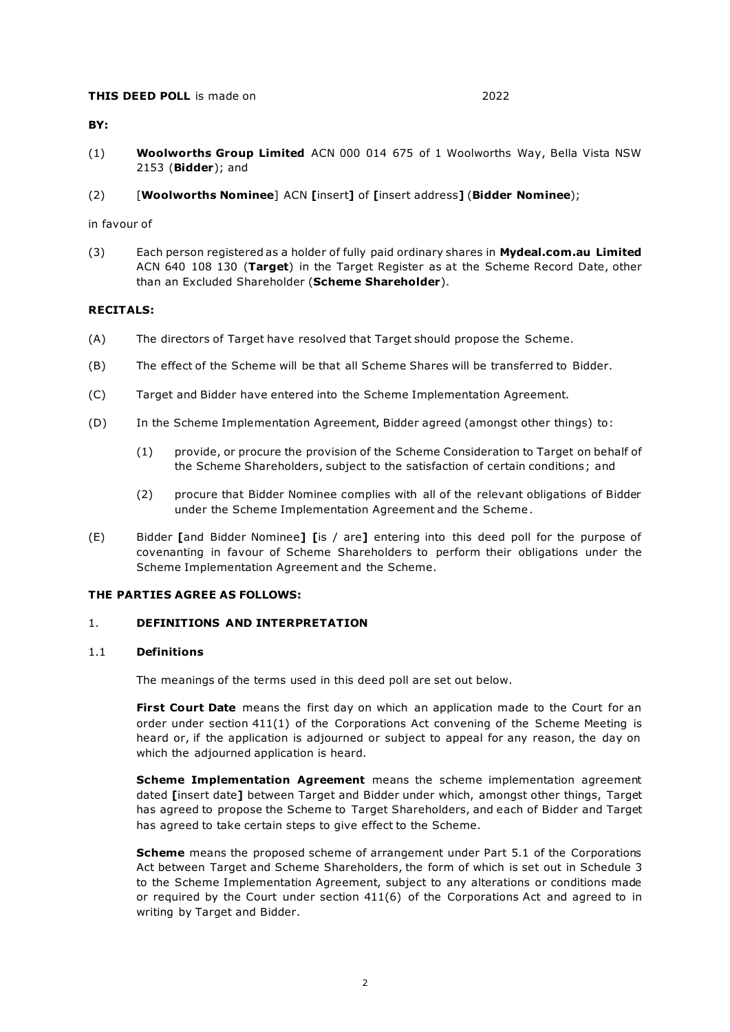**THIS DEED POLL** is made on 2022

**BY:**

(1) **Woolworths Group Limited** ACN 000 014 675 of 1 Woolworths Way, Bella Vista NSW 2153 (**Bidder**); and

(2) [**Woolworths Nominee**] ACN **[**insert**]** of **[**insert address**]** (**Bidder Nominee**);

in favour of

(3) Each person registered as a holder of fully paid ordinary shares in **Mydeal.com.au Limited** ACN 640 108 130 (**Target**) in the Target Register as at the Scheme Record Date, other than an Excluded Shareholder (**Scheme Shareholder**).

**RECITALS:**

(A) The directors of Target have resolved that Target should propose the Scheme.

(B) The effect of the Scheme will be that all Scheme Shares will be transferred to Bidder.

(C) Target and Bidder have entered into the Scheme Implementation Agreement.

(D) In the Scheme Implementation Agreement, Bidder agreed (amongst other things) to:

(1) provide, or procure the provision of the Scheme Consideration to Target on behalf of the Scheme Shareholders, subject to the satisfaction of certain conditions; and

(2) procure that Bidder Nominee complies with all of the relevant obligations of Bidder under the Scheme Implementation Agreement and the Scheme.

(E) Bidder **[**and Bidder Nominee**]** **[**is / are**]** entering into this deed poll for the purpose of covenanting in favour of Scheme Shareholders to perform their obligations under the Scheme Implementation Agreement and the Scheme.

**THE PARTIES AGREE AS FOLLOWS:**

## 1. DEFINITIONS AND INTERPRETATION

### 1.1 Definitions

The meanings of the terms used in this deed poll are set out below.

**First Court Date** means the first day on which an application made to the Court for an order under section 411(1) of the Corporations Act convening of the Scheme Meeting is heard or, if the application is adjourned or subject to appeal for any reason, the day on which the adjourned application is heard.

**Scheme Implementation Agreement** means the scheme implementation agreement dated **[**insert date**]** between Target and Bidder under which, amongst other things, Target has agreed to propose the Scheme to Target Shareholders, and each of Bidder and Target has agreed to take certain steps to give effect to the Scheme.

**Scheme** means the proposed scheme of arrangement under Part 5.1 of the Corporations Act between Target and Scheme Shareholders, the form of which is set out in Schedule 3 to the Scheme Implementation Agreement, subject to any alterations or conditions made or required by the Court under section 411(6) of the Corporations Act and agreed to in writing by Target and Bidder.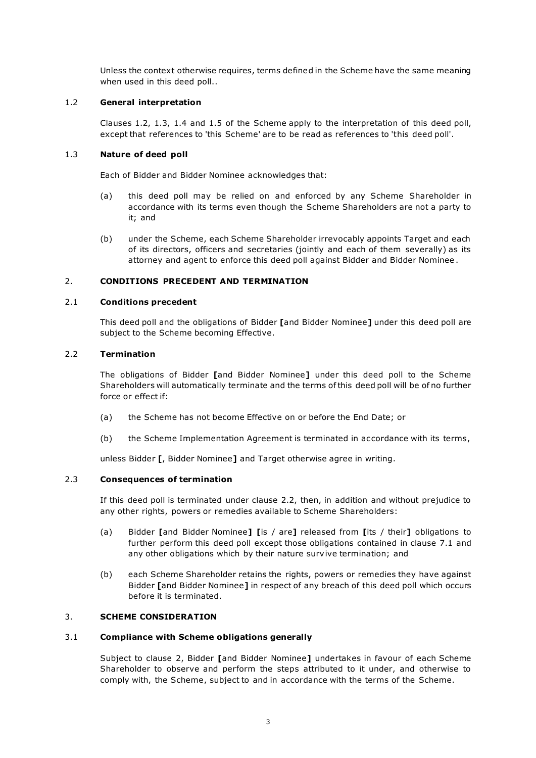Unless the context otherwise requires, terms defined in the Scheme have the same meaning when used in this deed poll..

### 1.2 **General interpretation**

Clauses 1.2, 1.3, 1.4 and 1.5 of the Scheme apply to the interpretation of this deed poll, except that references to 'this Scheme' are to be read as references to 'this deed poll'.

### 1.3 **Nature of deed poll**

Each of Bidder and Bidder Nominee acknowledges that:

(a) this deed poll may be relied on and enforced by any Scheme Shareholder in accordance with its terms even though the Scheme Shareholders are not a party to it; and

(b) under the Scheme, each Scheme Shareholder irrevocably appoints Target and each of its directors, officers and secretaries (jointly and each of them severally) as its attorney and agent to enforce this deed poll against Bidder and Bidder Nominee.

## 2. **CONDITIONS PRECEDENT AND TERMINATION**

### 2.1 **Conditions precedent**

This deed poll and the obligations of Bidder **[**and Bidder Nominee**]** under this deed poll are subject to the Scheme becoming Effective.

### 2.2 **Termination**

The obligations of Bidder **[**and Bidder Nominee**]** under this deed poll to the Scheme Shareholders will automatically terminate and the terms of this deed poll will be of no further force or effect if:

(a) the Scheme has not become Effective on or before the End Date; or

(b) the Scheme Implementation Agreement is terminated in accordance with its terms,

unless Bidder **[**, Bidder Nominee**]** and Target otherwise agree in writing.

### 2.3 **Consequences of termination**

If this deed poll is terminated under clause 2.2, then, in addition and without prejudice to any other rights, powers or remedies available to Scheme Shareholders:

(a) Bidder **[**and Bidder Nominee**]** **[**is / are**]** released from **[**its / their**]** obligations to further perform this deed poll except those obligations contained in clause 7.1 and any other obligations which by their nature survive termination; and

(b) each Scheme Shareholder retains the rights, powers or remedies they have against Bidder **[**and Bidder Nominee**]** in respect of any breach of this deed poll which occurs before it is terminated.

## 3. **SCHEME CONSIDERATION**

### 3.1 **Compliance with Scheme obligations generally**

Subject to clause 2, Bidder **[**and Bidder Nominee**]** undertakes in favour of each Scheme Shareholder to observe and perform the steps attributed to it under, and otherwise to comply with, the Scheme, subject to and in accordance with the terms of the Scheme.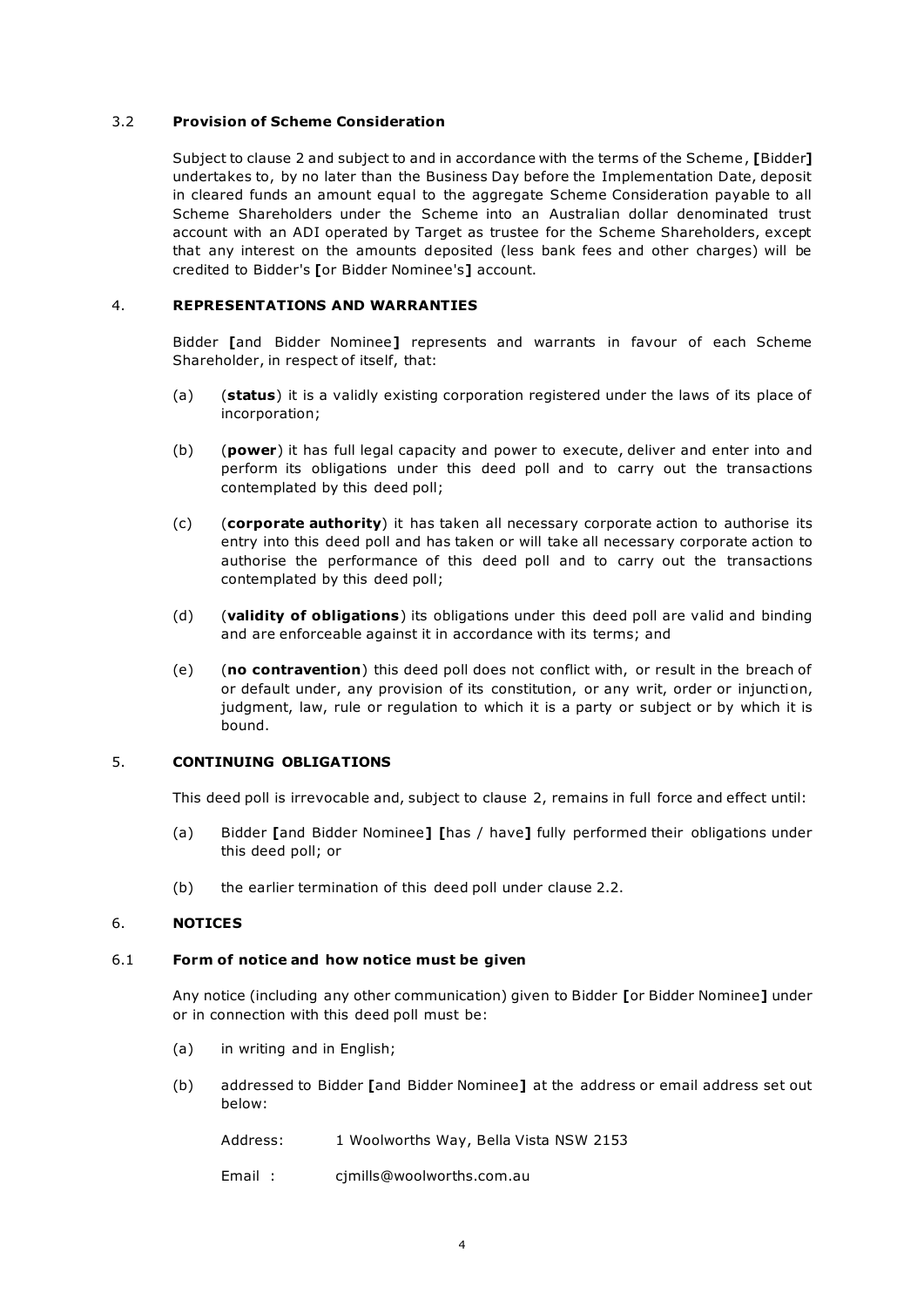### 3.2 **Provision of Scheme Consideration**

Subject to clause 2 and subject to and in accordance with the terms of the Scheme, **[**Bidder**]** undertakes to, by no later than the Business Day before the Implementation Date, deposit in cleared funds an amount equal to the aggregate Scheme Consideration payable to all Scheme Shareholders under the Scheme into an Australian dollar denominated trust account with an ADI operated by Target as trustee for the Scheme Shareholders, except that any interest on the amounts deposited (less bank fees and other charges) will be credited to Bidder's **[**or Bidder Nominee's**]** account.

## 4. **REPRESENTATIONS AND WARRANTIES**

Bidder **[**and Bidder Nominee**]** represents and warrants in favour of each Scheme Shareholder, in respect of itself, that:

(a) (**status**) it is a validly existing corporation registered under the laws of its place of incorporation;

(b) (**power**) it has full legal capacity and power to execute, deliver and enter into and perform its obligations under this deed poll and to carry out the transactions contemplated by this deed poll;

(c) (**corporate authority**) it has taken all necessary corporate action to authorise its entry into this deed poll and has taken or will take all necessary corporate action to authorise the performance of this deed poll and to carry out the transactions contemplated by this deed poll;

(d) (**validity of obligations**) its obligations under this deed poll are valid and binding and are enforceable against it in accordance with its terms; and

(e) (**no contravention**) this deed poll does not conflict with, or result in the breach of or default under, any provision of its constitution, or any writ, order or injunction, judgment, law, rule or regulation to which it is a party or subject or by which it is bound.

## 5. **CONTINUING OBLIGATIONS**

This deed poll is irrevocable and, subject to clause 2, remains in full force and effect until:

(a) Bidder **[**and Bidder Nominee**]** **[**has / have**]** fully performed their obligations under this deed poll; or

(b) the earlier termination of this deed poll under clause 2.2.

## 6. **NOTICES**

### 6.1 **Form of notice and how notice must be given**

Any notice (including any other communication) given to Bidder **[**or Bidder Nominee**]** under or in connection with this deed poll must be:

(a) in writing and in English;

(b) addressed to Bidder **[**and Bidder Nominee**]** at the address or email address set out below:

Address: 1 Woolworths Way, Bella Vista NSW 2153

Email : cjmills@woolworths.com.au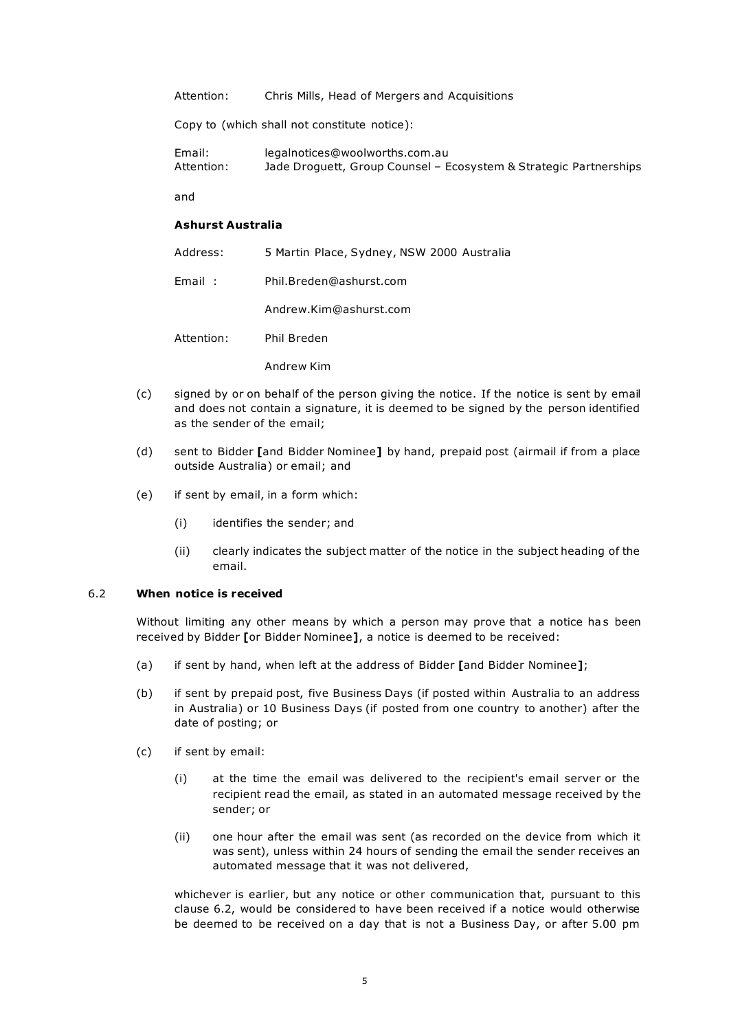Attention: Chris Mills, Head of Mergers and Acquisitions

Copy to (which shall not constitute notice):

Email: legalnotices@woolworths.com.au
Attention: Jade Droguett, Group Counsel – Ecosystem & Strategic Partnerships

and

**Ashurst Australia**

Address: 5 Martin Place, Sydney, NSW 2000 Australia

Email : Phil.Breden@ashurst.com

Andrew.Kim@ashurst.com

Attention: Phil Breden

Andrew Kim

(c) signed by or on behalf of the person giving the notice. If the notice is sent by email and does not contain a signature, it is deemed to be signed by the person identified as the sender of the email;

(d) sent to Bidder **[**and Bidder Nominee**]** by hand, prepaid post (airmail if from a place outside Australia) or email; and

(e) if sent by email, in a form which:

(i) identifies the sender; and

(ii) clearly indicates the subject matter of the notice in the subject heading of the email.

6.2 **When notice is received**

Without limiting any other means by which a person may prove that a notice has been received by Bidder **[**or Bidder Nominee**]**, a notice is deemed to be received:

(a) if sent by hand, when left at the address of Bidder **[**and Bidder Nominee**]**;

(b) if sent by prepaid post, five Business Days (if posted within Australia to an address in Australia) or 10 Business Days (if posted from one country to another) after the date of posting; or

(c) if sent by email:

(i) at the time the email was delivered to the recipient's email server or the recipient read the email, as stated in an automated message received by the sender; or

(ii) one hour after the email was sent (as recorded on the device from which it was sent), unless within 24 hours of sending the email the sender receives an automated message that it was not delivered,

whichever is earlier, but any notice or other communication that, pursuant to this clause 6.2, would be considered to have been received if a notice would otherwise be deemed to be received on a day that is not a Business Day, or after 5.00 pm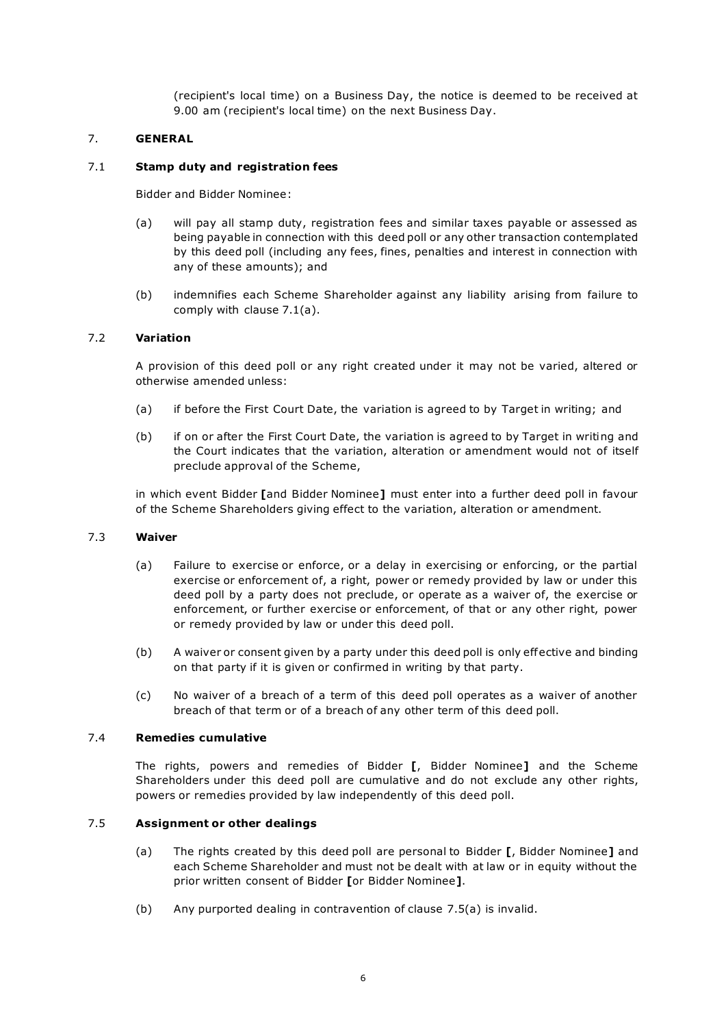(recipient's local time) on a Business Day, the notice is deemed to be received at 9.00 am (recipient's local time) on the next Business Day.

## 7. GENERAL

### 7.1 Stamp duty and registration fees

Bidder and Bidder Nominee:

(a) will pay all stamp duty, registration fees and similar taxes payable or assessed as being payable in connection with this deed poll or any other transaction contemplated by this deed poll (including any fees, fines, penalties and interest in connection with any of these amounts); and

(b) indemnifies each Scheme Shareholder against any liability arising from failure to comply with clause 7.1(a).

### 7.2 Variation

A provision of this deed poll or any right created under it may not be varied, altered or otherwise amended unless:

(a) if before the First Court Date, the variation is agreed to by Target in writing; and

(b) if on or after the First Court Date, the variation is agreed to by Target in writing and the Court indicates that the variation, alteration or amendment would not of itself preclude approval of the Scheme,

in which event Bidder **[**and Bidder Nominee**]** must enter into a further deed poll in favour of the Scheme Shareholders giving effect to the variation, alteration or amendment.

### 7.3 Waiver

(a) Failure to exercise or enforce, or a delay in exercising or enforcing, or the partial exercise or enforcement of, a right, power or remedy provided by law or under this deed poll by a party does not preclude, or operate as a waiver of, the exercise or enforcement, or further exercise or enforcement, of that or any other right, power or remedy provided by law or under this deed poll.

(b) A waiver or consent given by a party under this deed poll is only effective and binding on that party if it is given or confirmed in writing by that party.

(c) No waiver of a breach of a term of this deed poll operates as a waiver of another breach of that term or of a breach of any other term of this deed poll.

### 7.4 Remedies cumulative

The rights, powers and remedies of Bidder **[**, Bidder Nominee**]** and the Scheme Shareholders under this deed poll are cumulative and do not exclude any other rights, powers or remedies provided by law independently of this deed poll.

### 7.5 Assignment or other dealings

(a) The rights created by this deed poll are personal to Bidder **[**, Bidder Nominee**]** and each Scheme Shareholder and must not be dealt with at law or in equity without the prior written consent of Bidder **[**or Bidder Nominee**]**.

(b) Any purported dealing in contravention of clause 7.5(a) is invalid.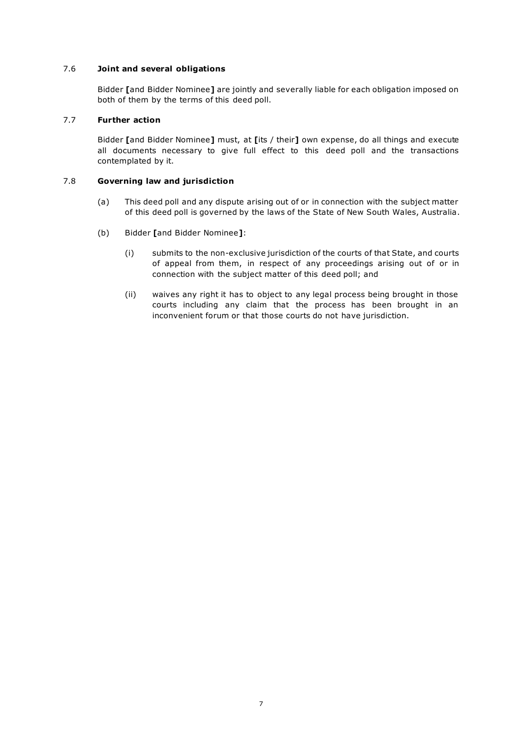### 7.6 **Joint and several obligations**

Bidder **[**and Bidder Nominee**]** are jointly and severally liable for each obligation imposed on both of them by the terms of this deed poll.

### 7.7 **Further action**

Bidder **[**and Bidder Nominee**]** must, at **[**its / their**]** own expense, do all things and execute all documents necessary to give full effect to this deed poll and the transactions contemplated by it.

### 7.8 **Governing law and jurisdiction**

(a) This deed poll and any dispute arising out of or in connection with the subject matter of this deed poll is governed by the laws of the State of New South Wales, Australia.

(b) Bidder **[**and Bidder Nominee**]**:

(i) submits to the non-exclusive jurisdiction of the courts of that State, and courts of appeal from them, in respect of any proceedings arising out of or in connection with the subject matter of this deed poll; and

(ii) waives any right it has to object to any legal process being brought in those courts including any claim that the process has been brought in an inconvenient forum or that those courts do not have jurisdiction.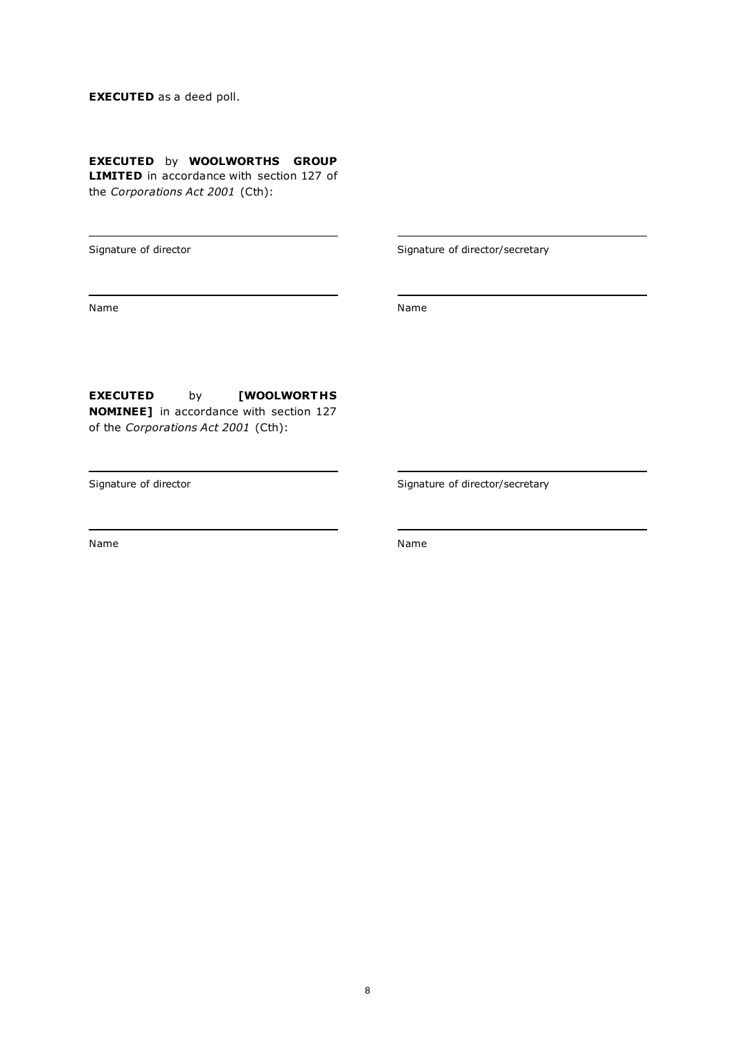**EXECUTED** as a deed poll.

**EXECUTED** by **WOOLWORTHS GROUP LIMITED** in accordance with section 127 of the *Corporations Act 2001* (Cth):

| | |
|---|---|
| Signature of director | Signature of director/secretary |
| Name | Name |

**EXECUTED** by **[WOOLWORTHS NOMINEE]** in accordance with section 127 of the *Corporations Act 2001* (Cth):

| | |
|---|---|
| Signature of director | Signature of director/secretary |
| Name | Name |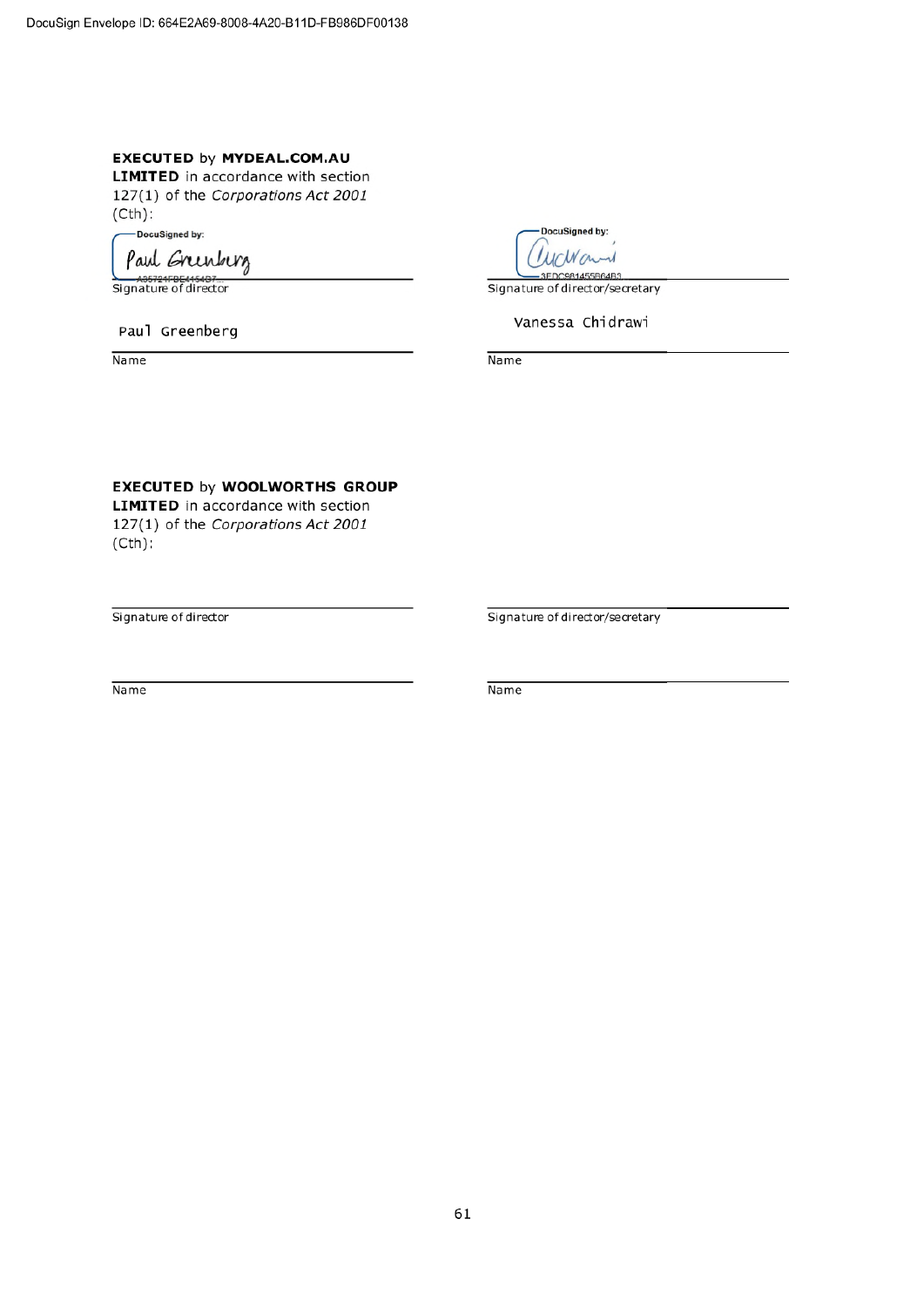DocuSign Envelope ID: 664E2A69-8008-4A20-B11D-FB986DF00138

**EXECUTED** by **MYDEAL.COM.AU LIMITED** in accordance with section 127(1) of the *Corporations Act 2001* (Cth):

| | |
|---|---|
| DocuSigned by: Paul Greenberg A35724FBE4154B7 | DocuSigned by: 3EDC981455B64B3 |
| Signature of director | Signature of director/secretary |
| Paul Greenberg | Vanessa Chidrawi |
| Name | Name |

**EXECUTED** by **WOOLWORTHS GROUP LIMITED** in accordance with section 127(1) of the *Corporations Act 2001* (Cth):

| | |
|---|---|
| | |
| Signature of director | Signature of director/secretary |
| | |
| Name | Name |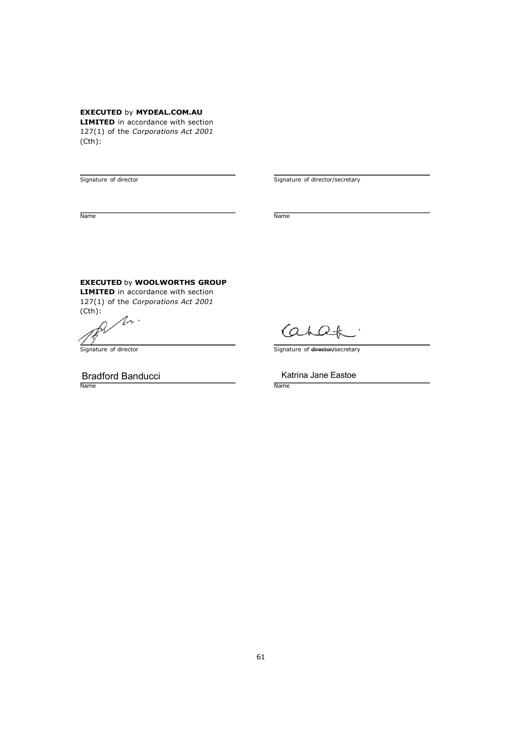**EXECUTED** by **MYDEAL.COM.AU LIMITED** in accordance with section 127(1) of the *Corporations Act 2001* (Cth):

| | |
|---|---|
| Signature of director | Signature of director/secretary |
| Name | Name |

**EXECUTED** by **WOOLWORTHS GROUP LIMITED** in accordance with section 127(1) of the *Corporations Act 2001* (Cth):

| | |
|---|---|
| Signature of director | Signature of ~~director/~~secretary |
| Bradford Banducci | Katrina Jane Eastoe |
| Name | Name |